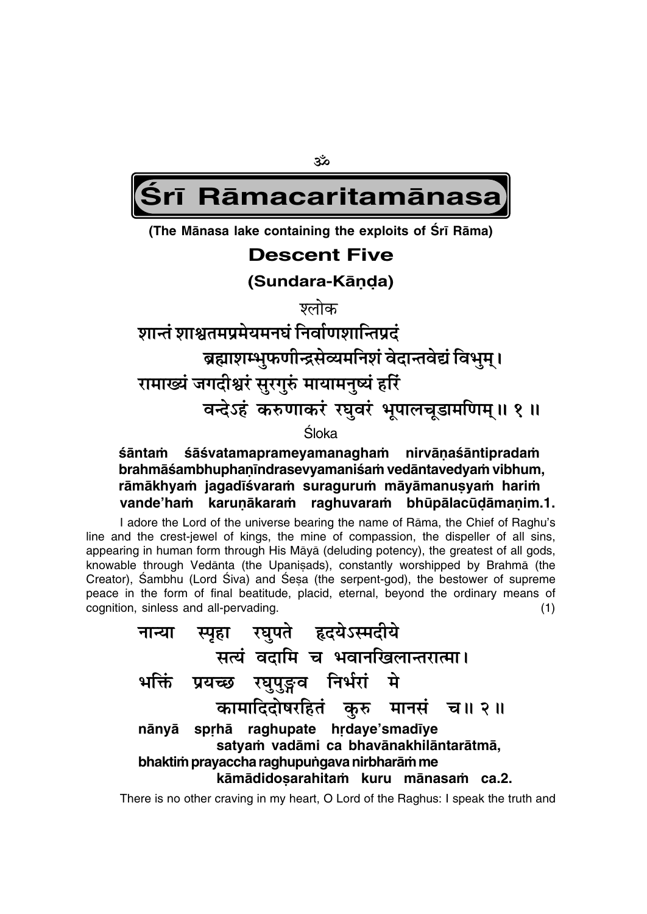ॐ

# Śrī Rāmacaritamānasa

**(The Mānasa lake containing the exploits of Śrī Rāma)**

## Descent Five

### (Sundara-Kāṇḍa)

श्लोक

शान्तं शाश्वतमप्रमेयमनघं निर्वाणशान्तिप्रदं
ब्रह्माशम्भुफणीन्द्रसेव्यमनिशं वेदान्तवेद्यं विभुम्।
रामाख्यं जगदीश्वरं सुरगुरुं मायामनुष्यं हरिं
वन्देऽहं करुणाकरं रघुवरं भूपालचूडामणिम्॥ १ ॥

Śloka

**śāntaṁ śāśvatamaprameyamanaghaṁ nirvāṇaśāntipradaṁ**
**brahmāśambhuphaṇīndrasevyamaniśaṁ vedāntavedyaṁ vibhum,**
**rāmākhyaṁ jagadīśvaraṁ suraguruṁ māyāmanuṣyaṁ hariṁ**
**vande'haṁ karuṇākaraṁ raghuvaraṁ bhūpālacūḍāmaṇim.1.**

I adore the Lord of the universe bearing the name of Rāma, the Chief of Raghu's line and the crest-jewel of kings, the mine of compassion, the dispeller of all sins, appearing in human form through His Māyā (deluding potency), the greatest of all gods, knowable through Vedānta (the Upaniṣads), constantly worshipped by Brahmā (the Creator), Śambhu (Lord Śiva) and Śeṣa (the serpent-god), the bestower of supreme peace in the form of final beatitude, placid, eternal, beyond the ordinary means of cognition, sinless and all-pervading. (1)

नान्या स्पृहा रघुपते हृदयेऽस्मदीये
सत्यं वदामि च भवानखिलान्तरात्मा।
भक्तिं प्रयच्छ रघुपुङ्गव निर्भरां मे
कामादिदोषरहितं कुरु मानसं च॥ २ ॥

**nānyā spṛhā raghupate hṛdaye'smadīye**
**satyaṁ vadāmi ca bhavānakhilāntarātmā,**
**bhaktiṁ prayaccha raghupuṅgava nirbharāṁ me**
**kāmādidoṣarahitaṁ kuru mānasaṁ ca.2.**

There is no other craving in my heart, O Lord of the Raghus: I speak the truth and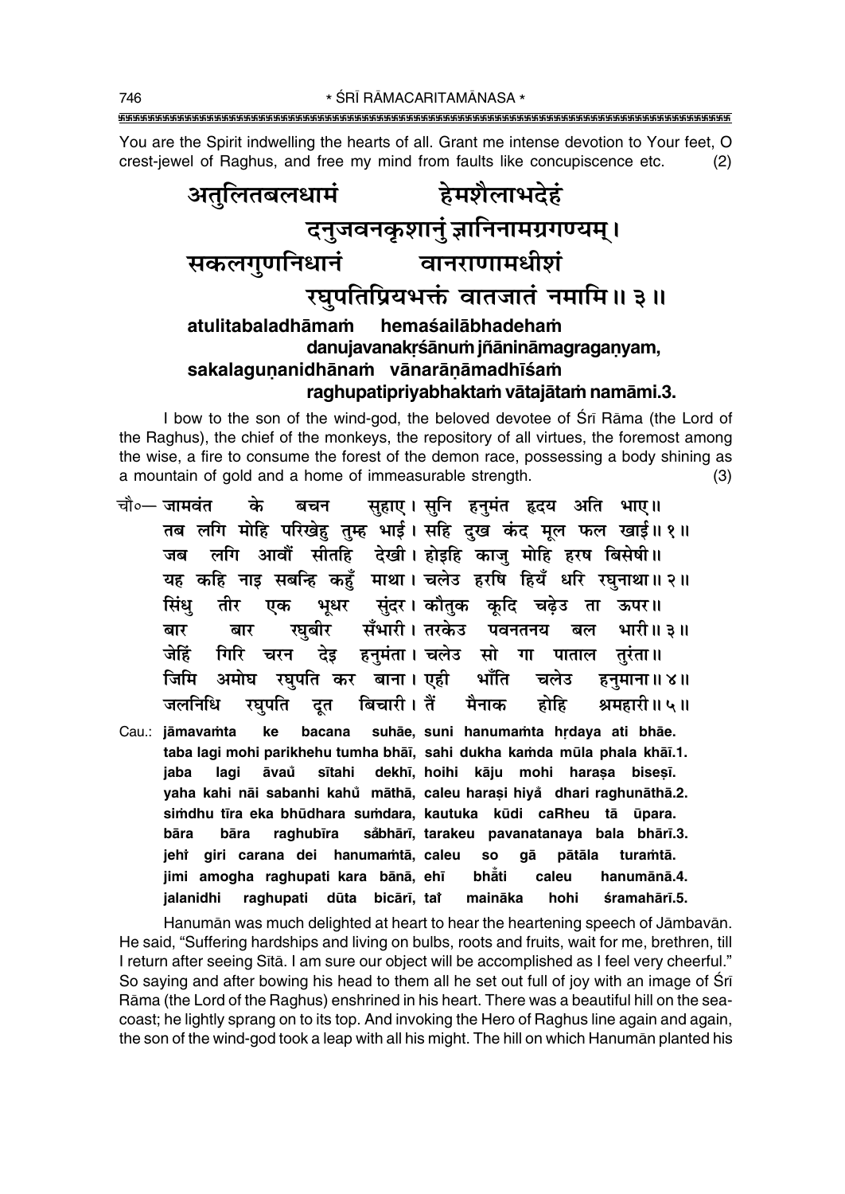You are the Spirit indwelling the hearts of all. Grant me intense devotion to Your feet, O crest-jewel of Raghus, and free my mind from faults like concupiscence etc. (2)

अतुलितबलधामं हेमशैलाभदेहं
दनुजवनकृशानुं ज्ञानिनामग्रगण्यम्।
सकलगुणनिधानं वानराणामधीशं
रघुपतिप्रियभक्तं वातजातं नमामि॥ ३॥

**atulitabaladhāmaṁ hemaśailābhadehaṁ**
**danujavanakṛśānuṁ jñānināmagragaṇyam,**
**sakalaguṇanidhānaṁ vānarāṇāmadhīśaṁ**
**raghupatipriyabhaktaṁ vātajātaṁ namāmi.3.**

I bow to the son of the wind-god, the beloved devotee of Śrī Rāma (the Lord of the Raghus), the chief of the monkeys, the repository of all virtues, the foremost among the wise, a fire to consume the forest of the demon race, possessing a body shining as a mountain of gold and a home of immeasurable strength. (3)

चौ०— जामवंत के बचन सुहाए। सुनि हनुमंत हृदय अति भाए॥
तब लगि मोहि परिखेहु तुम्ह भाई। सहि दुख कंद मूल फल खाई॥ १॥
जब लगि आवौं सीतहि देखी। होइहि काजु मोहि हरष बिसेषी॥
यह कहि नाइ सबन्हि कहुँ माथा। चलेउ हरषि हियँ धरि रघुनाथा॥ २॥
सिंधु तीर एक भूधर सुंदर। कौतुक कूदि चढ़ेउ ता ऊपर॥
बार बार रघुबीर सँभारी। तरकेउ पवनतनय बल भारी॥ ३॥
जेहिं गिरि चरन देइ हनुमंता। चलेउ सो गा पाताल तुरंता॥
जिमि अमोघ रघुपति कर बाना। एही भाँति चलेउ हनुमाना॥ ४॥
जलनिधि रघुपति दूत बिचारी। तैं मैनाक होहि श्रमहारी॥ ५॥

Cau.: **jāmavaṁta ke bacana suhāe, suni hanumaṁta hṛdaya ati bhāe.**
**taba lagi mohi parikhehu tumha bhāī, sahi dukha kaṁda mūla phala khāī.1.**
**jaba lagi āvau̐ sītahi dekhī, hoihi kāju mohi haraṣa biseṣī.**
**yaha kahi nāi sabanhi kahu̐ māthā, caleu haraṣi hiya̐ dhari raghunāthā.2.**
**siṁdhu tīra eka bhūdhara suṁdara, kautuka kūdi caRheu tā ūpara.**
**bāra bāra raghubīra sa̐bhārī, tarakeu pavanatanaya bala bhārī.3.**
**jehi̐ giri carana dei hanumaṁtā, caleu so gā pātāla turaṁtā.**
**jimi amogha raghupati kara bānā, ehī bhā̐ti caleu hanumānā.4.**
**jalanidhi raghupati dūta bicārī, tai̐ maināka hohi śramahārī.5.**

Hanumān was much delighted at heart to hear the heartening speech of Jāmbavān. He said, "Suffering hardships and living on bulbs, roots and fruits, wait for me, brethren, till I return after seeing Sītā. I am sure our object will be accomplished as I feel very cheerful." So saying and after bowing his head to them all he set out full of joy with an image of Śrī Rāma (the Lord of the Raghus) enshrined in his heart. There was a beautiful hill on the sea-coast; he lightly sprang on to its top. And invoking the Hero of Raghus line again and again, the son of the wind-god took a leap with all his might. The hill on which Hanumān planted his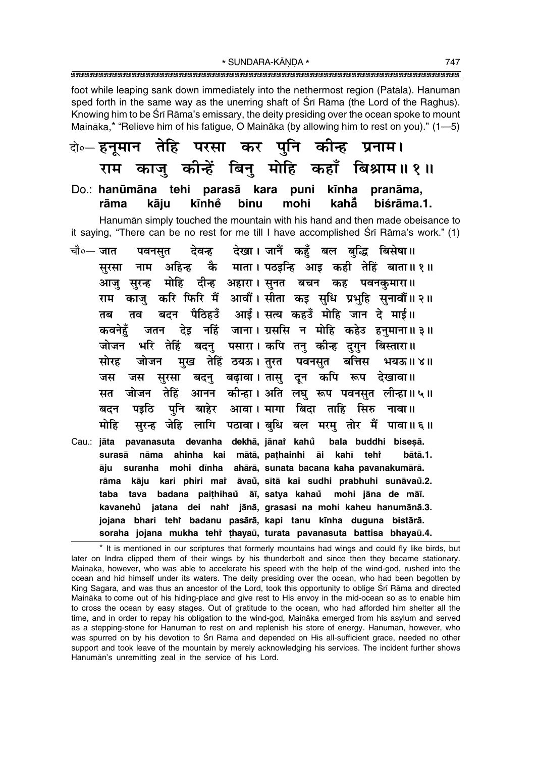foot while leaping sank down immediately into the nethermost region (Pātāla). Hanumān sped forth in the same way as the unerring shaft of Śrī Rāma (the Lord of the Raghus). Knowing him to be Śrī Rāma's emissary, the deity presiding over the ocean spoke to mount Maināka,* "Relieve him of his fatigue, O Maināka (by allowing him to rest on you)." (1—5)

दो०— **हनूमान तेहि परसा कर पुनि कीन्ह प्रनाम।**
**राम काजु कीन्हें बिनु मोहि कहाँ बिश्राम॥ १॥**

Do.: **hanūmāna tehi parasā kara puni kīnha pranāma,**
**rāma kāju kīnhe binu mohi kahā̃ biśrāma.1.**

Hanumān simply touched the mountain with his hand and then made obeisance to it saying, "There can be no rest for me till I have accomplished Śrī Rāma's work." (1)

चौ०— **जात पवनसुत देवन्ह देखा। जानैं कहुँ बल बुद्धि बिसेषा॥**
**सुरसा नाम अहिन्ह कै माता। पठइन्हि आइ कही तेहिं बाता॥ १॥**
**आजु सुरन्ह मोहि दीन्ह अहारा। सुनत बचन कह पवनकुमारा॥**
**राम काजु करि फिरि मैं आवौं। सीता कइ सुधि प्रभुहि सुनावौं॥ २॥**
**तब तव बदन पैठिहउँ आई। सत्य कहउँ मोहि जान दे माई॥**
**कवनेहुँ जतन देइ नहिं जाना। ग्रससि न मोहि कहेउ हनुमाना॥ ३॥**
**जोजन भरि तेहिं बदनु पसारा। कपि तनु कीन्ह दुगुन बिस्तारा॥**
**सोरह जोजन मुख तेहिं ठयऊ। तुरत पवनसुत बत्तिस भयऊ॥ ४॥**
**जस जस सुरसा बदनु बढ़ावा। तासु दून कपि रूप देखावा॥**
**सत जोजन तेहिं आनन कीन्हा। अति लघु रूप पवनसुत लीन्हा॥ ५॥**
**बदन पइठि पुनि बाहेर आवा। मागा बिदा ताहि सिरु नावा॥**
**मोहि सुरन्ह जेहि लागि पठावा। बुधि बल मरमु तोर मैं पावा॥ ६॥**

Cau.: **jāta pavanasuta devanha dekhā, jānaiṁ kahũ bala buddhi biseṣā.**
**surasā nāma ahinha kai mātā, paṭhainhi āi kahī tehiṁ bātā.1.**
**āju suranha mohi dīnha ahārā, sunata bacana kaha pavanakumārā.**
**rāma kāju kari phiri maiṁ āvaũ, sītā kai sudhi prabhuhi sunāvaũ.2.**
**taba tava badana paiṭhihaũ āī, satya kahaũ mohi jāna de māī.**
**kavanehũ jatana dei nahiṁ jānā, grasasi na mohi kaheu hanumānā.3.**
**jojana bhari tehiṁ badanu pasārā, kapi tanu kīnha duguna bistārā.**
**soraha jojana mukha tehiṁ ṭhayaū, turata pavanasuta battisa bhayaū.4.**

---

\* It is mentioned in our scriptures that formerly mountains had wings and could fly like birds, but later on Indra clipped them of their wings by his thunderbolt and since then they became stationary. Maināka, however, who was able to accelerate his speed with the help of the wind-god, rushed into the ocean and hid himself under its waters. The deity presiding over the ocean, who had been begotten by King Sagara, and was thus an ancestor of the Lord, took this opportunity to oblige Śrī Rāma and directed Maināka to come out of his hiding-place and give rest to His envoy in the mid-ocean so as to enable him to cross the ocean by easy stages. Out of gratitude to the ocean, who had afforded him shelter all the time, and in order to repay his obligation to the wind-god, Maināka emerged from his asylum and served as a stepping-stone for Hanumān to rest on and replenish his store of energy. Hanumān, however, who was spurred on by his devotion to Śrī Rāma and depended on His all-sufficient grace, needed no other support and took leave of the mountain by merely acknowledging his services. The incident further shows Hanumān's unremitting zeal in the service of his Lord.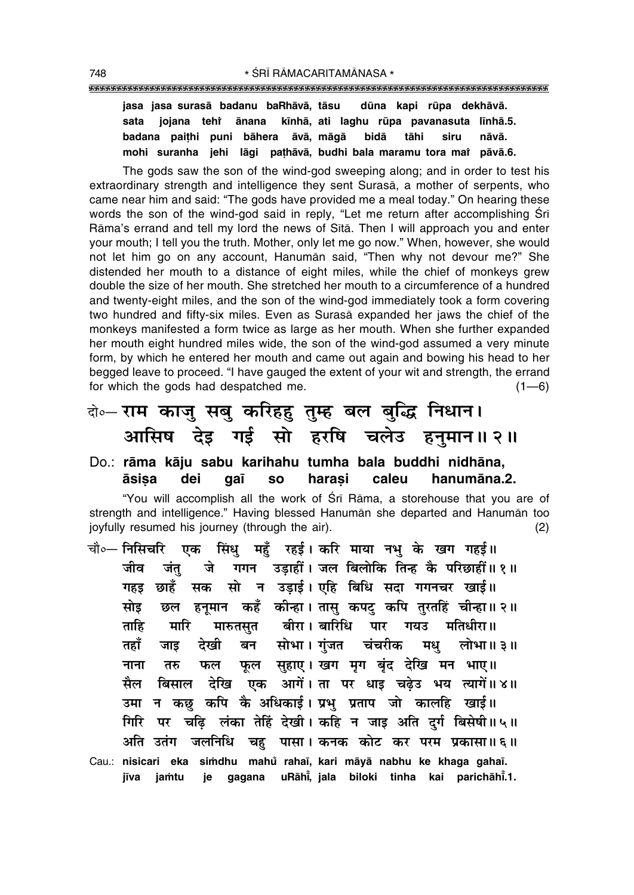**jasa jasa surasā badanu baRhāvā, tāsu dūna kapi rūpa dekhāvā.**
**sata jojana tehÚ ānana kīnhā, ati laghu rūpa pavanasuta līnhā.5.**
**badana paiṭhi puni bāhera āvā, māgā bidā tāhi siru nāvā.**
**mohi suranha jehi lāgi paṭhāvā, budhi bala maramu tora maiÚ pāvā.6.**

The gods saw the son of the wind-god sweeping along; and in order to test his extraordinary strength and intelligence they sent Surasā, a mother of serpents, who came near him and said: "The gods have provided me a meal today." On hearing these words the son of the wind-god said in reply, "Let me return after accomplishing Śrī Rāma's errand and tell my lord the news of Sītā. Then I will approach you and enter your mouth; I tell you the truth. Mother, only let me go now." When, however, she would not let him go on any account, Hanumān said, "Then why not devour me?" She distended her mouth to a distance of eight miles, while the chief of monkeys grew double the size of her mouth. She stretched her mouth to a circumference of a hundred and twenty-eight miles, and the son of the wind-god immediately took a form covering two hundred and fifty-six miles. Even as Surasā expanded her jaws the chief of the monkeys manifested a form twice as large as her mouth. When she further expanded her mouth eight hundred miles wide, the son of the wind-god assumed a very minute form, by which he entered her mouth and came out again and bowing his head to her begged leave to proceed. "I have gauged the extent of your wit and strength, the errand for which the gods had despatched me. (1—6)

## दो०— राम काजु सबु करिहहु तुम्ह बल बुद्धि निधान। आसिष देइ गई सो हरषि चलेउ हनुमान॥ २॥

**Do.: rāma kāju sabu karihahu tumha bala buddhi nidhāna,**
**āsiṣa dei gaī so haraṣi caleu hanumāna.2.**

"You will accomplish all the work of Śrī Rāma, a storehouse that you are of strength and intelligence." Having blessed Hanumān she departed and Hanumān too joyfully resumed his journey (through the air). (2)

चौ०— निसिचरि एक सिंधु महुँ रहई। करि माया नभु के खग गहई॥
जीव जंतु जे गगन उड़ाहीं। जल बिलोकि तिन्ह कै परिछाहीं॥ १॥
गहइ छाहँ सक सो न उड़ाई। एहि बिधि सदा गगनचर खाई॥
सोइ छल हनूमान कहँ कीन्हा। तासु कपटु कपि तुरतहिं चीन्हा॥ २॥
ताहि मारि मारुतसुत बीरा। बारिधि पार गयउ मतिधीरा॥
तहाँ जाइ देखी बन सोभा। गुंजत चंचरीक मधु लोभा॥ ३॥
नाना तरु फल फूल सुहाए। खग मृग बृंद देखि मन भाए॥
सैल बिसाल देखि एक आगें। ता पर धाइ चढ़ेउ भय त्यागें॥ ४॥
उमा न कछु कपि कै अधिकाई। प्रभु प्रताप जो कालहि खाई॥
गिरि पर चढ़ि लंका तेहिं देखी। कहि न जाइ अति दुर्ग बिसेषी॥ ५॥
अति उतंग जलनिधि चहु पासा। कनक कोट कर परम प्रकासा॥ ६॥

**Cau.: nisicari eka siṁdhu mahũ rahaī, kari māyā nabhu ke khaga gahaī.**
**jīva jaṁtu je gagana uRāhīÚ, jala biloki tinha kai parichāhīÚ.1.**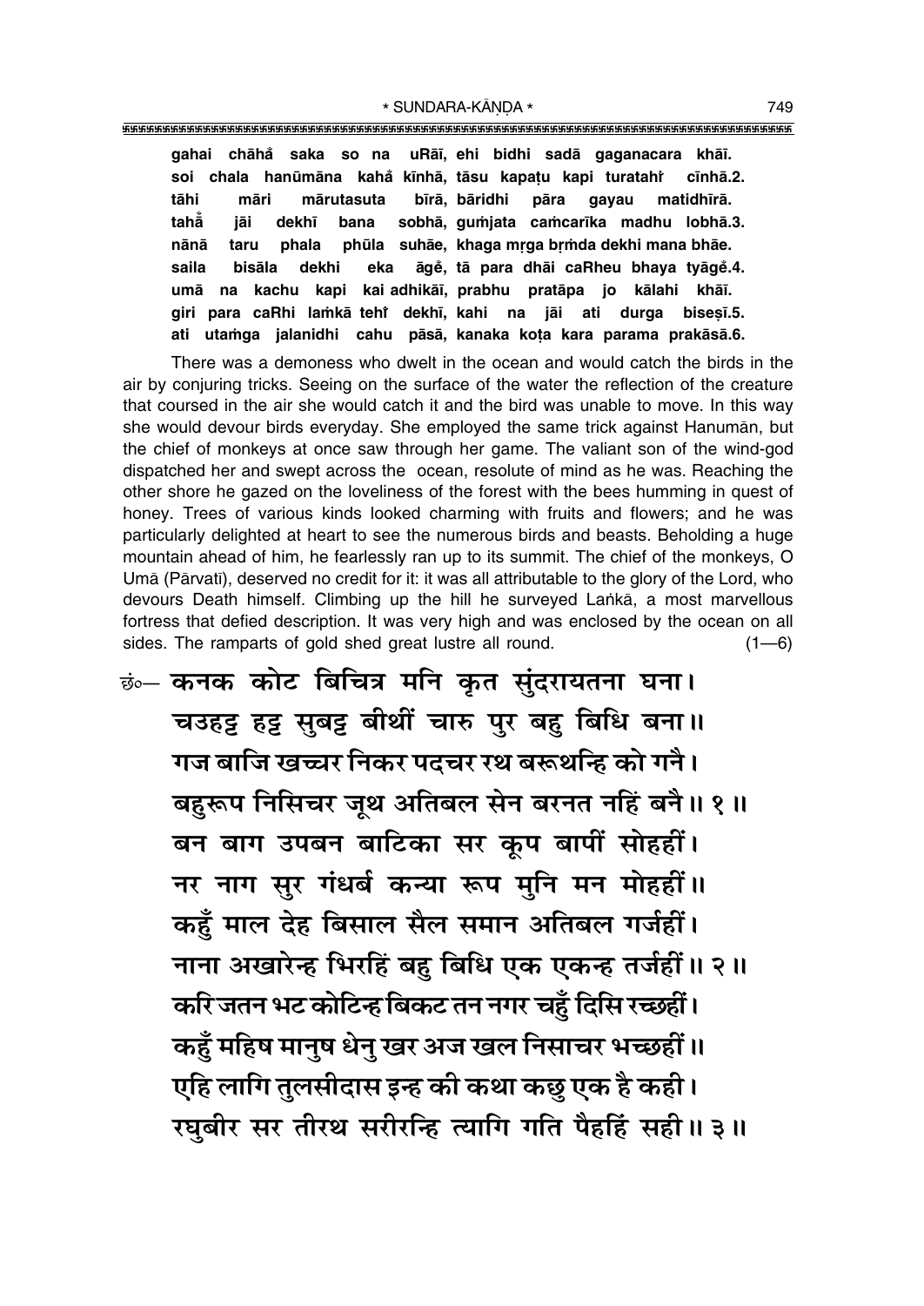gahai chāha̐ saka so na uRāī, ehi bidhi sadā gaganacara khāī.
soi chala hanūmāna kaha̐ kīnhā, tāsu kapaṭu kapi turatahi̐ cīnhā.2.
tāhi māri mārutasuta bīrā, bāridhi pāra gayau matidhīrā.
taha̐ jāi dekhī bana sobhā, gumjata camcarīka madhu lobhā.3.
nānā taru phala phūla suhāe, khaga mṛga bṛmda dekhi mana bhāe.
saila bisāla dekhi eka āge̐, tā para dhāi caRheu bhaya tyāge̐.4.
umā na kachu kapi kai adhikāī, prabhu pratāpa jo kālahi khāī.
giri para caRhi lamkā tehi̐ dekhī, kahi na jāi ati durga biseṣī.5.
ati utamga jalanidhi cahu pāsā, kanaka koṭa kara parama prakāsā.6.

There was a demoness who dwelt in the ocean and would catch the birds in the air by conjuring tricks. Seeing on the surface of the water the reflection of the creature that coursed in the air she would catch it and the bird was unable to move. In this way she would devour birds everyday. She employed the same trick against Hanumān, but the chief of monkeys at once saw through her game. The valiant son of the wind-god dispatched her and swept across the ocean, resolute of mind as he was. Reaching the other shore he gazed on the loveliness of the forest with the bees humming in quest of honey. Trees of various kinds looked charming with fruits and flowers; and he was particularly delighted at heart to see the numerous birds and beasts. Beholding a huge mountain ahead of him, he fearlessly ran up to its summit. The chief of the monkeys, O Umā (Pārvatī), deserved no credit for it: it was all attributable to the glory of the Lord, who devours Death himself. Climbing up the hill he surveyed Laṅkā, a most marvellous fortress that defied description. It was very high and was enclosed by the ocean on all sides. The ramparts of gold shed great lustre all round. (1—6)

छं०— कनक कोट बिचित्र मनि कृत सुंदरायतना घना।
चउहट्ट हट्ट सुबट्ट बीथीं चारु पुर बहु बिधि बना॥
गज बाजि खच्चर निकर पदचर रथ बरूथन्हि को गनै।
बहुरूप निसिचर जूथ अतिबल सेन बरनत नहिं बनै॥ १॥
बन बाग उपबन बाटिका सर कूप बापीं सोहहीं।
नर नाग सुर गंधर्ब कन्या रूप मुनि मन मोहहीं॥
कहुँ माल देह बिसाल सैल समान अतिबल गर्जहीं।
नाना अखारेन्ह भिरहिं बहु बिधि एक एकन्ह तर्जहीं॥ २॥
करि जतन भट कोटिन्ह बिकट तन नगर चहुँ दिसि रच्छहीं।
कहुँ महिष मानुष धेनु खर अज खल निसाचर भच्छहीं॥
एहि लागि तुलसीदास इन्ह की कथा कछु एक है कही।
रघुबीर सर तीरथ सरीरन्हि त्यागि गति पैहहिं सही॥ ३॥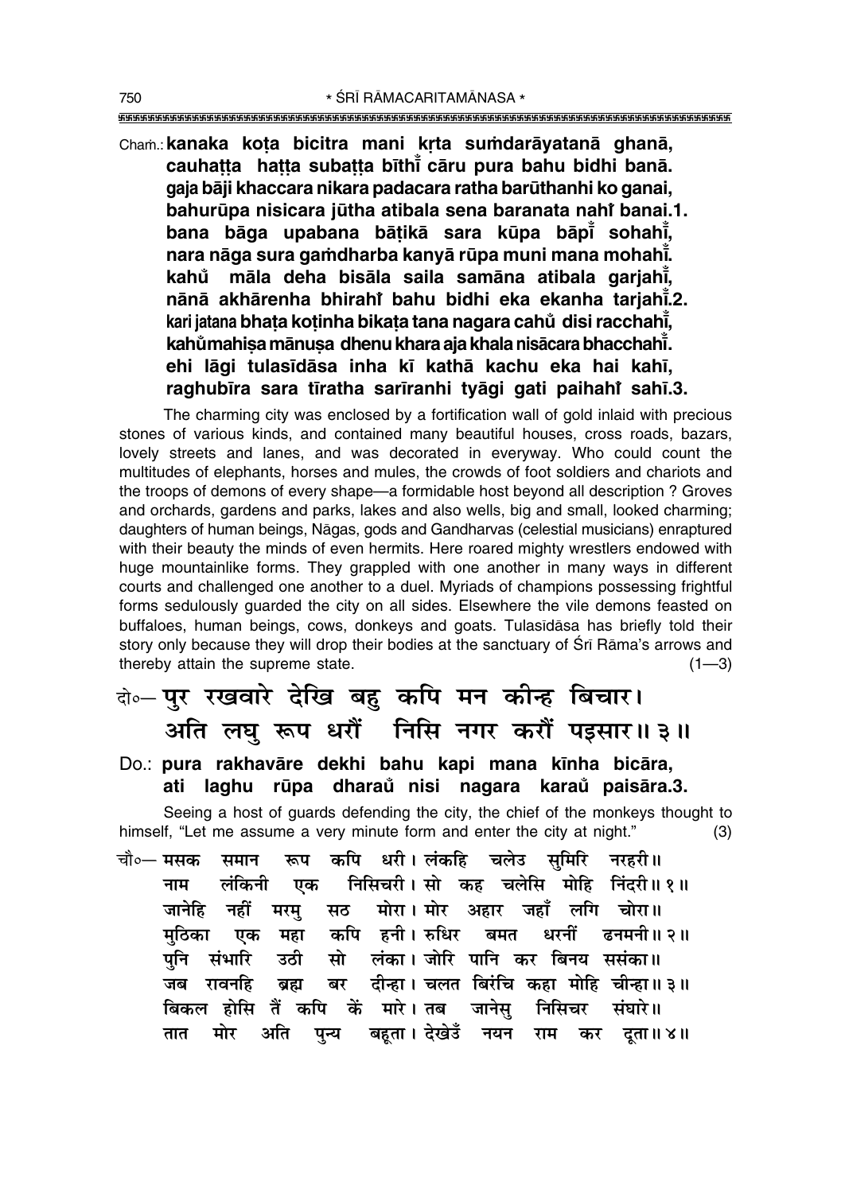Chaṁ.: **kanaka koṭa bicitra mani kṛta suṁdarāyatanā ghanā,**
**cauhaṭṭa haṭṭa subaṭṭa bīthī̃ cāru pura bahu bidhi banā.**
**gaja bāji khaccara nikara padacara ratha barūthanhi ko ganai,**
**bahurūpa nisicara jūtha atibala sena baranata nahiṁ banai.1.**
**bana bāga upabana bāṭikā sara kūpa bāpī̃ sohahī̃,**
**nara nāga sura gaṁdharba kanyā rūpa muni mana mohahī̃.**
**kahũ māla deha bisāla saila samāna atibala garjahī̃,**
**nānā akhārenha bhirahiṁ bahu bidhi eka ekanha tarjahī̃.2.**
**kari jatana bhaṭa koṭinha bikaṭa tana nagara cahũ disi racchahī̃,**
**kahũmahiṣa mānuṣa dhenu khara aja khala nisācara bhacchahī̃.**
**ehi lāgi tulasīdāsa inha kī kathā kachu eka hai kahī,**
**raghubīra sara tīratha sarīranhi tyāgi gati paihahiṁ sahī.3.**

The charming city was enclosed by a fortification wall of gold inlaid with precious stones of various kinds, and contained many beautiful houses, cross roads, bazars, lovely streets and lanes, and was decorated in everyway. Who could count the multitudes of elephants, horses and mules, the crowds of foot soldiers and chariots and the troops of demons of every shape—a formidable host beyond all description ? Groves and orchards, gardens and parks, lakes and also wells, big and small, looked charming; daughters of human beings, Nāgas, gods and Gandharvas (celestial musicians) enraptured with their beauty the minds of even hermits. Here roared mighty wrestlers endowed with huge mountainlike forms. They grappled with one another in many ways in different courts and challenged one another to a duel. Myriads of champions possessing frightful forms sedulously guarded the city on all sides. Elsewhere the vile demons feasted on buffaloes, human beings, cows, donkeys and goats. Tulasīdāsa has briefly told their story only because they will drop their bodies at the sanctuary of Śrī Rāma's arrows and thereby attain the supreme state. (1—3)

दो०— पुर रखवारे देखि बहु कपि मन कीन्ह बिचार।
अति लघु रूप धरौं निसि नगर करौं पइसार॥ ३॥

Do.: **pura rakhavāre dekhi bahu kapi mana kīnha bicāra,**
**ati laghu rūpa dharaũ nisi nagara karaũ paisāra.3.**

Seeing a host of guards defending the city, the chief of the monkeys thought to himself, "Let me assume a very minute form and enter the city at night." (3)

चौ०— मसक समान रूप कपि धरी। लंकहि चलेउ सुमिरि नरहरी॥
नाम लंकिनी एक निसिचरी। सो कह चलेसि मोहि निंदरी॥ १॥
जानेहि नहीं मरमु सठ मोरा। मोर अहार जहाँ लगि चोरा॥
मुठिका एक महा कपि हनी। रुधिर बमत धरनीं ढनमनी॥ २॥
पुनि संभारि उठी सो लंका। जोरि पानि कर बिनय ससंका॥
जब रावनहि ब्रह्म बर दीन्हा। चलत बिरंचि कहा मोहि चीन्हा॥ ३॥
बिकल होसि तैं कपि कें मारे। तब जानेसु निसिचर संघारे॥
तात मोर अति पुन्य बहूता। देखेउँ नयन राम कर दूता॥ ४॥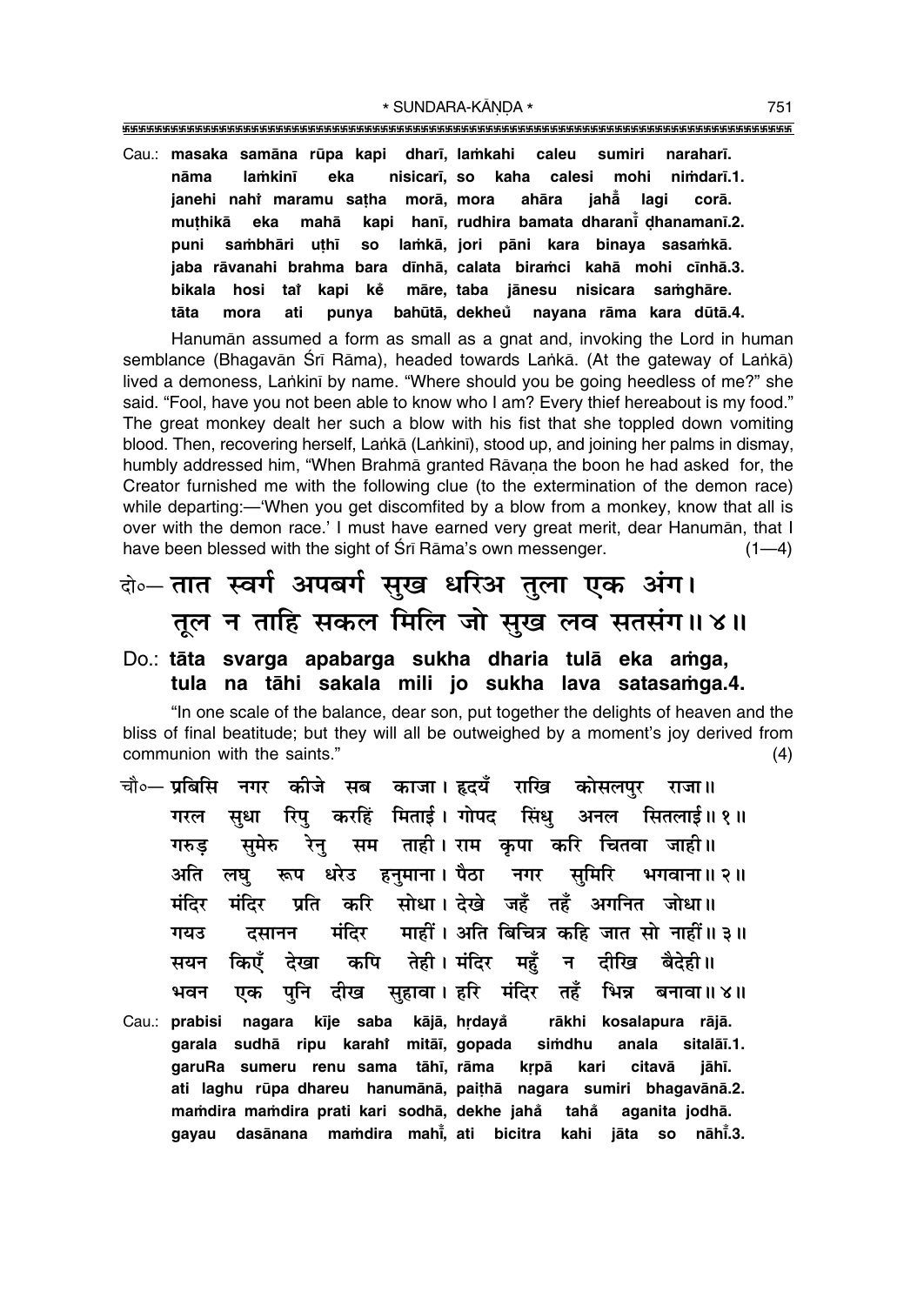Cau.: **masaka samāna rūpa kapi dharī, laṁkahi caleu sumiri naraharī.**
**nāma laṁkinī eka nisicarī, so kaha calesi mohi niṁdarī.1.**
**janehi nahi̐ maramu saṭha morā, mora ahāra jahā̐ lagi corā.**
**muṭhikā eka mahā kapi hanī, rudhira bamata dharanī̐ ḍhanamanī.2.**
**puni saṁbhāri uṭhī so laṁkā, jori pāni kara binaya sasaṁkā.**
**jaba rāvanahi brahma bara dīnhā, calata biraṁci kahā mohi cīnhā.3.**
**bikala hosi tai̐ kapi ke̐ māre, taba jānesu nisicara saṁghāre.**
**tāta mora ati punya bahūtā, dekheu̐ nayana rāma kara dūtā.4.**

Hanumān assumed a form as small as a gnat and, invoking the Lord in human semblance (Bhagavān Śrī Rāma), headed towards Laṅkā. (At the gateway of Laṅkā) lived a demoness, Laṅkinī by name. "Where should you be going heedless of me?" she said. "Fool, have you not been able to know who I am? Every thief hereabout is my food." The great monkey dealt her such a blow with his fist that she toppled down vomiting blood. Then, recovering herself, Laṅkā (Laṅkinī), stood up, and joining her palms in dismay, humbly addressed him, "When Brahmā granted Rāvaṇa the boon he had asked for, the Creator furnished me with the following clue (to the extermination of the demon race) while departing:—'When you get discomfited by a blow from a monkey, know that all is over with the demon race.' I must have earned very great merit, dear Hanumān, that I have been blessed with the sight of Śrī Rāma's own messenger. (1—4)

दो०— तात स्वर्ग अपबर्ग सुख धरिअ तुला एक अंग।
तूल न ताहि सकल मिलि जो सुख लव सतसंग॥ ४॥

Do.: **tāta svarga apabarga sukha dharia tulā eka aṁga,**
**tula na tāhi sakala mili jo sukha lava satasaṁga.4.**

"In one scale of the balance, dear son, put together the delights of heaven and the bliss of final beatitude; but they will all be outweighed by a moment's joy derived from communion with the saints." (4)

चौ०— प्रबिसि नगर कीजे सब काजा। हृदयँ राखि कोसलपुर राजा॥
गरल सुधा रिपु करहिं मिताई। गोपद सिंधु अनल सितलाई॥ १॥
गरुड़ सुमेरु रेनु सम ताही। राम कृपा करि चितवा जाही॥
अति लघु रूप धरेउ हनुमाना। पैठा नगर सुमिरि भगवाना॥ २॥
मंदिर मंदिर प्रति करि सोधा। देखे जहँ तहँ अगनित जोधा॥
गयउ दसानन मंदिर माहीं। अति बिचित्र कहि जात सो नाहीं॥ ३॥
सयन किएँ देखा कपि तेही। मंदिर महुँ न दीखि बैदेही॥
भवन एक पुनि दीख सुहावा। हरि मंदिर तहँ भिन्न बनावा॥ ४॥

Cau.: **prabisi nagara kīje saba kājā, hṛdayā̐ rākhi kosalapura rājā.**
**garala sudhā ripu karahi̐ mitāī, gopada siṁdhu anala sitalāī.1.**
**garuRa sumeru renu sama tāhī, rāma kṛpā kari citavā jāhī.**
**ati laghu rūpa dhareu hanumānā, paiṭhā nagara sumiri bhagavānā.2.**
**maṁdira maṁdira prati kari sodhā, dekhe jahā̐ tahā̐ aganita jodhā.**
**gayau dasānana maṁdira mahī̐, ati bicitra kahi jāta so nāhī̐.3.**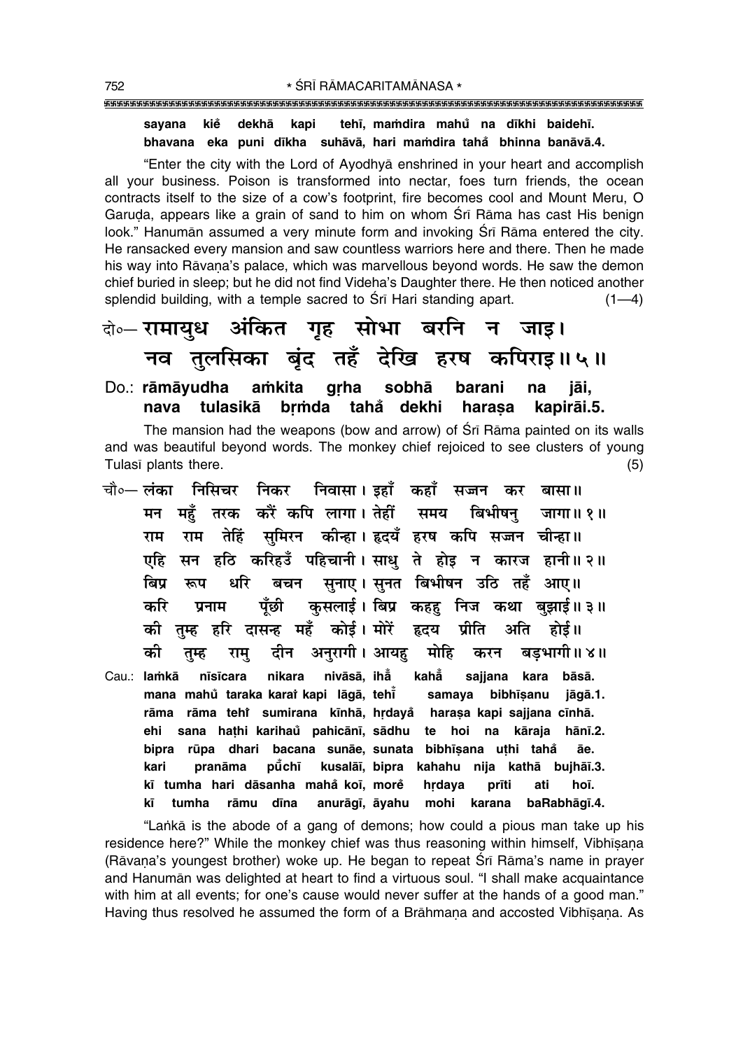**sayana kie̐ dekhā kapi tehī, maṁdira mahu̐ na dīkhi baidehī.**
**bhavana eka puni dīkha suhāvā, hari maṁdira taha̐ bhinna banāvā.4.**

"Enter the city with the Lord of Ayodhyā enshrined in your heart and accomplish all your business. Poison is transformed into nectar, foes turn friends, the ocean contracts itself to the size of a cow's footprint, fire becomes cool and Mount Meru, O Garuḍa, appears like a grain of sand to him on whom Śrī Rāma has cast His benign look." Hanumān assumed a very minute form and invoking Śrī Rāma entered the city. He ransacked every mansion and saw countless warriors here and there. Then he made his way into Rāvaṇa's palace, which was marvellous beyond words. He saw the demon chief buried in sleep; but he did not find Videha's Daughter there. He then noticed another splendid building, with a temple sacred to Śrī Hari standing apart. (1—4)

दो०— **रामायुध अंकित गृह सोभा बरनि न जाइ।**
**नव तुलसिका बृंद तहँ देखि हरष कपिराइ॥५॥**

Do.: **rāmāyudha aṁkita gṛha sobhā barani na jāi,**
**nava tulasikā bṛṁda taha̐ dekhi haraṣa kapirāi.5.**

The mansion had the weapons (bow and arrow) of Śrī Rāma painted on its walls and was beautiful beyond words. The monkey chief rejoiced to see clusters of young Tulasī plants there. (5)

चौ०— **लंका निसिचर निकर निवासा। इहाँ कहाँ सज्जन कर बासा॥**
**मन महुँ तरक करैं कपि लागा। तेहीं समय बिभीषनु जागा॥१॥**
**राम राम तेहिं सुमिरन कीन्हा। हृदयँ हरष कपि सज्जन चीन्हा॥**
**एहि सन हठि करिहउँ पहिचानी। साधु ते होइ न कारज हानी॥२॥**
**बिप्र रूप धरि बचन सुनाए। सुनत बिभीषन उठि तहँ आए॥**
**करि प्रनाम पूँछी कुसलाई। बिप्र कहहु निज कथा बुझाई॥३॥**
**की तुम्ह हरि दासन्ह महँ कोई। मोरें हृदय प्रीति अति होई॥**
**की तुम्ह रामु दीन अनुरागी। आयहु मोहि करन बड़भागी॥४॥**

Cau.: **laṁkā nīsicara nikara nivāsā, ihā̐ kahā̐ sajjana kara bāsā.**
**mana mahu̐ taraka karaiṁ kapi lāgā, tehīṁ samaya bibhīṣanu jāgā.1.**
**rāma rāma tehiṁ sumirana kīnhā, hṛdaya̐ haraṣa kapi sajjana cīnhā.**
**ehi sana haṭhi karihau̐ pahicānī, sādhu te hoi na kāraja hānī.2.**
**bipra rūpa dhari bacana sunāe, sunata bibhīṣana uṭhi taha̐ āe.**
**kari pranāma pū̐chī kusalāī, bipra kahahu nija kathā bujhāī.3.**
**kī tumha hari dāsanha maha̐ koī, moreṁ hṛdaya prīti ati hoī.**
**kī tumha rāmu dīna anurāgī, āyahu mohi karana baRabhāgī.4.**

"Laṅkā is the abode of a gang of demons; how could a pious man take up his residence here?" While the monkey chief was thus reasoning within himself, Vibhīṣaṇa (Rāvaṇa's youngest brother) woke up. He began to repeat Śrī Rāma's name in prayer and Hanumān was delighted at heart to find a virtuous soul. "I shall make acquaintance with him at all events; for one's cause would never suffer at the hands of a good man." Having thus resolved he assumed the form of a Brāhmaṇa and accosted Vibhīṣaṇa. As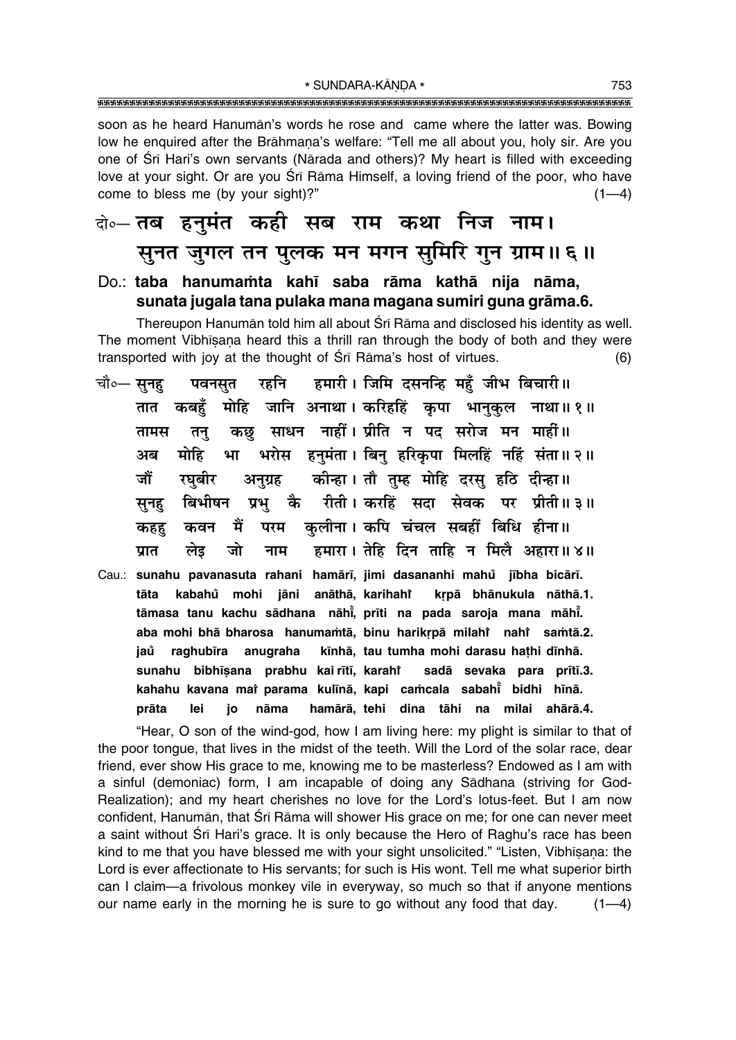soon as he heard Hanumān's words he rose and came where the latter was. Bowing low he enquired after the Brāhmaṇa's welfare: "Tell me all about you, holy sir. Are you one of Śrī Hari's own servants (Nārada and others)? My heart is filled with exceeding love at your sight. Or are you Śrī Rāma Himself, a loving friend of the poor, who have come to bless me (by your sight)?" (1—4)

**दो०— तब हनुमंत कही सब राम कथा निज नाम।**
**सुनत जुगल तन पुलक मन मगन सुमिरि गुन ग्राम॥ ६॥**

**Do.: taba hanumaṁta kahī saba rāma kathā nija nāma,**
**sunata jugala tana pulaka mana magana sumiri guna grāma.6.**

Thereupon Hanumān told him all about Śrī Rāma and disclosed his identity as well. The moment Vibhīṣaṇa heard this a thrill ran through the body of both and they were transported with joy at the thought of Śrī Rāma's host of virtues. (6)

चौ०— सुनहु पवनसुत रहनि हमारी। जिमि दसनन्हि महुँ जीभ बिचारी॥
तात कबहुँ मोहि जानि अनाथा। करिहहिं कृपा भानुकुल नाथा॥ १॥
तामस तनु कछु साधन नाहीं। प्रीति न पद सरोज मन माहीं॥
अब मोहि भा भरोस हनुमंता। बिनु हरिकृपा मिलहिं नहिं संता॥ २॥
जौं रघुबीर अनुग्रह कीन्हा। तौ तुम्ह मोहि दरसु हठि दीन्हा॥
सुनहु बिभीषन प्रभु कै रीती। करहिं सदा सेवक पर प्रीती॥ ३॥
कहहु कवन मैं परम कुलीना। कपि चंचल सबहीं बिधि हीना॥
प्रात लेइ जो नाम हमारा। तेहि दिन ताहि न मिलै अहारा॥ ४॥

Cau.: **sunahu pavanasuta rahani hamārī, jimi dasananhi mahů̐ jībha bicārī.**
**tāta kabahů̐ mohi jāni anāthā, karihahiṁ kṛpā bhānukula nāthā.1.**
**tāmasa tanu kachu sādhana nāhīṁ, prīti na pada saroja mana māhīṁ.**
**aba mohi bhā bharosa hanumaṁtā, binu harikṛpā milahiṁ nahiṁ saṁtā.2.**
**jaů̐ raghubīra anugraha kīnhā, tau tumha mohi darasu haṭhi dīnhā.**
**sunahu bibhīṣana prabhu kai rītī, karahiṁ sadā sevaka para prītī.3.**
**kahahu kavana maiṁ parama kulīnā, kapi caṁcala sabahīṁ bidhi hīnā.**
**prāta lei jo nāma hamārā, tehi dina tāhi na milai ahārā.4.**

"Hear, O son of the wind-god, how I am living here: my plight is similar to that of the poor tongue, that lives in the midst of the teeth. Will the Lord of the solar race, dear friend, ever show His grace to me, knowing me to be masterless? Endowed as I am with a sinful (demoniac) form, I am incapable of doing any Sādhana (striving for God-Realization); and my heart cherishes no love for the Lord's lotus-feet. But I am now confident, Hanumān, that Śrī Rāma will shower His grace on me; for one can never meet a saint without Śrī Hari's grace. It is only because the Hero of Raghu's race has been kind to me that you have blessed me with your sight unsolicited." "Listen, Vibhīṣaṇa: the Lord is ever affectionate to His servants; for such is His wont. Tell me what superior birth can I claim—a frivolous monkey vile in everyway, so much so that if anyone mentions our name early in the morning he is sure to go without any food that day. (1—4)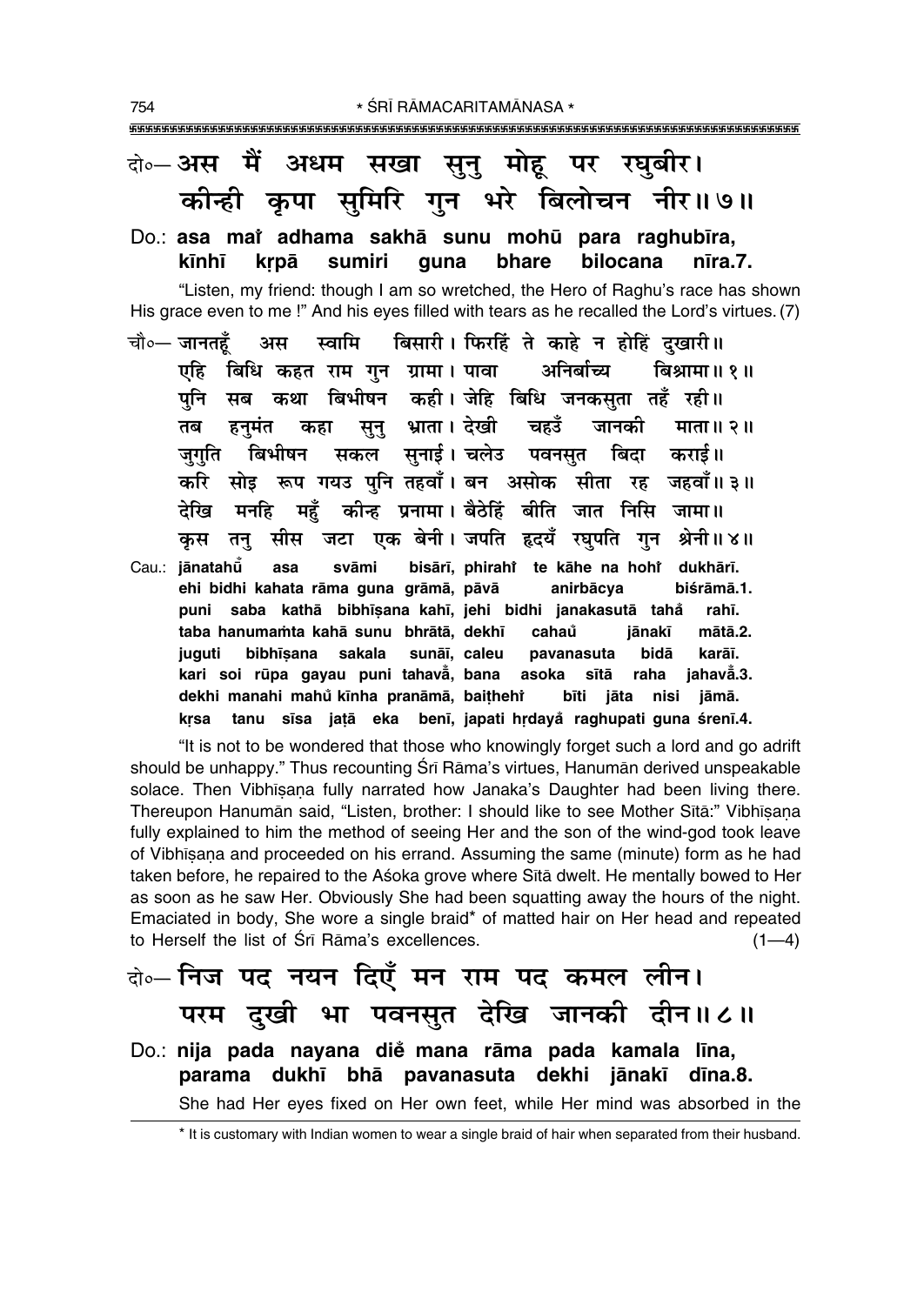दो०— **अस मैं अधम सखा सुनु मोहू पर रघुबीर।**
**कीन्ही कृपा सुमिरि गुन भरे बिलोचन नीर॥ ७॥**

Do.: **asa maĩ adhama sakhā sunu mohū para raghubīra,**
**kīnhī kṛpā sumiri guna bhare bilocana nīra.7.**

"Listen, my friend: though I am so wretched, the Hero of Raghu's race has shown His grace even to me !" And his eyes filled with tears as he recalled the Lord's virtues. (7)

चौ०— जानतहूँ अस स्वामि बिसारी। फिरहिं ते काहे न होहिं दुखारी॥
एहि बिधि कहत राम गुन ग्रामा। पावा अनिर्बाच्य बिश्रामा॥ १॥
पुनि सब कथा बिभीषन कही। जेहि बिधि जनकसुता तहँ रही॥
तब हनुमंत कहा सुनु भ्राता। देखी चहउँ जानकी माता॥ २॥
जुगुति बिभीषन सकल सुनाई। चलेउ पवनसुत बिदा कराई॥
करि सोइ रूप गयउ पुनि तहवाँ। बन असोक सीता रह जहवाँ॥ ३॥
देखि मनहि महुँ कीन्ह प्रनामा। बैठेहिं बीति जात निसि जामा॥
कृस तनु सीस जटा एक बेनी। जपति हृदयँ रघुपति गुन श्रेनी॥ ४॥

Cau.: **jānatahū̃ asa svāmi bisārī, phirahĩ te kāhe na hohĩ dukhārī.**
**ehi bidhi kahata rāma guna grāmā, pāvā anirbācya biśrāmā.1.**
**puni saba kathā bibhīṣana kahī, jehi bidhi janakasutā tahå̃ rahī.**
**taba hanumaṁta kahā sunu bhrātā, dekhī cahaů̃ jānakī mātā.2.**
**juguti bibhīṣana sakala sunāī, caleu pavanasuta bidā karāī.**
**kari soi rūpa gayau puni tahavå̃, bana asoka sītā raha jahavå̃.3.**
**dekhi manahi mahů̃ kīnha pranāmā, baiṭhehĩ bīti jāta nisi jāmā.**
**kṛsa tanu sīsa jaṭā eka benī, japati hṛdayå̃ raghupati guna śrenī.4.**

"It is not to be wondered that those who knowingly forget such a lord and go adrift should be unhappy." Thus recounting Śrī Rāma's virtues, Hanumān derived unspeakable solace. Then Vibhīṣaṇa fully narrated how Janaka's Daughter had been living there. Thereupon Hanumān said, "Listen, brother: I should like to see Mother Sītā:" Vibhīṣaṇa fully explained to him the method of seeing Her and the son of the wind-god took leave of Vibhīṣaṇa and proceeded on his errand. Assuming the same (minute) form as he had taken before, he repaired to the Aśoka grove where Sītā dwelt. He mentally bowed to Her as soon as he saw Her. Obviously She had been squatting away the hours of the night. Emaciated in body, She wore a single braid* of matted hair on Her head and repeated to Herself the list of Śrī Rāma's excellences. (1—4)

दो०— **निज पद नयन दिएँ मन राम पद कमल लीन।**
**परम दुखी भा पवनसुत देखि जानकी दीन॥ ८॥**

Do.: **nija pada nayana diẽ mana rāma pada kamala līna,**
**parama dukhī bhā pavanasuta dekhi jānakī dīna.8.**

She had Her eyes fixed on Her own feet, while Her mind was absorbed in the

\* It is customary with Indian women to wear a single braid of hair when separated from their husband.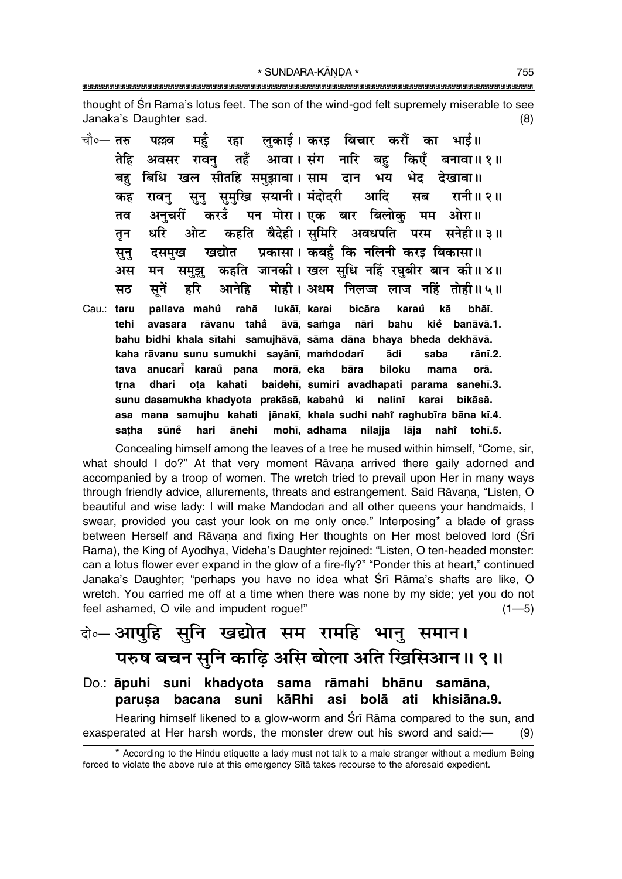thought of Śrī Rāma's lotus feet. The son of the wind-god felt supremely miserable to see Janaka's Daughter sad. (8)

चौ०— तरु पल्लव महुँ रहा लुकाई। करइ बिचार करौं का भाई॥
तेहि अवसर रावनु तहँ आवा। संग नारि बहु किएँ बनावा॥१॥
बहु बिधि खल सीतहि समुझावा। साम दान भय भेद देखावा॥
कह रावनु सुनु सुमुखि सयानी। मंदोदरी आदि सब रानी॥२॥
तव अनुचरीं करउँ पन मोरा। एक बार बिलोकु मम ओरा॥
तृन धरि ओट कहति बैदेही। सुमिरि अवधपति परम सनेही॥३॥
सुनु दसमुख खद्योत प्रकासा। कबहुँ कि नलिनी करइ बिकासा॥
अस मन समुझु कहति जानकी। खल सुधि नहिं रघुबीर बान की॥४॥
सठ सूनें हरि आनेहि मोही। अधम निलज्ज लाज नहिं तोही॥५॥

Cau.: taru pallava mahů rahā lukāī, karai bicāra karaů kā bhāī.
tehi avasara rāvanu tahå̐ āvā, saṁga nāri bahu kiẽ banāvā.1.
bahu bidhi khala sītahi samujhāvā, sāma dāna bhaya bheda dekhāvā.
kaha rāvanu sunu sumukhi sayānī, maṁdodarī ādi saba rānī.2.
tava anucarī̃ karaů pana morā, eka bāra biloku mama orā.
tṛna dhari oṭa kahati baidehī, sumiri avadhapati parama sanehī.3.
sunu dasamukha khadyota prakāsā, kabahů ki nalinī karai bikāsā.
asa mana samujhu kahati jānakī, khala sudhi nahĩ raghubīra bāna kī.4.
saṭha sūnẽ hari ānehi mohī, adhama nilajja lāja nahĩ tohī.5.

Concealing himself among the leaves of a tree he mused within himself, "Come, sir, what should I do?" At that very moment Rāvaṇa arrived there gaily adorned and accompanied by a troop of women. The wretch tried to prevail upon Her in many ways through friendly advice, allurements, threats and estrangement. Said Rāvaṇa, "Listen, O beautiful and wise lady: I will make Mandodarī and all other queens your handmaids, I swear, provided you cast your look on me only once." Interposing* a blade of grass between Herself and Rāvaṇa and fixing Her thoughts on Her most beloved lord (Śrī Rāma), the King of Ayodhyā, Videha's Daughter rejoined: "Listen, O ten-headed monster: can a lotus flower ever expand in the glow of a fire-fly?" "Ponder this at heart," continued Janaka's Daughter; "perhaps you have no idea what Śrī Rāma's shafts are like, O wretch. You carried me off at a time when there was none by my side; yet you do not feel ashamed, O vile and impudent rogue!" (1—5)

दो०— आपुहि सुनि खद्योत सम रामहि भानु समान।
परुष बचन सुनि काढ़ि असि बोला अति खिसिआन॥९॥

Do.: **āpuhi suni khadyota sama rāmahi bhānu samāna,**
**paruṣa bacana suni kāRhi asi bolā ati khisiāna.9.**

Hearing himself likened to a glow-worm and Śrī Rāma compared to the sun, and exasperated at Her harsh words, the monster drew out his sword and said:— (9)

---

* According to the Hindu etiquette a lady must not talk to a male stranger without a medium Being forced to violate the above rule at this emergency Sītā takes recourse to the aforesaid expedient.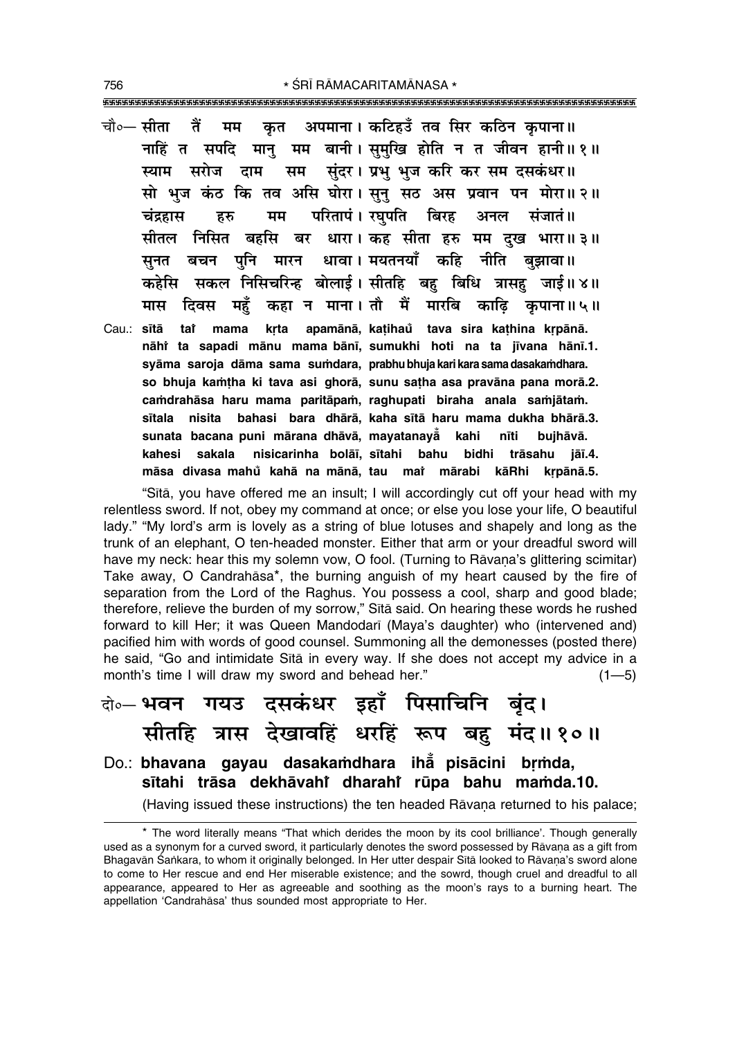चौ०— सीता तैं मम कृत अपमाना। कटिहउँ तव सिर कठिन कृपाना॥
नाहिं त सपदि मानु मम बानी। सुमुखि होति न त जीवन हानी॥ १॥
स्याम सरोज दाम सम सुंदर। प्रभु भुज करि कर सम दसकंधर॥
सो भुज कंठ कि तव असि घोरा। सुनु सठ अस प्रवान पन मोरा॥ २॥
चंद्रहास हरु मम परितापं। रघुपति बिरह अनल संजातं॥
सीतल निसित बहसि बर धारा। कह सीता हरु मम दुख भारा॥ ३॥
सुनत बचन पुनि मारन धावा। मयतनयाँ कहि नीति बुझावा॥
कहेसि सकल निसिचरिन्ह बोलाई। सीतहि बहु बिधि त्रासहु जाई॥ ४॥
मास दिवस महुँ कहा न माना। तौ मैं मारबि काढ़ि कृपाना॥ ५॥

Cau.: **sītā taĩ mama kṛta apamānā, kaṭihaũ tava sira kaṭhina kṛpānā.**
**nāhĩ ta sapadi mānu mama bānī, sumukhi hoti na ta jīvana hānī.1.**
**syāma saroja dāma sama sumdara, prabhu bhuja kari kara sama dasakamdhara.**
**so bhuja kamṭha ki tava asi ghorā, sunu saṭha asa pravāna pana morā.2.**
**camdrahāsa haru mama paritāpam, raghupati biraha anala samjātam.**
**sītala nisita bahasi bara dhārā, kaha sītā haru mama dukha bhārā.3.**
**sunata bacana puni mārana dhāvā, mayatanayā̃ kahi nīti bujhāvā.**
**kahesi sakala nisicarinha bolāī, sītahi bahu bidhi trāsahu jāī.4.**
**māsa divasa mahũ kahā na mānā, tau maĩ mārabi kāRhi kṛpānā.5.**

"Sītā, you have offered me an insult; I will accordingly cut off your head with my relentless sword. If not, obey my command at once; or else you lose your life, O beautiful lady." "My lord's arm is lovely as a string of blue lotuses and shapely and long as the trunk of an elephant, O ten-headed monster. Either that arm or your dreadful sword will have my neck: hear this my solemn vow, O fool. (Turning to Rāvaṇa's glittering scimitar) Take away, O Candrahāsa*, the burning anguish of my heart caused by the fire of separation from the Lord of the Raghus. You possess a cool, sharp and good blade; therefore, relieve the burden of my sorrow," Sītā said. On hearing these words he rushed forward to kill Her; it was Queen Mandodarī (Maya's daughter) who (intervened and) pacified him with words of good counsel. Summoning all the demonesses (posted there) he said, "Go and intimidate Sītā in every way. If she does not accept my advice in a month's time I will draw my sword and behead her." (1—5)

दो०— भवन गयउ दसकंधर इहाँ पिसाचिनि बृंद।
सीतहि त्रास देखावहिं धरहिं रूप बहु मंद॥ १०॥

Do.: **bhavana gayau dasakamdhara ihā̃ pisācini bṛmda,**
**sītahi trāsa dekhāvahĩ dharahĩ rūpa bahu mamda.10.**

(Having issued these instructions) the ten headed Rāvaṇa returned to his palace;

---

* The word literally means "That which derides the moon by its cool brilliance'. Though generally used as a synonym for a curved sword, it particularly denotes the sword possessed by Rāvaṇa as a gift from Bhagavān Śaṅkara, to whom it originally belonged. In Her utter despair Sītā looked to Rāvaṇa's sword alone to come to Her rescue and end Her miserable existence; and the sowrd, though cruel and dreadful to all appearance, appeared to Her as agreeable and soothing as the moon's rays to a burning heart. The appellation 'Candrahāsa' thus sounded most appropriate to Her.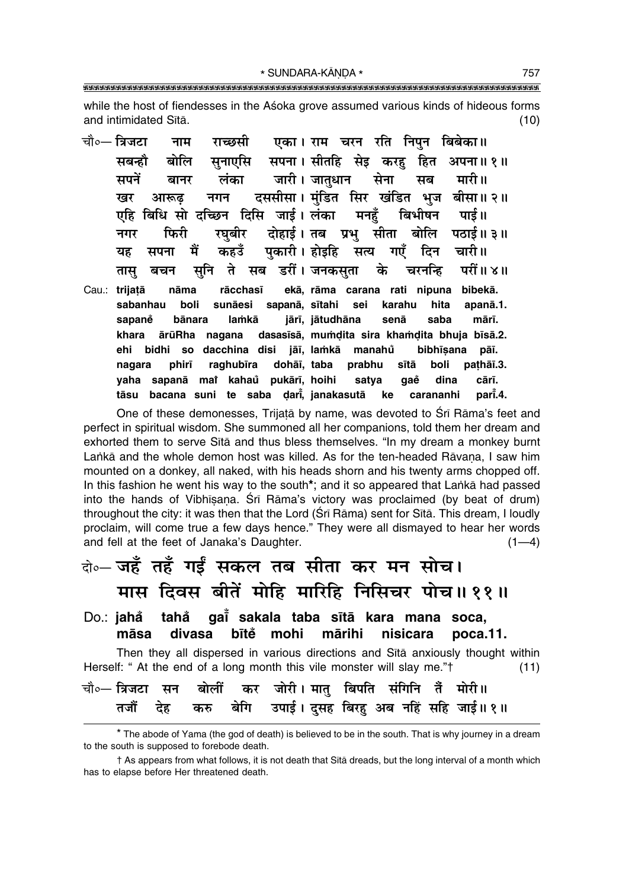while the host of fiendesses in the Aśoka grove assumed various kinds of hideous forms and intimidated Sītā. (10)

चौ०— त्रिजटा नाम राच्छसी एका। राम चरन रति निपुन बिबेका॥
सबन्हौ बोलि सुनाएसि सपना। सीतहि सेइ करहु हित अपना॥ १॥
सपनें बानर लंका जारी। जातुधान सेना सब मारी॥
खर आरूढ़ नगन दससीसा। मुंडित सिर खंडित भुज बीसा॥ २॥
एहि बिधि सो दच्छिन दिसि जाई। लंका मनहुँ बिभीषन पाई॥
नगर फिरी रघुबीर दोहाई। तब प्रभु सीता बोलि पठाई॥ ३॥
यह सपना मैं कहउँ पुकारी। होइहि सत्य गएँ दिन चारी॥
तासु बचन सुनि ते सब डरीं। जनकसुता के चरनन्हि परीं॥ ४॥

Cau.: trijaṭā nāma rācchasī ekā, rāma carana rati nipuna bibekā.
sabanhau boli sunāesi sapanā, sītahi sei karahu hita apanā.1.
sapanẽ bānara laṁkā jārī, jātudhāna senā saba mārī.
khara ārūRha nagana dasasīsā, muṁḍita sira khaṁḍita bhuja bīsā.2.
ehi bidhi so dacchina disi jāī, laṁkā manahũ bibhīṣana pāī.
nagara phirī raghubīra dohāī, taba prabhu sītā boli paṭhāī.3.
yaha sapanā maĩ kahaũ pukārī, hoihi satya gaẽ dina cārī.
tāsu bacana suni te saba ḍarī̃, janakasutā ke carananhi parī̃.4.

One of these demonesses, Trijaṭā by name, was devoted to Śrī Rāma's feet and perfect in spiritual wisdom. She summoned all her companions, told them her dream and exhorted them to serve Sītā and thus bless themselves. "In my dream a monkey burnt Laṅkā and the whole demon host was killed. As for the ten-headed Rāvaṇa, I saw him mounted on a donkey, all naked, with his heads shorn and his twenty arms chopped off. In this fashion he went his way to the south*; and it so appeared that Laṅkā had passed into the hands of Vibhīṣaṇa. Śrī Rāma's victory was proclaimed (by beat of drum) throughout the city: it was then that the Lord (Śrī Rāma) sent for Sītā. This dream, I loudly proclaim, will come true a few days hence." They were all dismayed to hear her words and fell at the feet of Janaka's Daughter. (1—4)

दो०— जहँ तहँ गईं सकल तब सीता कर मन सोच।
मास दिवस बीतें मोहि मारिहि निसिचर पोच॥ ११॥

Do.: jahå̃ tahå̃ gaī̃ sakala taba sītā kara mana soca,
māsa divasa bītẽ mohi mārihi nisicara poca.11.

Then they all dispersed in various directions and Sītā anxiously thought within Herself: " At the end of a long month this vile monster will slay me."† (11)

चौ०— त्रिजटा सन बोलीं कर जोरी। मातु बिपति संगिनि तैं मोरी॥
तजौं देह करु बेगि उपाई। दुसह बिरहु अब नहिं सहि जाई॥ १॥

* The abode of Yama (the god of death) is believed to be in the south. That is why journey in a dream to the south is supposed to forebode death.

† As appears from what follows, it is not death that Sītā dreads, but the long interval of a month which has to elapse before Her threatened death.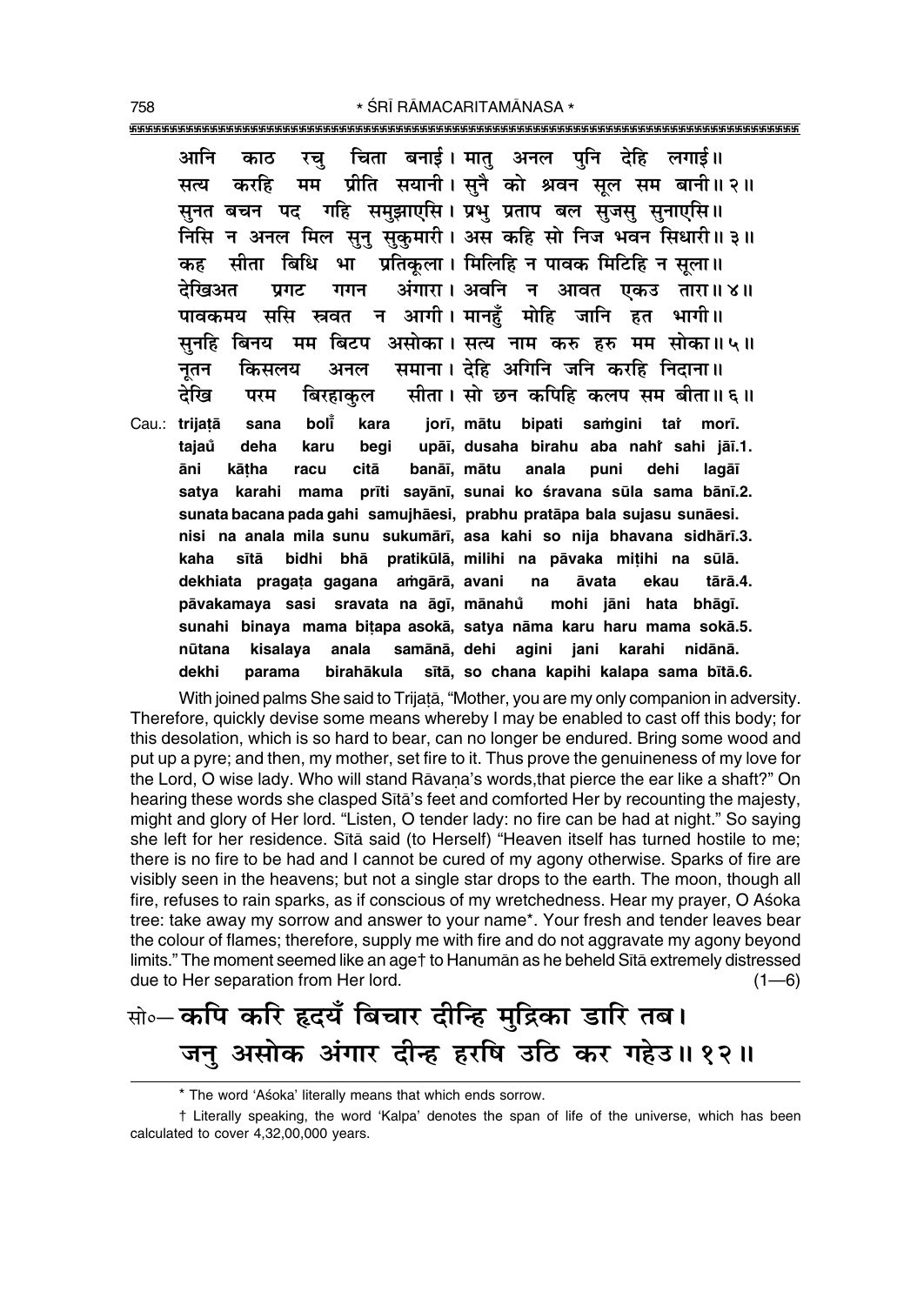आनि काठ रचु चिता बनाई। मातु अनल पुनि देहि लगाई॥
सत्य करहि मम प्रीति सयानी। सुनै को श्रवन सूल सम बानी॥ २॥
सुनत बचन पद गहि समुझाएसि। प्रभु प्रताप बल सुजसु सुनाएसि॥
निसि न अनल मिल सुनु सुकुमारी। अस कहि सो निज भवन सिधारी॥ ३॥
कह सीता बिधि भा प्रतिकूला। मिलिहि न पावक मिटिहि न सूला॥
देखिअत प्रगट गगन अंगारा। अवनि न आवत एकउ तारा॥ ४॥
पावकमय ससि स्रवत न आगी। मानहुँ मोहि जानि हत भागी॥
सुनहि बिनय मम बिटप असोका। सत्य नाम करु हरु मम सोका॥ ५॥
नूतन किसलय अनल समाना। देहि अगिनि जनि करहि निदाना॥
देखि परम बिरहाकुल सीता। सो छन कपिहि कलप सम बीता॥ ६॥

Cau.: trijaṭā sana bolī̐ kara jorī, mātu bipati saṁgini taiṁ morī.
tajaů deha karu begi upāī, dusaha birahu aba nahiṁ sahi jāī.1.
āni kāṭha racu citā banāī, mātu anala puni dehi lagāī
satya karahi mama prīti sayānī, sunai ko śravana sūla sama bānī.2.
sunata bacana pada gahi samujhāesi, prabhu pratāpa bala sujasu sunāesi.
nisi na anala mila sunu sukumārī, asa kahi so nija bhavana sidhārī.3.
kaha sītā bidhi bhā pratikūlā, milihi na pāvaka miṭihi na sūlā.
dekhiata pragaṭa gagana aṁgārā, avani na āvata ekau tārā.4.
pāvakamaya sasi sravata na āgī, mānahů mohi jāni hata bhāgī.
sunahi binaya mama biṭapa asokā, satya nāma karu haru mama sokā.5.
nūtana kisalaya anala samānā, dehi agini jani karahi nidānā.
dekhi parama birahākula sītā, so chana kapihi kalapa sama bītā.6.

With joined palms She said to Trijaṭā, "Mother, you are my only companion in adversity. Therefore, quickly devise some means whereby I may be enabled to cast off this body; for this desolation, which is so hard to bear, can no longer be endured. Bring some wood and put up a pyre; and then, my mother, set fire to it. Thus prove the genuineness of my love for the Lord, O wise lady. Who will stand Rāvaṇa's words,that pierce the ear like a shaft?" On hearing these words she clasped Sītā's feet and comforted Her by recounting the majesty, might and glory of Her lord. "Listen, O tender lady: no fire can be had at night." So saying she left for her residence. Sītā said (to Herself) "Heaven itself has turned hostile to me; there is no fire to be had and I cannot be cured of my agony otherwise. Sparks of fire are visibly seen in the heavens; but not a single star drops to the earth. The moon, though all fire, refuses to rain sparks, as if conscious of my wretchedness. Hear my prayer, O Aśoka tree: take away my sorrow and answer to your name*. Your fresh and tender leaves bear the colour of flames; therefore, supply me with fire and do not aggravate my agony beyond limits." The moment seemed like an age† to Hanumān as he beheld Sītā extremely distressed due to Her separation from Her lord. (1—6)

## सो०— कपि करि हृदयँ बिचार दीन्हि मुद्रिका डारि तब।
## जनु असोक अंगार दीन्ह हरषि उठि कर गहेउ॥ १२॥

---

* The word 'Aśoka' literally means that which ends sorrow.

† Literally speaking, the word 'Kalpa' denotes the span of life of the universe, which has been calculated to cover 4,32,00,000 years.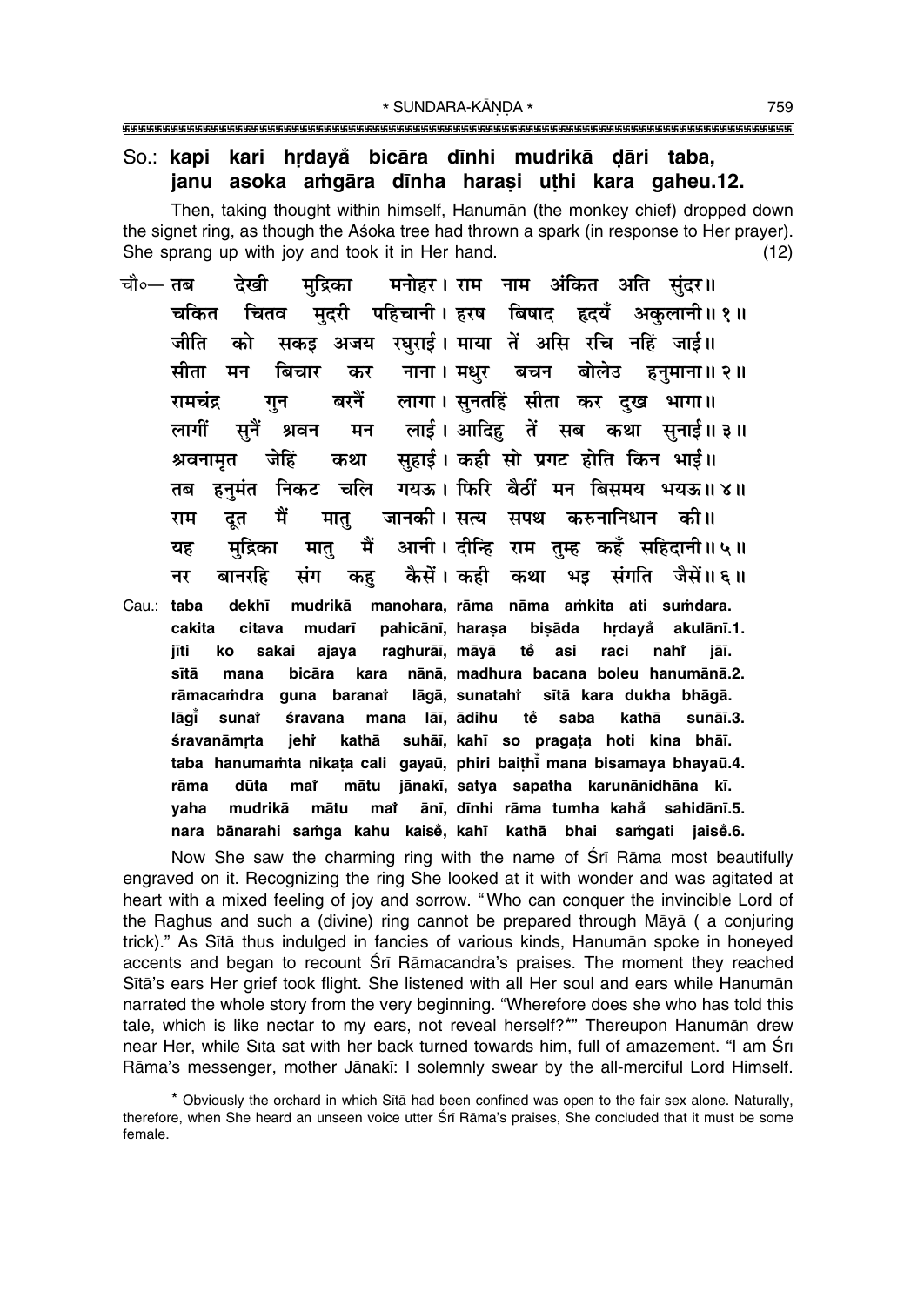So.: **kapi kari hṛdayå bicāra dīnhi mudrikā ḍāri taba,**
**janu asoka aṁgāra dīnha haraṣi uṭhi kara gaheu.12.**

Then, taking thought within himself, Hanumān (the monkey chief) dropped down the signet ring, as though the Aśoka tree had thrown a spark (in response to Her prayer). She sprang up with joy and took it in Her hand. (12)

चौ०— तब देखी मुद्रिका मनोहर। राम नाम अंकित अति सुंदर॥
चकित चितव मुदरी पहिचानी। हरष बिषाद हृदयँ अकुलानी॥ १॥
जीति को सकइ अजय रघुराई। माया तें असि रचि नहिं जाई॥
सीता मन बिचार कर नाना। मधुर बचन बोलेउ हनुमाना॥ २॥
रामचंद्र गुन बरनैं लागा। सुनतहिं सीता कर दुख भागा॥
लागीं सुनैं श्रवन मन लाई। आदिहु तें सब कथा सुनाई॥ ३॥
श्रवनामृत जेहिं कथा सुहाई। कही सो प्रगट होति किन भाई॥
तब हनुमंत निकट चलि गयऊ। फिरि बैठीं मन बिसमय भयऊ॥ ४॥
राम दूत मैं मातु जानकी। सत्य सपथ करुनानिधान की॥
यह मुद्रिका मातु मैं आनी। दीन्हि राम तुम्ह कहँ सहिदानी॥ ५॥
नर बानरहि संग कहु कैसें। कही कथा भइ संगति जैसें॥ ६॥

Cau.: **taba dekhī mudrikā manohara, rāma nāma aṁkita ati suṁdara.**
**cakita citava mudarī pahicānī, haraṣa biṣāda hṛdayå akulānī.1.**
**jīti ko sakai ajaya raghurāī, māyā tě asi raci nahi jāī.**
**sītā mana bicāra kara nānā, madhura bacana boleu hanumānā.2.**
**rāmacaṁdra guna baranaĩ lāgā, sunatahi sītā kara dukha bhāgā.**
**lāgī sunaĩ śravana mana lāī, ādihu tě saba kathā sunāī.3.**
**śravanāmṛta jehi kathā suhāī, kahī so pragaṭa hoti kina bhāī.**
**taba hanumaṁta nikaṭa cali gayaū, phiri baiṭhī mana bisamaya bhayaū.4.**
**rāma dūta maĩ mātu jānakī, satya sapatha karunānidhāna kī.**
**yaha mudrikā mātu maĩ ānī, dīnhi rāma tumha kahå sahidānī.5.**
**nara bānarahi saṁga kahu kaisě, kahī kathā bhai saṁgati jaisě.6.**

Now She saw the charming ring with the name of Śrī Rāma most beautifully engraved on it. Recognizing the ring She looked at it with wonder and was agitated at heart with a mixed feeling of joy and sorrow. "Who can conquer the invincible Lord of the Raghus and such a (divine) ring cannot be prepared through Māyā ( a conjuring trick)." As Sītā thus indulged in fancies of various kinds, Hanumān spoke in honeyed accents and began to recount Śrī Rāmacandra's praises. The moment they reached Sītā's ears Her grief took flight. She listened with all Her soul and ears while Hanumān narrated the whole story from the very beginning. "Wherefore does she who has told this tale, which is like nectar to my ears, not reveal herself?*" Thereupon Hanumān drew near Her, while Sītā sat with her back turned towards him, full of amazement. "I am Śrī Rāma's messenger, mother Jānakī: I solemnly swear by the all-merciful Lord Himself.

---

* Obviously the orchard in which Sītā had been confined was open to the fair sex alone. Naturally, therefore, when She heard an unseen voice utter Śrī Rāma's praises, She concluded that it must be some female.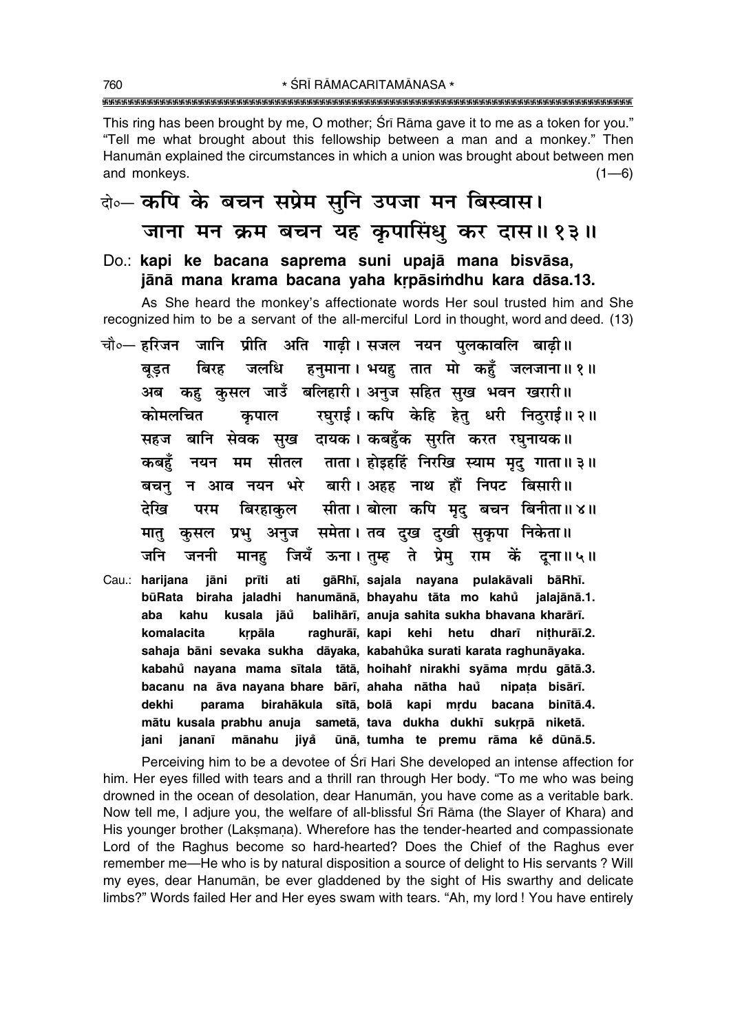This ring has been brought by me, O mother; Śrī Rāma gave it to me as a token for you." "Tell me what brought about this fellowship between a man and a monkey." Then Hanumān explained the circumstances in which a union was brought about between men and monkeys. (1—6)

दो०— **कपि के बचन सप्रेम सुनि उपजा मन बिस्वास।**
**जाना मन क्रम बचन यह कृपासिंधु कर दास॥ १३॥**

Do.: **kapi ke bacana saprema suni upajā mana bisvāsa,**
**jānā mana krama bacana yaha kṛpāsiṁdhu kara dāsa.13.**

As She heard the monkey's affectionate words Her soul trusted him and She recognized him to be a servant of the all-merciful Lord in thought, word and deed. (13)

चौ०— हरिजन जानि प्रीति अति गाढ़ी। सजल नयन पुलकावलि बाढ़ी॥
बूड़त बिरह जलधि हनुमाना। भयहु तात मो कहुँ जलजाना॥ १॥
अब कहु कुसल जाउँ बलिहारी। अनुज सहित सुख भवन खरारी॥
कोमलचित कृपाल रघुराई। कपि केहि हेतु धरी निठुराई॥ २॥
सहज बानि सेवक सुख दायक। कबहुँक सुरति करत रघुनायक॥
कबहुँ नयन मम सीतल ताता। होइहहिं निरखि स्याम मृदु गाता॥ ३॥
बचनु न आव नयन भरे बारी। अहह नाथ हौं निपट बिसारी॥
देखि परम बिरहाकुल सीता। बोला कपि मृदु बचन बिनीता॥ ४॥
मातु कुसल प्रभु अनुज समेता। तव दुख दुखी सुकृपा निकेता॥
जनि जननी मानहु जियँ ऊना। तुम्ह ते प्रेमु राम कें दूना॥ ५॥

Cau.: **harijana jāni prīti ati gāRhī, sajala nayana pulakāvali bāRhī.**
**būRata biraha jaladhi hanumānā, bhayahu tāta mo kahů jalajānā.1.**
**aba kahu kusala jāů balihārī, anuja sahita sukha bhavana kharārī.**
**komalacita kṛpāla raghurāī, kapi kehi hetu dharī niṭhurāī.2.**
**sahaja bāni sevaka sukha dāyaka, kabahůka surati karata raghunāyaka.**
**kabahů nayana mama sītala tātā, hoihahiṁ nirakhi syāma mṛdu gātā.3.**
**bacanu na āva nayana bhare bārī, ahaha nātha haů nipaṭa bisārī.**
**dekhi parama birahākula sītā, bolā kapi mṛdu bacana binītā.4.**
**mātu kusala prabhu anuja sametā, tava dukha dukhī sukṛpā niketā.**
**jani jananī mānahu jiyå ūnā, tumha te premu rāma kẽ dūnā.5.**

Perceiving him to be a devotee of Śrī Hari She developed an intense affection for him. Her eyes filled with tears and a thrill ran through Her body. "To me who was being drowned in the ocean of desolation, dear Hanumān, you have come as a veritable bark. Now tell me, I adjure you, the welfare of all-blissful Śrī Rāma (the Slayer of Khara) and His younger brother (Lakṣmaṇa). Wherefore has the tender-hearted and compassionate Lord of the Raghus become so hard-hearted? Does the Chief of the Raghus ever remember me—He who is by natural disposition a source of delight to His servants ? Will my eyes, dear Hanumān, be ever gladdened by the sight of His swarthy and delicate limbs?" Words failed Her and Her eyes swam with tears. "Ah, my lord ! You have entirely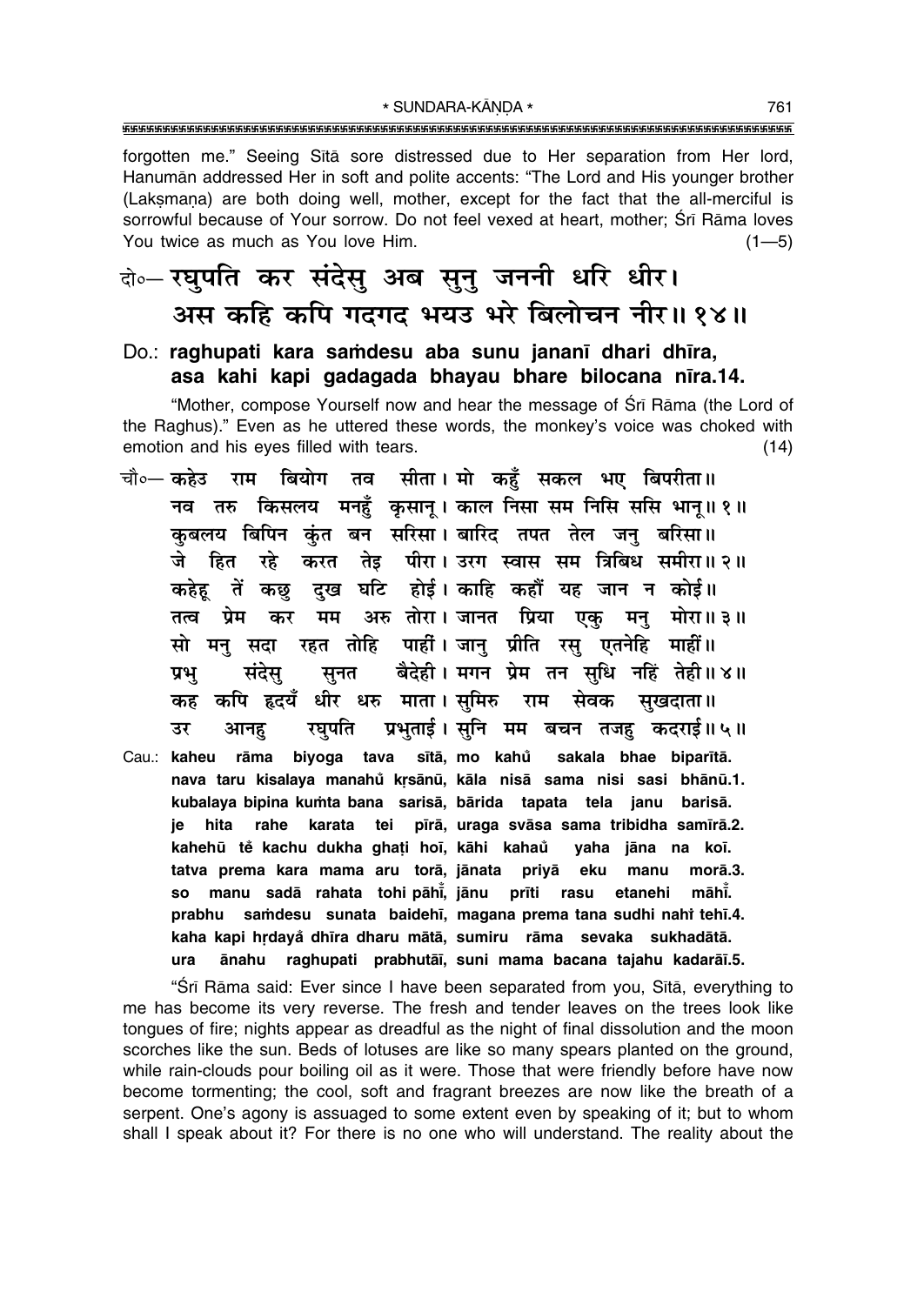forgotten me." Seeing Sītā sore distressed due to Her separation from Her lord, Hanumān addressed Her in soft and polite accents: "The Lord and His younger brother (Lakṣmaṇa) are both doing well, mother, except for the fact that the all-merciful is sorrowful because of Your sorrow. Do not feel vexed at heart, mother; Śrī Rāma loves You twice as much as You love Him. (1—5)

दो०— रघुपति कर संदेसु अब सुनु जननी धरि धीर।
अस कहि कपि गदगद भयउ भरे बिलोचन नीर॥ १४॥

Do.: **raghupati kara saṁdesu aba sunu jananī dhari dhīra,
asa kahi kapi gadagada bhayau bhare bilocana nīra.14.**

"Mother, compose Yourself now and hear the message of Śrī Rāma (the Lord of the Raghus)." Even as he uttered these words, the monkey's voice was choked with emotion and his eyes filled with tears. (14)

चौ०— कहेउ राम बियोग तव सीता। मो कहुँ सकल भए बिपरीता॥
नव तरु किसलय मनहुँ कृसानू। काल निसा सम निसि ससि भानू॥ १॥
कुबलय बिपिन कुंत बन सरिसा। बारिद तपत तेल जनु बरिसा॥
जे हित रहे करत तेइ पीरा। उरग स्वास सम त्रिबिध समीरा॥ २॥
कहेहू तें कछु दुख घटि होई। काहि कहौं यह जान न कोई॥
तत्व प्रेम कर मम अरु तोरा। जानत प्रिया एकु मनु मोरा॥ ३॥
सो मनु सदा रहत तोहि पाहीं। जानु प्रीति रसु एतनेहि माहीं॥
प्रभु संदेसु सुनत बैदेही। मगन प्रेम तन सुधि नहिं तेही॥ ४॥
कह कपि हृदयँ धीर धरु माता। सुमिरु राम सेवक सुखदाता॥
उर आनहु रघुपति प्रभुताई। सुनि मम बचन तजहु कदराई॥ ५॥

Cau.: **kaheu rāma biyoga tava sītā, mo kahů sakala bhae biparītā.
nava taru kisalaya manahů kṛsānū, kāla nisā sama nisi sasi bhānū.1.
kubalaya bipina kuṁta bana sarisā, bārida tapata tela janu barisā.
je hita rahe karata tei pīrā, uraga svāsa sama tribidha samīrā.2.
kahehū tẽ kachu dukha ghaṭi hoī, kāhi kahaů yaha jāna na koī.
tatva prema kara mama aru torā, jānata priyā eku manu morā.3.
so manu sadā rahata tohi pāhī̃, jānu prīti rasu etanehi māhī̃.
prabhu saṁdesu sunata baidehī, magana prema tana sudhi nahi̇̃ tehī.4.
kaha kapi hṛdayå dhīra dharu mātā, sumiru rāma sevaka sukhadātā.
ura ānahu raghupati prabhutāī, suni mama bacana tajahu kadarāī.5.**

"Śrī Rāma said: Ever since I have been separated from you, Sītā, everything to me has become its very reverse. The fresh and tender leaves on the trees look like tongues of fire; nights appear as dreadful as the night of final dissolution and the moon scorches like the sun. Beds of lotuses are like so many spears planted on the ground, while rain-clouds pour boiling oil as it were. Those that were friendly before have now become tormenting; the cool, soft and fragrant breezes are now like the breath of a serpent. One's agony is assuaged to some extent even by speaking of it; but to whom shall I speak about it? For there is no one who will understand. The reality about the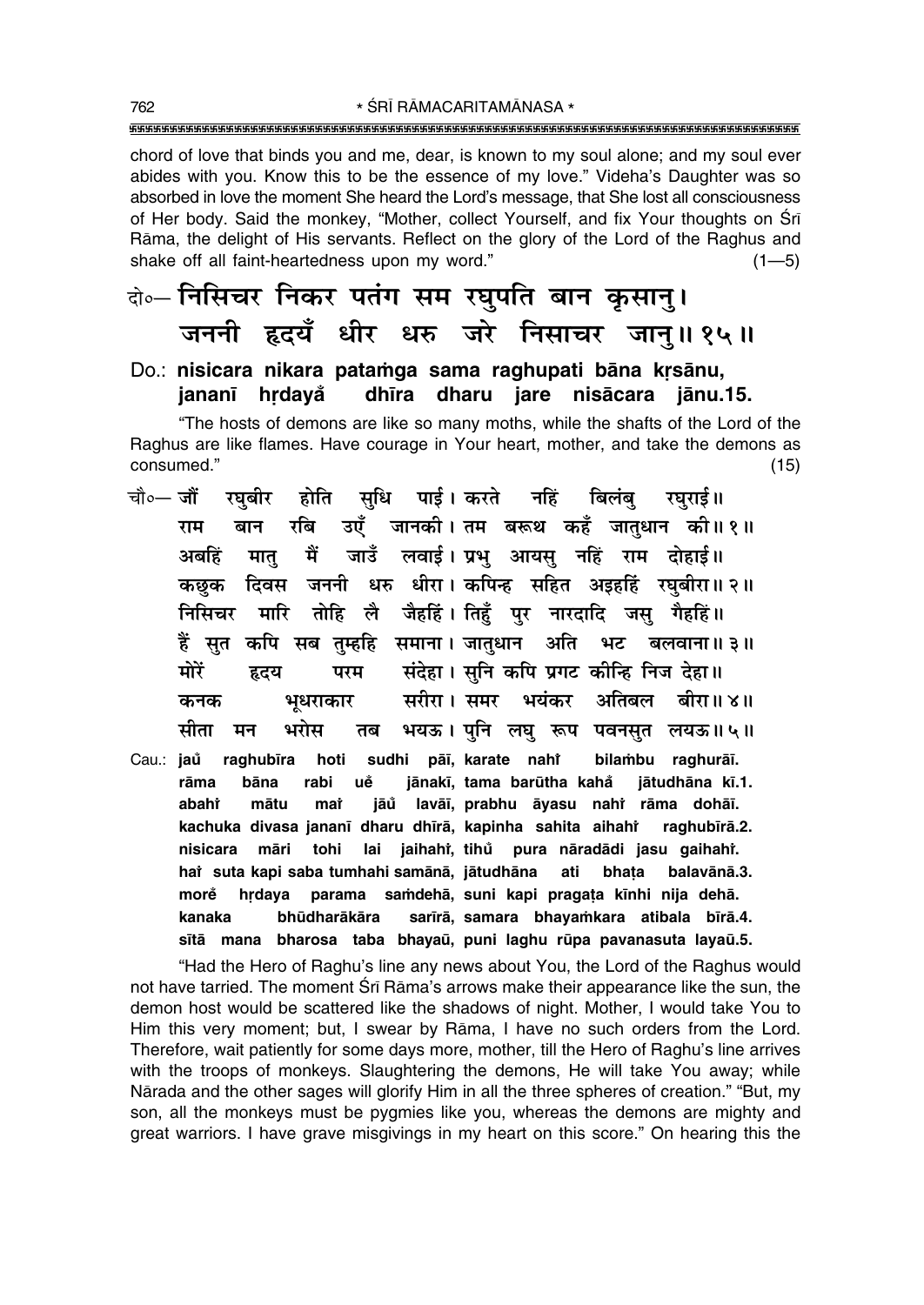chord of love that binds you and me, dear, is known to my soul alone; and my soul ever abides with you. Know this to be the essence of my love." Videha's Daughter was so absorbed in love the moment She heard the Lord's message, that She lost all consciousness of Her body. Said the monkey, "Mother, collect Yourself, and fix Your thoughts on Śrī Rāma, the delight of His servants. Reflect on the glory of the Lord of the Raghus and shake off all faint-heartedness upon my word." (1—5)

दो०— निसिचर निकर पतंग सम रघुपति बान कृसानु।
जननी हृदयँ धीर धरु जरे निसाचर जानु॥ १५॥

Do.: **nisicara nikara pataṁga sama raghupati bāna kṛsānu,**
**jananī hṛdayaँ dhīra dharu jare nisācara jānu.15.**

"The hosts of demons are like so many moths, while the shafts of the Lord of the Raghus are like flames. Have courage in Your heart, mother, and take the demons as consumed." (15)

चौ०— जौं रघुबीर होति सुधि पाई। करते नहिं बिलंबु रघुराई॥
राम बान रबि उएँ जानकी। तम बरूथ कहँ जातुधान की॥ १॥
अबहिं मातु मैं जाउँ लवाई। प्रभु आयसु नहिं राम दोहाई॥
कछुक दिवस जननी धरु धीरा। कपिन्ह सहित अइहहिं रघुबीरा॥ २॥
निसिचर मारि तोहि लै जैहहिं। तिहुँ पुर नारदादि जसु गैहहिं॥
हैं सुत कपि सब तुम्हहि समाना। जातुधान अति भट बलवाना॥ ३॥
मोरें हृदय परम संदेहा। सुनि कपि प्रगट कीन्हि निज देहा॥
कनक भूधराकार सरीरा। समर भयंकर अतिबल बीरा॥ ४॥
सीता मन भरोस तब भयऊ। पुनि लघु रूप पवनसुत लयऊ॥ ५॥

Cau.: **jauँ raghubīra hoti sudhi pāī, karate nahiँ bilaṁbu raghurāī.**
**rāma bāna rabi ueँ jānakī, tama barūtha kahaँ jātudhāna kī.1.**
**abahiँ mātu maiँ jāuँ lavāī, prabhu āyasu nahiँ rāma dohāī.**
**kachuka divasa jananī dharu dhīrā, kapinha sahita aihahiँ raghubīrā.2.**
**nisicara māri tohi lai jaihahiँ, tihuँ pura nāradādi jasu gaihahiँ.**
**haiँ suta kapi saba tumhahi samānā, jātudhāna ati bhaṭa balavānā.3.**
**moreँ hṛdaya parama saṁdehā, suni kapi pragaṭa kīnhi nija dehā.**
**kanaka bhūdharākāra sarīrā, samara bhayaṁkara atibala bīrā.4.**
**sītā mana bharosa taba bhayaū, puni laghu rūpa pavanasuta layaū.5.**

"Had the Hero of Raghu's line any news about You, the Lord of the Raghus would not have tarried. The moment Śrī Rāma's arrows make their appearance like the sun, the demon host would be scattered like the shadows of night. Mother, I would take You to Him this very moment; but, I swear by Rāma, I have no such orders from the Lord. Therefore, wait patiently for some days more, mother, till the Hero of Raghu's line arrives with the troops of monkeys. Slaughtering the demons, He will take You away; while Nārada and the other sages will glorify Him in all the three spheres of creation." "But, my son, all the monkeys must be pygmies like you, whereas the demons are mighty and great warriors. I have grave misgivings in my heart on this score." On hearing this the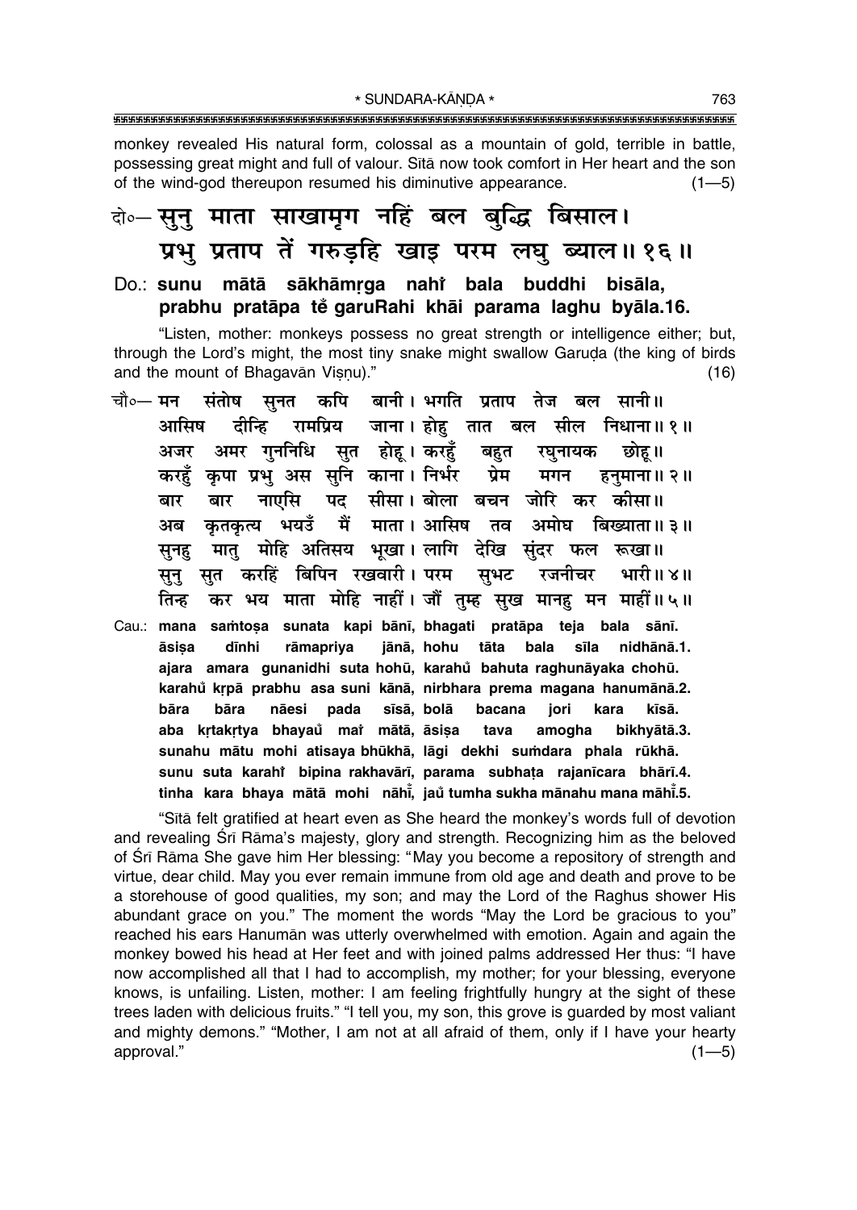monkey revealed His natural form, colossal as a mountain of gold, terrible in battle, possessing great might and full of valour. Sītā now took comfort in Her heart and the son of the wind-god thereupon resumed his diminutive appearance. (1—5)

दो०— सुनु माता साखामृग नहिं बल बुद्धि बिसाल।
प्रभु प्रताप तें गरुड़हि खाइ परम लघु ब्याल॥ १६॥

Do.: **sunu mātā sākhāmṛga nahĩ bala buddhi bisāla,**
**prabhu pratāpa tẽ garuRahi khāi parama laghu byāla.16.**

"Listen, mother: monkeys possess no great strength or intelligence either; but, through the Lord's might, the most tiny snake might swallow Garuḍa (the king of birds and the mount of Bhagavān Viṣṇu)." (16)

चौ०— मन संतोष सुनत कपि बानी। भगति प्रताप तेज बल सानी॥
आसिष दीन्हि रामप्रिय जाना। होहु तात बल सील निधाना॥ १॥
अजर अमर गुननिधि सुत होहू। करहुँ बहुत रघुनायक छोहू॥
करहुँ कृपा प्रभु अस सुनि काना। निर्भर प्रेम मगन हनुमाना॥ २॥
बार बार नाएसि पद सीसा। बोला बचन जोरि कर कीसा॥
अब कृतकृत्य भयउँ मैं माता। आसिष तव अमोघ बिख्याता॥ ३॥
सुनहु मातु मोहि अतिसय भूखा। लागि देखि सुंदर फल रूखा॥
सुनु सुत करहिं बिपिन रखवारी। परम सुभट रजनीचर भारी॥ ४॥
तिन्ह कर भय माता मोहि नाहीं। जौं तुम्ह सुख मानहु मन माहीं॥ ५॥

Cau.: **mana saṁtoṣa sunata kapi bānī, bhagati pratāpa teja bala sānī.**
**āsiṣa dīnhi rāmapriya jānā, hohu tāta bala sīla nidhānā.1.**
**ajara amara gunanidhi suta hohū, karahũ bahuta raghunāyaka chohū.**
**karahũ kṛpā prabhu asa suni kānā, nirbhara prema magana hanumānā.2.**
**bāra bāra nāesi pada sīsā, bolā bacana jori kara kīsā.**
**aba kṛtakṛtya bhayaũ maĩ mātā, āsiṣa tava amogha bikhyātā.3.**
**sunahu mātu mohi atisaya bhūkhā, lāgi dekhi suṁdara phala rūkhā.**
**sunu suta karahĩ bipina rakhavārī, parama subhaṭa rajanīcara bhārī.4.**
**tinha kara bhaya mātā mohi nāhī̃, jaũ tumha sukha mānahu mana māhī̃.5.**

"Sītā felt gratified at heart even as She heard the monkey's words full of devotion and revealing Śrī Rāma's majesty, glory and strength. Recognizing him as the beloved of Śrī Rāma She gave him Her blessing: "May you become a repository of strength and virtue, dear child. May you ever remain immune from old age and death and prove to be a storehouse of good qualities, my son; and may the Lord of the Raghus shower His abundant grace on you." The moment the words "May the Lord be gracious to you" reached his ears Hanumān was utterly overwhelmed with emotion. Again and again the monkey bowed his head at Her feet and with joined palms addressed Her thus: "I have now accomplished all that I had to accomplish, my mother; for your blessing, everyone knows, is unfailing. Listen, mother: I am feeling frightfully hungry at the sight of these trees laden with delicious fruits." "I tell you, my son, this grove is guarded by most valiant and mighty demons." "Mother, I am not at all afraid of them, only if I have your hearty approval." (1—5)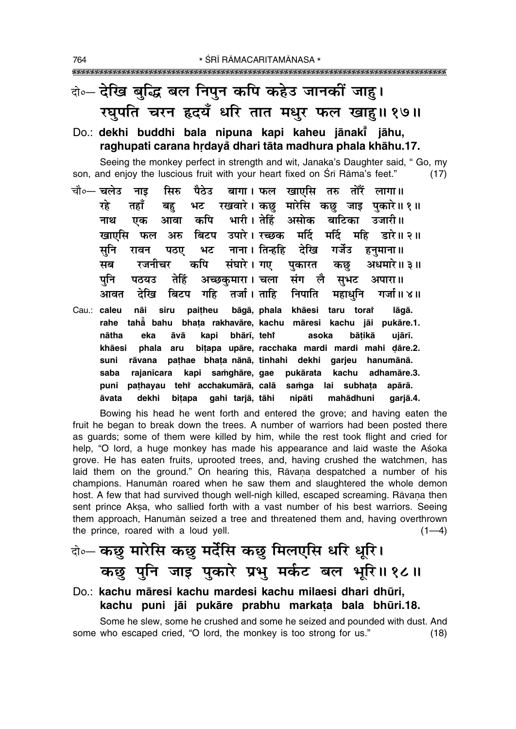दो०— देखि बुद्धि बल निपुन कपि कहेउ जानकीं जाहु।
रघुपति चरन हृदयँ धरि तात मधुर फल खाहु॥ १७॥

Do.: **dekhi buddhi bala nipuna kapi kaheu jānakī̐ jāhu, raghupati carana hṛdayā̐ dhari tāta madhura phala khāhu.17.**

Seeing the monkey perfect in strength and wit, Janaka's Daughter said, " Go, my son, and enjoy the luscious fruit with your heart fixed on Śrī Rāma's feet." (17)

चौ०— चलेउ नाइ सिरु पैठेउ बागा। फल खाएसि तरु तौरें लागा॥
रहे तहाँ बहु भट रखवारे। कछु मारेसि कछु जाइ पुकारे॥ १॥
नाथ एक आवा कपि भारी। तेहिं असोक बाटिका उजारी॥
खाएसि फल अरु बिटप उपारे। रच्छक मर्दि मर्दि महि डारे॥ २॥
सुनि रावन पठए भट नाना। तिन्हहि देखि गर्जेउ हनुमाना॥
सब रजनीचर कपि संघारे। गए पुकारत कछु अधमारे॥ ३॥
पुनि पठयउ तेहिं अच्छकुमारा। चला संग लै सुभट अपारा॥
आवत देखि बिटप गहि तर्जा। ताहि निपाति महाधुनि गर्जा॥ ४॥

Cau.: **caleu nāi siru paiṭheu bāgā, phala khāesi taru torāĩ lāgā. rahe tahā̐ bahu bhaṭa rakhavāre, kachu māresi kachu jāi pukāre.1. nātha eka āvā kapi bhārī, tehĩ asoka bāṭikā ujārī. khāesi phala aru biṭapa upāre, racchaka mardi mardi mahi ḍāre.2. suni rāvana paṭhae bhaṭa nānā, tinhahi dekhi garjeu hanumānā. saba rajanīcara kapi saṁghāre, gae pukārata kachu adhamāre.3. puni paṭhayau tehĩ acchakumārā, calā saṁga lai subhaṭa apārā. āvata dekhi biṭapa gahi tarjā, tāhi nipāti mahādhuni garjā.4.**

Bowing his head he went forth and entered the grove; and having eaten the fruit he began to break down the trees. A number of warriors had been posted there as guards; some of them were killed by him, while the rest took flight and cried for help, "O lord, a huge monkey has made his appearance and laid waste the Aśoka grove. He has eaten fruits, uprooted trees, and, having crushed the watchmen, has laid them on the ground." On hearing this, Rāvaṇa despatched a number of his champions. Hanumān roared when he saw them and slaughtered the whole demon host. A few that had survived though well-nigh killed, escaped screaming. Rāvaṇa then sent prince Akṣa, who sallied forth with a vast number of his best warriors. Seeing them approach, Hanumān seized a tree and threatened them and, having overthrown the prince, roared with a loud yell. (1—4)

दो०— कछु मारेसि कछु मर्देसि कछु मिलएसि धरि धूरि।
कछु पुनि जाइ पुकारे प्रभु मर्कट बल भूरि॥ १८॥

Do.: **kachu māresi kachu mardesi kachu milaesi dhari dhūri, kachu puni jāi pukāre prabhu markaṭa bala bhūri.18.**

Some he slew, some he crushed and some he seized and pounded with dust. And some who escaped cried, "O lord, the monkey is too strong for us." (18)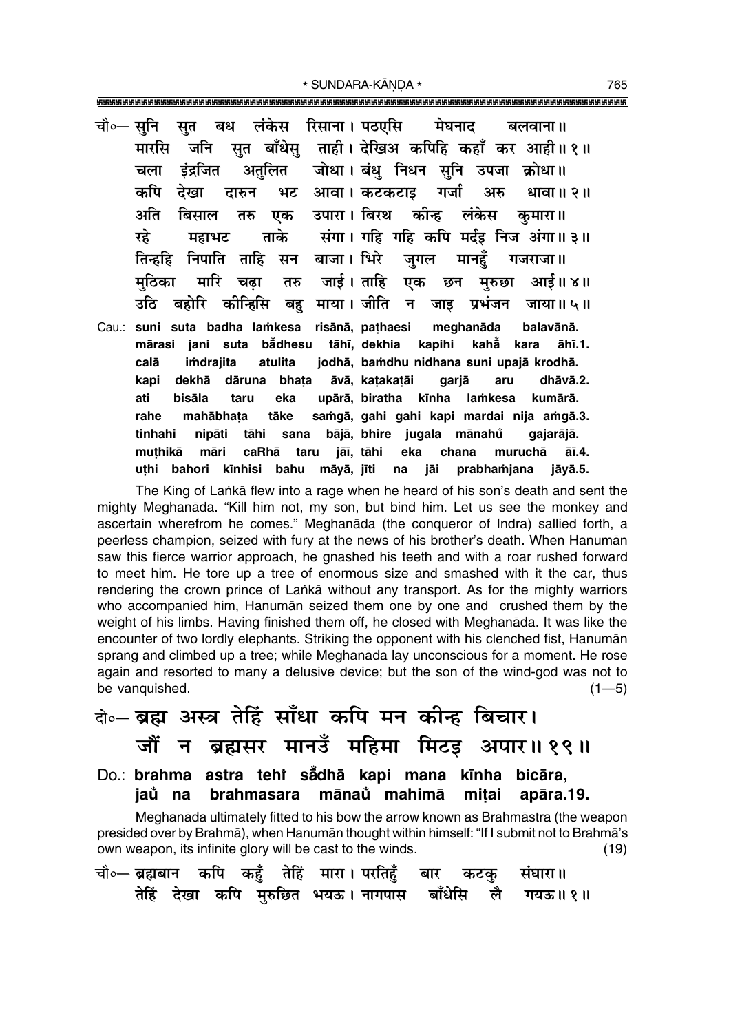चौ०— सुनि सुत बध लंकेस रिसाना। पठएसि मेघनाद बलवाना॥
मारसि जनि सुत बाँधेसु ताही। देखिअ कपिहि कहाँ कर आही॥ १॥
चला इंद्रजित अतुलित जोधा। बंधु निधन सुनि उपजा क्रोधा॥
कपि देखा दारुन भट आवा। कटकटाइ गर्जा अरु धावा॥ २॥
अति बिसाल तरु एक उपारा। बिरथ कीन्ह लंकेस कुमारा॥
रहे महाभट ताके संगा। गहि गहि कपि मर्दइ निज अंगा॥ ३॥
तिन्हहि निपाति ताहि सन बाजा। भिरे जुगल मानहुँ गजराजा॥
मुठिका मारि चढ़ा तरु जाई। ताहि एक छन मुरुछा आई॥ ४॥
उठि बहोरि कीन्हिसि बहु माया। जीति न जाइ प्रभंजन जाया॥ ५॥

Cau.: **suni suta badha laṁkesa risānā, paṭhaesi meghanāda balavānā.**
**mārasi jani suta bā̐dhesu tāhī, dekhia kapihi kahā̐ kara āhī.1.**
**calā iṁdrajita atulita jodhā, baṁdhu nidhana suni upajā krodhā.**
**kapi dekhā dāruna bhaṭa āvā, kaṭakaṭāi garjā aru dhāvā.2.**
**ati bisāla taru eka upārā, biratha kīnha laṁkesa kumārā.**
**rahe mahābhaṭa tāke saṁgā, gahi gahi kapi mardai nija aṁgā.3.**
**tinhahi nipāti tāhi sana bājā, bhire jugala mānahu̐ gajarājā.**
**muṭhikā māri caRhā taru jāī, tāhi eka chana muruchā āī.4.**
**uṭhi bahori kīnhisi bahu māyā, jīti na jāi prabhaṁjana jāyā.5.**

The King of Laṅkā flew into a rage when he heard of his son's death and sent the mighty Meghanāda. "Kill him not, my son, but bind him. Let us see the monkey and ascertain wherefrom he comes." Meghanāda (the conqueror of Indra) sallied forth, a peerless champion, seized with fury at the news of his brother's death. When Hanumān saw this fierce warrior approach, he gnashed his teeth and with a roar rushed forward to meet him. He tore up a tree of enormous size and smashed with it the car, thus rendering the crown prince of Laṅkā without any transport. As for the mighty warriors who accompanied him, Hanumān seized them one by one and crushed them by the weight of his limbs. Having finished them off, he closed with Meghanāda. It was like the encounter of two lordly elephants. Striking the opponent with his clenched fist, Hanumān sprang and climbed up a tree; while Meghanāda lay unconscious for a moment. He rose again and resorted to many a delusive device; but the son of the wind-god was not to be vanquished. (1—5)

दो०— **ब्रह्म अस्त्र तेहिं साँधा कपि मन कीन्ह बिचार।**
**जौं न ब्रह्मसर मानउँ महिमा मिटइ अपार॥ १९॥**

Do.: **brahma astra tehi̐ sā̐dhā kapi mana kīnha bicāra,**
**jau̐ na brahmasara mānau̐ mahimā miṭai apāra.19.**

Meghanāda ultimately fitted to his bow the arrow known as Brahmāstra (the weapon presided over by Brahmā), when Hanumān thought within himself: "If I submit not to Brahmā's own weapon, its infinite glory will be cast to the winds." (19)

चौ०— ब्रह्मबान कपि कहुँ तेहिं मारा। परतिहुँ बार कटकु संघारा॥
तेहिं देखा कपि मुरुछित भयऊ। नागपास बाँधेसि लै गयऊ॥ १॥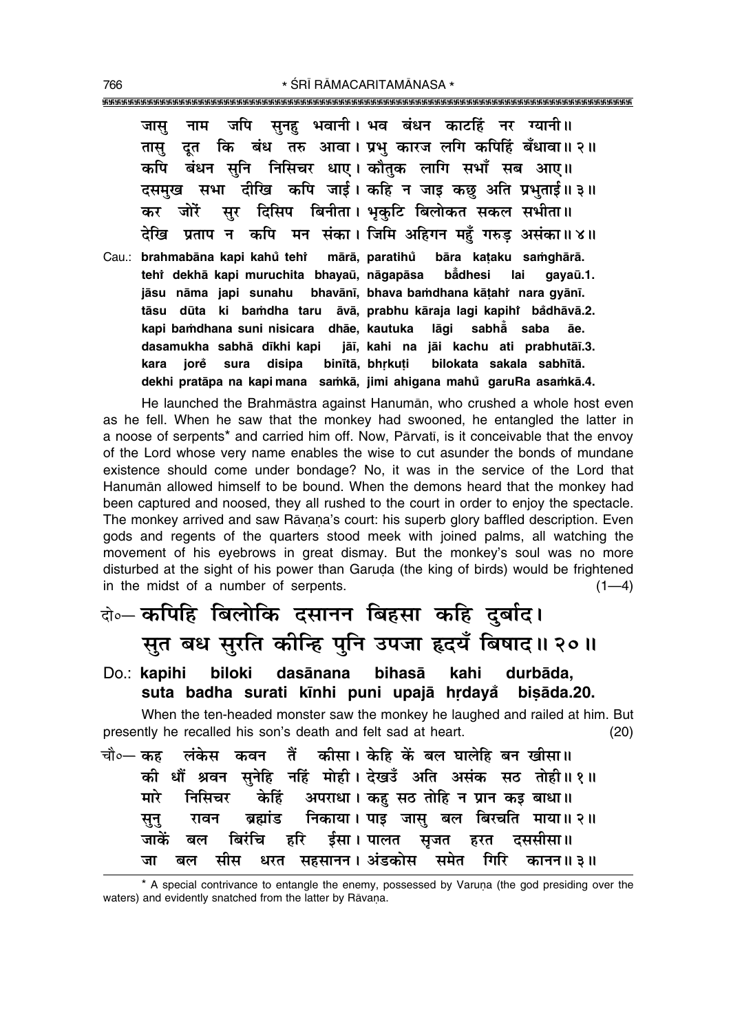जासु नाम जपि सुनहु भवानी। भव बंधन काटहिं नर ग्यानी॥
तासु दूत कि बंध तरु आवा। प्रभु कारज लगि कपिहिं बँधावा॥ २॥
कपि बंधन सुनि निसिचर धाए। कौतुक लागि सभाँ सब आए॥
दसमुख सभा दीखि कपि जाई। कहि न जाइ कछु अति प्रभुताई॥ ३॥
कर जोरें सुर दिसिप बिनीता। भृकुटि बिलोकत सकल सभीता॥
देखि प्रताप न कपि मन संका। जिमि अहिगन महुँ गरुड़ असंका॥ ४॥

Cau.: **brahmabāna kapi kahů tehi̇̃ mārā, paratihů bāra kaṭaku saṁghārā.**
**tehi̇̃ dekhā kapi muruchita bhayaū, nāgapāsa bā̐dhesi lai gayaū.1.**
**jāsu nāma japi sunahu bhavānī, bhava baṁdhana kāṭahi̇̃ nara gyānī.**
**tāsu dūta ki baṁdha taru āvā, prabhu kāraja lagi kapihi̇̃ ba̐dhāvā.2.**
**kapi baṁdhana suni nisicara dhāe, kautuka lāgi sabhā̐ saba āe.**
**dasamukha sabhā dīkhi kapi jāī, kahi na jāi kachu ati prabhutāī.3.**
**kara jore̐ sura disipa binītā, bhṛkuṭi bilokata sakala sabhītā.**
**dekhi pratāpa na kapi mana saṁkā, jimi ahigana mahů garuRa asaṁkā.4.**

He launched the Brahmāstra against Hanumān, who crushed a whole host even as he fell. When he saw that the monkey had swooned, he entangled the latter in a noose of serpents* and carried him off. Now, Pārvatī, is it conceivable that the envoy of the Lord whose very name enables the wise to cut asunder the bonds of mundane existence should come under bondage? No, it was in the service of the Lord that Hanumān allowed himself to be bound. When the demons heard that the monkey had been captured and noosed, they all rushed to the court in order to enjoy the spectacle. The monkey arrived and saw Rāvaṇa's court: his superb glory baffled description. Even gods and regents of the quarters stood meek with joined palms, all watching the movement of his eyebrows in great dismay. But the monkey's soul was no more disturbed at the sight of his power than Garuḍa (the king of birds) would be frightened in the midst of a number of serpents. (1—4)

दो०— **कपिहि बिलोकि दसानन बिहसा कहि दुर्बाद।**
**सुत बध सुरति कीन्हि पुनि उपजा हृदयँ बिषाद॥ २०॥**

Do.: **kapihi biloki dasānana bihasā kahi durbāda,**
**suta badha surati kīnhi puni upajā hṛdayå̐ biṣāda.20.**

When the ten-headed monster saw the monkey he laughed and railed at him. But presently he recalled his son's death and felt sad at heart. (20)

चौ०— कह लंकेस कवन तैं कीसा। केहि कें बल घालेहि बन खीसा॥
की धौं श्रवन सुनेहि नहिं मोही। देखउँ अति असंक सठ तोही॥ १॥
मारे निसिचर केहिं अपराधा। कहु सठ तोहि न प्रान कइ बाधा॥
सुनु रावन ब्रह्मांड निकाया। पाइ जासु बल बिरचति माया॥ २॥
जाकें बल बिरंचि हरि ईसा। पालत सृजत हरत दससीसा॥
जा बल सीस धरत सहसानन। अंडकोस समेत गिरि कानन॥ ३॥

* A special contrivance to entangle the enemy, possessed by Varuṇa (the god presiding over the waters) and evidently snatched from the latter by Rāvaṇa.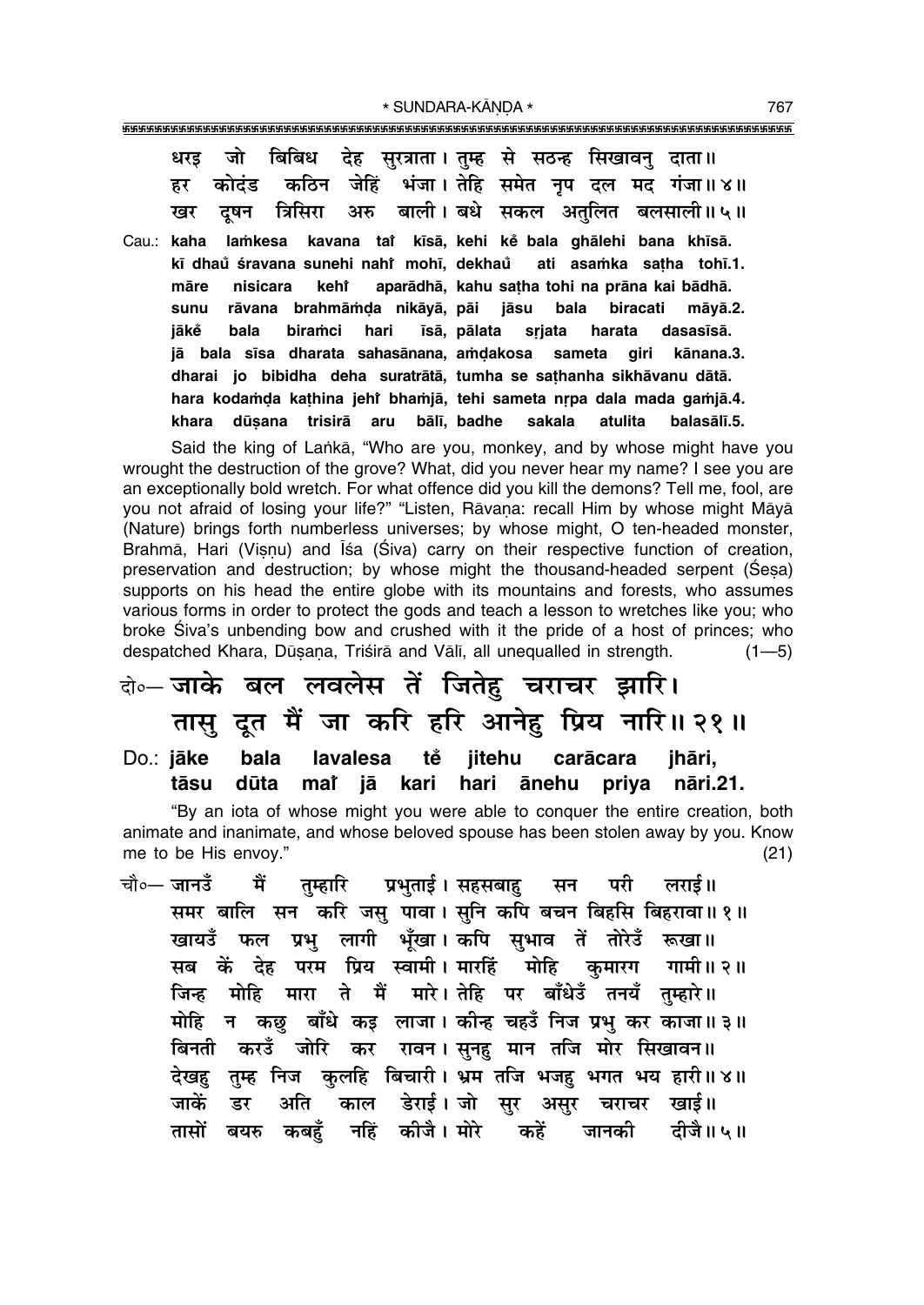धरइ जो बिबिध देह सुरत्राता। तुम्ह से सठन्ह सिखावनु दाता॥
हर कोदंड कठिन जेहिं भंजा। तेहि समेत नृप दल मद गंजा॥४॥
खर दूषन त्रिसिरा अरु बाली। बधे सकल अतुलित बलसाली॥५॥

Cau.: **kaha laṁkesa kavana taiṁ kīsā, kehi keṁ bala ghālehi bana khīsā.**
**kī dhauṁ śravana sunehi nahiṁ mohī, dekhauṁ ati asaṁka saṭha tohī.1.**
**māre nisicara kehiṁ aparādhā, kahu saṭha tohi na prāna kai bādhā.**
**sunu rāvana brahmāṁḍa nikāyā, pāi jāsu bala biracati māyā.2.**
**jākeṁ bala biraṁci hari īsā, pālata sṛjata harata dasasīsā.**
**jā bala sīsa dharata sahasānana, aṁḍakosa sameta giri kānana.3.**
**dharai jo bibidha deha suratrātā, tumha se saṭhanha sikhāvanu dātā.**
**hara kodaṁḍa kaṭhina jehiṁ bhaṁjā, tehi sameta nṛpa dala mada gaṁjā.4.**
**khara dūṣana trisirā aru bālī, badhe sakala atulita balasālī.5.**

Said the king of Laṅkā, "Who are you, monkey, and by whose might have you wrought the destruction of the grove? What, did you never hear my name? I see you are an exceptionally bold wretch. For what offence did you kill the demons? Tell me, fool, are you not afraid of losing your life?" "Listen, Rāvaṇa: recall Him by whose might Māyā (Nature) brings forth numberless universes; by whose might, O ten-headed monster, Brahmā, Hari (Viṣṇu) and Īśa (Śiva) carry on their respective function of creation, preservation and destruction; by whose might the thousand-headed serpent (Śeṣa) supports on his head the entire globe with its mountains and forests, who assumes various forms in order to protect the gods and teach a lesson to wretches like you; who broke Śiva's unbending bow and crushed with it the pride of a host of princes; who despatched Khara, Dūṣaṇa, Triśirā and Vālī, all unequalled in strength. (1—5)

दो०— जाके बल लवलेस तें जितेहु चराचर झारि।
तासु दूत मैं जा करि हरि आनेहु प्रिय नारि॥२१॥

Do.: **jāke bala lavalesa teṁ jitehu carācara jhāri,**
**tāsu dūta maiṁ jā kari hari ānehu priya nāri.21.**

"By an iota of whose might you were able to conquer the entire creation, both animate and inanimate, and whose beloved spouse has been stolen away by you. Know me to be His envoy." (21)

चौ०— जानउँ मैं तुम्हारि प्रभुताई। सहसबाहु सन परी लराई॥
समर बालि सन करि जसु पावा। सुनि कपि बचन बिहसि बिहरावा॥१॥
खायउँ फल प्रभु लागी भूँखा। कपि सुभाव तें तोरेउँ रूखा॥
सब कें देह परम प्रिय स्वामी। मारहिं मोहि कुमारग गामी॥२॥
जिन्ह मोहि मारा ते मैं मारे। तेहि पर बाँधेउँ तनयँ तुम्हारे॥
मोहि न कछु बाँधे कइ लाजा। कीन्ह चहउँ निज प्रभु कर काजा॥३॥
बिनती करउँ जोरि कर रावन। सुनहु मान तजि मोर सिखावन॥
देखहु तुम्ह निज कुलहि बिचारी। भ्रम तजि भजहु भगत भय हारी॥४॥
जाकें डर अति काल डेराई। जो सुर असुर चराचर खाई॥
तासों बयरु कबहुँ नहिं कीजै। मोरे कहें जानकी दीजै॥५॥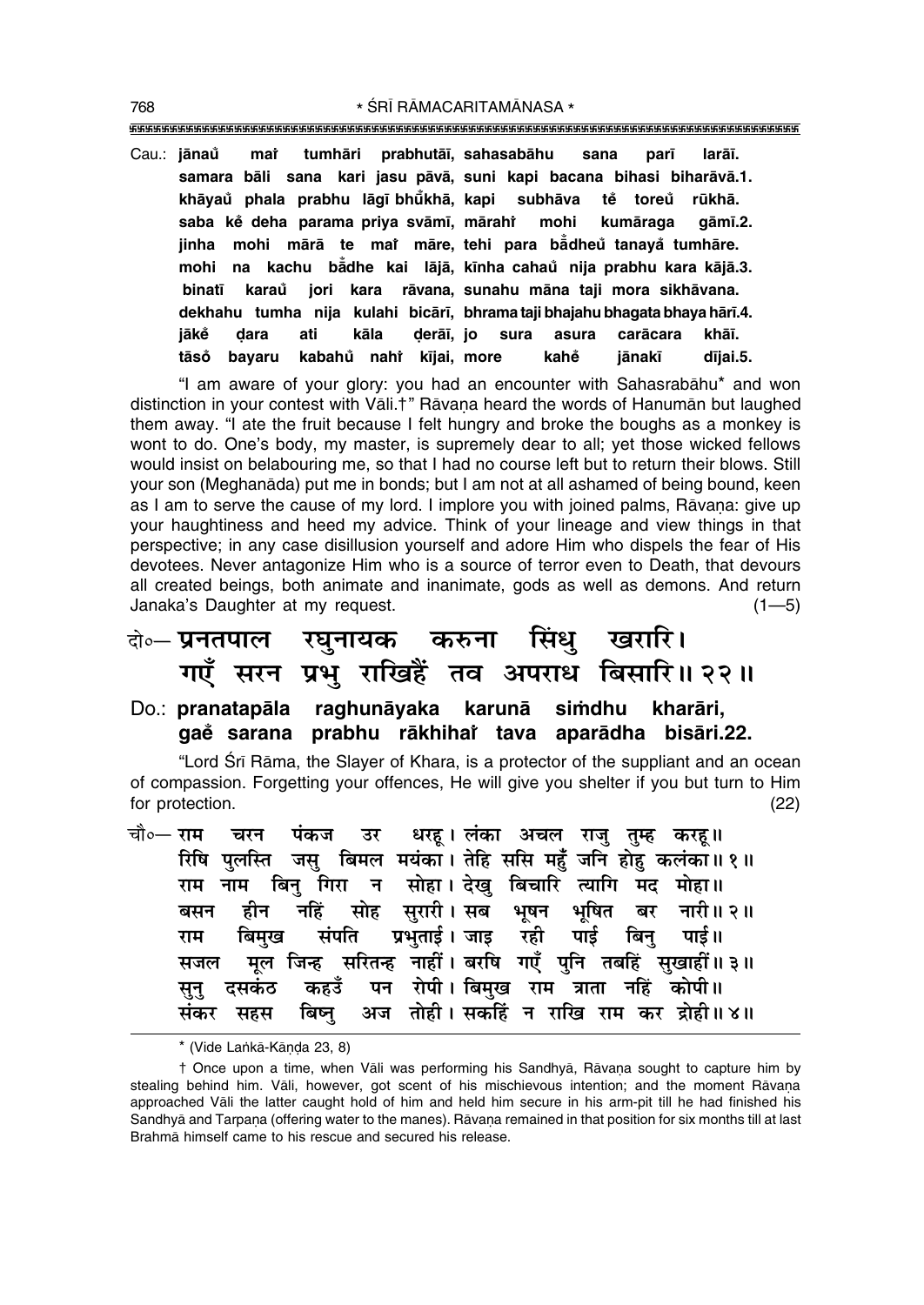Cau.: **jānaů maĩ tumhāri prabhutāī, sahasabāhu sana parī larāī.**
**samara bāli sana kari jasu pāvā, suni kapi bacana bihasi biharāvā.1.**
**khāyaů phala prabhu lāgī bhů̃khā, kapi subhāva tẽ toreů rūkhā.**
**saba kẽ deha parama priya svāmī, mārahĩ mohi kumāraga gāmī.2.**
**jinha mohi mārā te maĩ māre, tehi para bā̃dheů tanayå̃ tumhāre.**
**mohi na kachu bā̃dhe kai lājā, kīnha cahaů nija prabhu kara kājā.3.**
**binatī karaů jori kara rāvana, sunahu māna taji mora sikhāvana.**
**dekhahu tumha nija kulahi bicārī, bhrama taji bhajahu bhagata bhaya hārī.4.**
**jākẽ ḍara ati kāla ḍerāī, jo sura asura carācara khāī.**
**tāsoṅ bayaru kabahů nahĩ kījai, more kahẽ jānakī dījai.5.**

"I am aware of your glory: you had an encounter with Sahasrabāhu* and won distinction in your contest with Vāli.†" Rāvaṇa heard the words of Hanumān but laughed them away. "I ate the fruit because I felt hungry and broke the boughs as a monkey is wont to do. One's body, my master, is supremely dear to all; yet those wicked fellows would insist on belabouring me, so that I had no course left but to return their blows. Still your son (Meghanāda) put me in bonds; but I am not at all ashamed of being bound, keen as I am to serve the cause of my lord. I implore you with joined palms, Rāvaṇa: give up your haughtiness and heed my advice. Think of your lineage and view things in that perspective; in any case disillusion yourself and adore Him who dispels the fear of His devotees. Never antagonize Him who is a source of terror even to Death, that devours all created beings, both animate and inanimate, gods as well as demons. And return Janaka's Daughter at my request. (1—5)

दो०— **प्रनतपाल रघुनायक करुना सिंधु खरारि।**
**गएँ सरन प्रभु राखिहैं तव अपराध बिसारि॥ २२॥**

Do.: **pranatapāla raghunāyaka karunā siṁdhu kharāri,**
**gaẽ sarana prabhu rākhihaĩ tava aparādha bisāri.22.**

"Lord Śrī Rāma, the Slayer of Khara, is a protector of the suppliant and an ocean of compassion. Forgetting your offences, He will give you shelter if you but turn to Him for protection. (22)

चौ०— राम चरन पंकज उर धरहू। लंका अचल राजु तुम्ह करहू॥
रिषि पुलस्ति जसु बिमल मयंका। तेहि ससि महुँ जनि होहु कलंका॥ १॥
राम नाम बिनु गिरा न सोहा। देखु बिचारि त्यागि मद मोहा॥
बसन हीन नहिं सोह सुरारी। सब भूषन भूषित बर नारी॥ २॥
राम बिमुख संपति प्रभुताई। जाइ रही पाई बिनु पाई॥
सजल मूल जिन्ह सरितन्ह नाहीं। बरषि गएँ पुनि तबहिं सुखाहीं॥ ३॥
सुनु दसकंठ कहउँ पन रोपी। बिमुख राम त्राता नहिं कोपी॥
संकर सहस बिष्नु अज तोही। सकहिं न राखि राम कर द्रोही॥ ४॥

---

* (Vide Laṅkā-Kāṇḍa 23, 8)

† Once upon a time, when Vāli was performing his Sandhyā, Rāvaṇa sought to capture him by stealing behind him. Vāli, however, got scent of his mischievous intention; and the moment Rāvaṇa approached Vāli the latter caught hold of him and held him secure in his arm-pit till he had finished his Sandhyā and Tarpaṇa (offering water to the manes). Rāvaṇa remained in that position for six months till at last Brahmā himself came to his rescue and secured his release.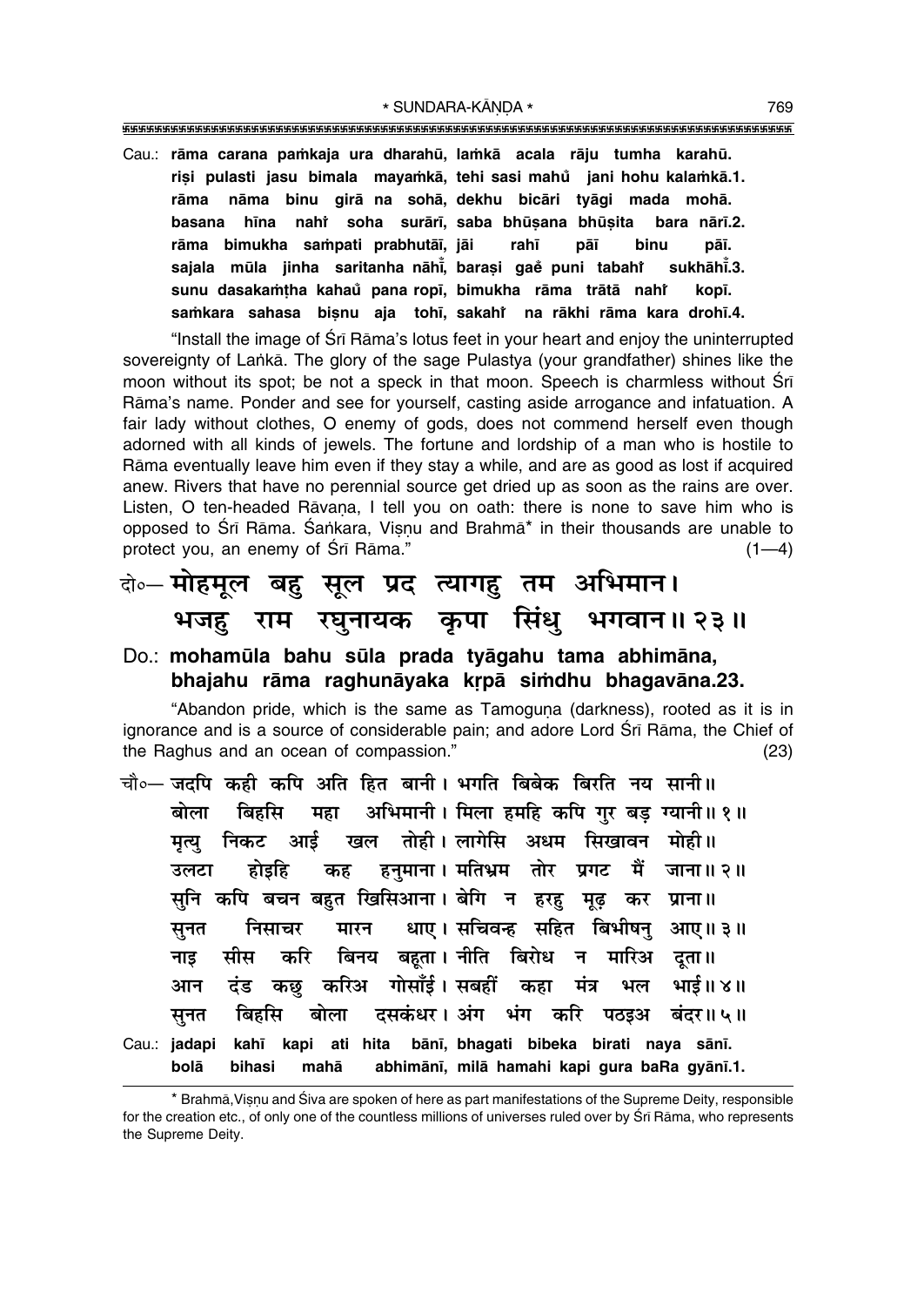Cau.: **rāma carana paṁkaja ura dharahū, laṁkā acala rāju tumha karahū.**
**riṣi pulasti jasu bimala mayaṁkā, tehi sasi mahů jani hohu kalaṁkā.1.**
**rāma nāma binu girā na sohā, dekhu bicāri tyāgi mada mohā.**
**basana hīna nahi soha surārī, saba bhūṣana bhūṣita bara nārī.2.**
**rāma bimukha saṁpati prabhutāī, jāi rahī pāī binu pāī.**
**sajala mūla jinha saritanha nāhī̐, baraṣi gaě puni tabahi sukhāhī̐.3.**
**sunu dasakaṁṭha kahaů pana ropī, bimukha rāma trātā nahi kopī.**
**saṁkara sahasa biṣnu aja tohī, sakahi na rākhi rāma kara drohī.4.**

"Install the image of Śrī Rāma's lotus feet in your heart and enjoy the uninterrupted sovereignty of Laṅkā. The glory of the sage Pulastya (your grandfather) shines like the moon without its spot; be not a speck in that moon. Speech is charmless without Śrī Rāma's name. Ponder and see for yourself, casting aside arrogance and infatuation. A fair lady without clothes, O enemy of gods, does not commend herself even though adorned with all kinds of jewels. The fortune and lordship of a man who is hostile to Rāma eventually leave him even if they stay a while, and are as good as lost if acquired anew. Rivers that have no perennial source get dried up as soon as the rains are over. Listen, O ten-headed Rāvaṇa, I tell you on oath: there is none to save him who is opposed to Śrī Rāma. Śaṅkara, Viṣṇu and Brahmā* in their thousands are unable to protect you, an enemy of Śrī Rāma." (1—4)

दो०— **मोहमूल बहु सूल प्रद त्यागहु तम अभिमान।**
**भजहु राम रघुनायक कृपा सिंधु भगवान॥ २३॥**

Do.: **mohamūla bahu sūla prada tyāgahu tama abhimāna,**
**bhajahu rāma raghunāyaka kṛpā siṁdhu bhagavāna.23.**

"Abandon pride, which is the same as Tamoguṇa (darkness), rooted as it is in ignorance and is a source of considerable pain; and adore Lord Śrī Rāma, the Chief of the Raghus and an ocean of compassion." (23)

चौ०— **जदपि कही कपि अति हित बानी। भगति बिबेक बिरति नय सानी॥**
**बोला बिहसि महा अभिमानी। मिला हमहि कपि गुर बड़ ग्यानी॥ १॥**
**मृत्यु निकट आई खल तोही। लागेसि अधम सिखावन मोही॥**
**उलटा होइहि कह हनुमाना। मतिभ्रम तोर प्रगट मैं जाना॥ २॥**
**सुनि कपि बचन बहुत खिसिआना। बेगि न हरहु मूढ़ कर प्राना॥**
**सुनत निसाचर मारन धाए। सचिवन्ह सहित बिभीषनु आए॥ ३॥**
**नाइ सीस करि बिनय बहूता। नीति बिरोध न मारिअ दूता॥**
**आन दंड कछु करिअ गोसाँई। सबहीं कहा मंत्र भल भाई॥ ४॥**
**सुनत बिहसि बोला दसकंधर। अंग भंग करि पठइअ बंदर॥ ५॥**

Cau.: **jadapi kahī kapi ati hita bānī, bhagati bibeka birati naya sānī.**
**bolā bihasi mahā abhimānī, milā hamahi kapi gura baRa gyānī.1.**

* Brahmā, Viṣṇu and Śiva are spoken of here as part manifestations of the Supreme Deity, responsible for the creation etc., of only one of the countless millions of universes ruled over by Śrī Rāma, who represents the Supreme Deity.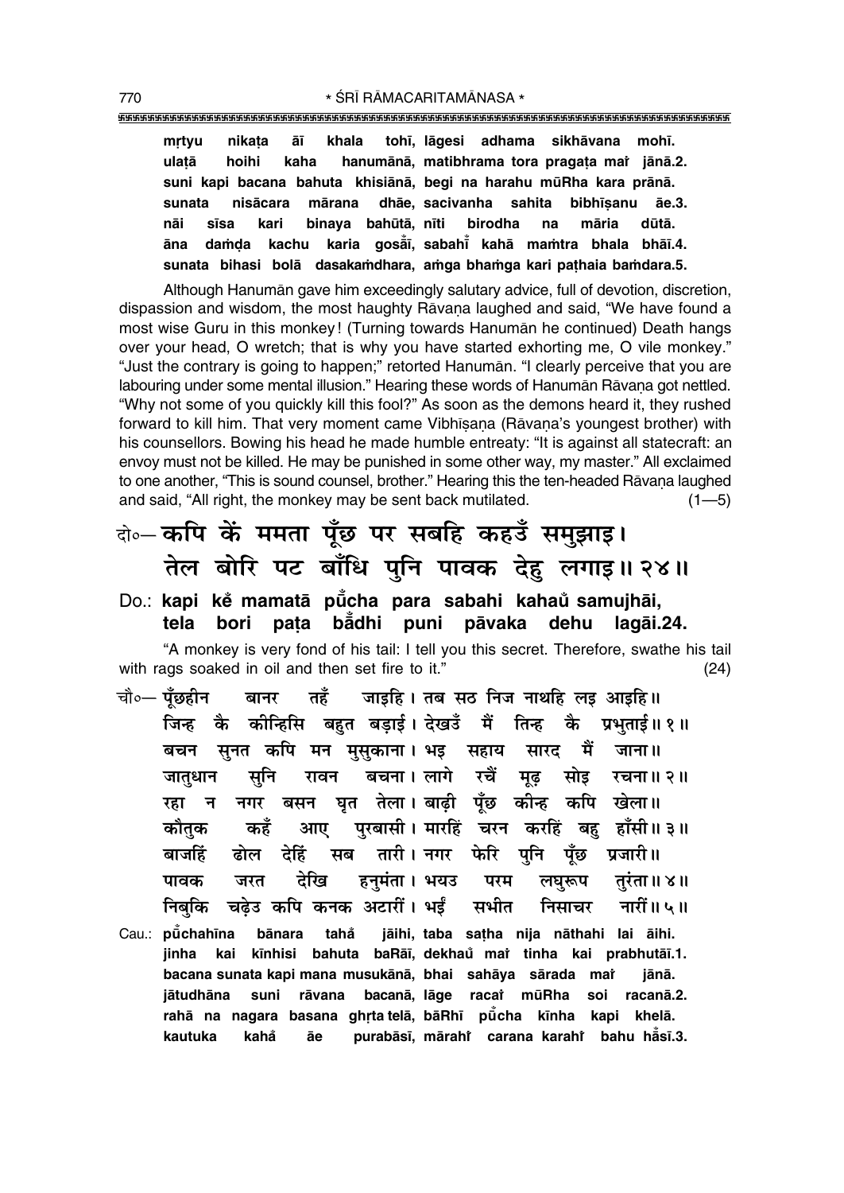mṛtyu nikaṭa āī khala tohī, lāgesi adhama sikhāvana mohī.
ulaṭā hoihi kaha hanumānā, matibhrama tora pragaṭa maĩ jānā.2.
suni kapi bacana bahuta khisiānā, begi na harahu mūRha kara prānā.
sunata nisācara mārana dhāe, sacivanha sahita bibhīṣanu āe.3.
nāi sīsa kari binaya bahūtā, nīti birodha na māria dūtā.
āna daṁḍa kachu karia gosā̃ī, sabahī̃ kahā maṁtra bhala bhāī.4.
sunata bihasi bolā dasakaṁdhara, aṁga bhaṁga kari paṭhaia baṁdara.5.

Although Hanumān gave him exceedingly salutary advice, full of devotion, discretion, dispassion and wisdom, the most haughty Rāvaṇa laughed and said, "We have found a most wise Guru in this monkey! (Turning towards Hanumān he continued) Death hangs over your head, O wretch; that is why you have started exhorting me, O vile monkey." "Just the contrary is going to happen;" retorted Hanumān. "I clearly perceive that you are labouring under some mental illusion." Hearing these words of Hanumān Rāvaṇa got nettled. "Why not some of you quickly kill this fool?" As soon as the demons heard it, they rushed forward to kill him. That very moment came Vibhīṣaṇa (Rāvaṇa's youngest brother) with his counsellors. Bowing his head he made humble entreaty: "It is against all statecraft: an envoy must not be killed. He may be punished in some other way, my master." All exclaimed to one another, "This is sound counsel, brother." Hearing this the ten-headed Rāvaṇa laughed and said, "All right, the monkey may be sent back mutilated. (1—5)

दो०— कपि कें ममता पूँछ पर सबहि कहउँ समुझाइ।
तेल बोरि पट बाँधि पुनि पावक देहु लगाइ॥ २४॥

Do.: **kapi kĕ mamatā pū̃cha para sabahi kahau̐ samujhāi,**
**tela bori paṭa bā̃dhi puni pāvaka dehu lagāi.24.**

"A monkey is very fond of his tail: I tell you this secret. Therefore, swathe his tail with rags soaked in oil and then set fire to it." (24)

चौ०— पूँछहीन बानर तहँ जाइहि। तब सठ निज नाथहि लइ आइहि॥
जिन्ह कै कीन्हिसि बहुत बड़ाई। देखउँ मैं तिन्ह कै प्रभुताई॥ १॥
बचन सुनत कपि मन मुसुकाना। भइ सहाय सारद मैं जाना॥
जातुधान सुनि रावन बचना। लागे रचैं मूढ़ सोइ रचना॥ २॥
रहा न नगर बसन घृत तेला। बाढ़ी पूँछ कीन्ह कपि खेला॥
कौतुक कहँ आए पुरबासी। मारहिं चरन करहिं बहु हाँसी॥ ३॥
बाजहिं ढोल देहिं सब तारी। नगर फेरि पुनि पूँछ प्रजारी॥
पावक जरत देखि हनुमंता। भयउ परम लघुरूप तुरंता॥ ४॥
निबुकि चढ़ेउ कपि कनक अटारीं। भईं सभीत निसाचर नारीं॥ ५॥

Cau.: **pū̃chahīna bānara tahā̃ jāihi, taba saṭha nija nāthahi lai āihi.**
**jinha kai kīnhisi bahuta baRāī, dekhau̐ maĩ tinha kai prabhutāī.1.**
**bacana sunata kapi mana musukānā, bhai sahāya sārada maĩ jānā.**
**jātudhāna suni rāvana bacanā, lāge racaĩ mūRha soi racanā.2.**
**rahā na nagara basana ghṛta telā, bāRhī pū̃cha kīnha kapi khelā.**
**kautuka kahā̃ āe purabāsī, mārahĩ carana karahĩ bahu hā̃sī.3.**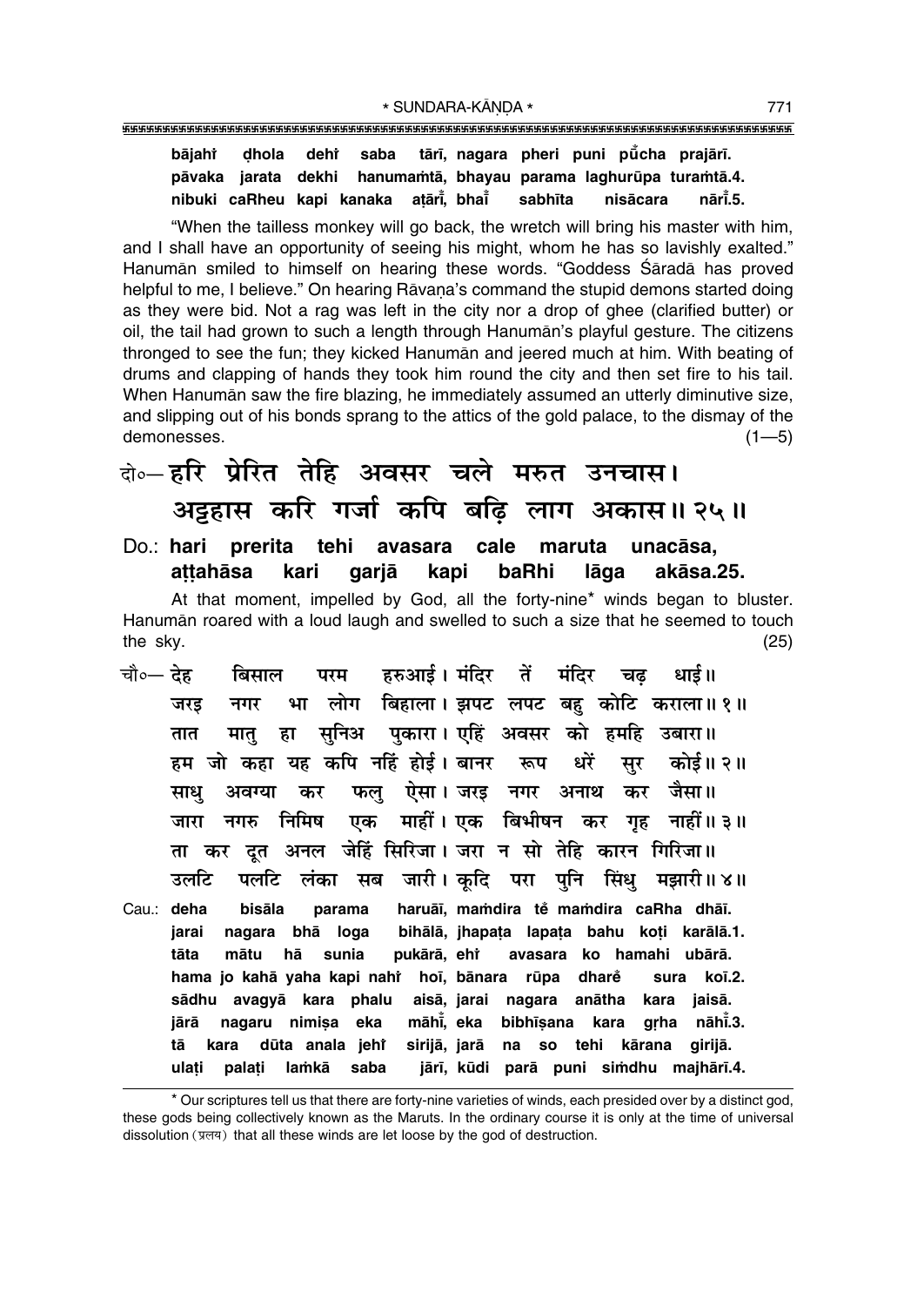bājahi̐ ḍhola dehi̐ saba tārī, nagara pheri puni pū̐cha prajārī.
pāvaka jarata dekhi hanumaṁtā, bhayau parama laghurūpa turaṁtā.4.
nibuki caRheu kapi kanaka aṭārī̐, bhaī̐ sabhīta nisācara nārī̐.5.

"When the tailless monkey will go back, the wretch will bring his master with him, and I shall have an opportunity of seeing his might, whom he has so lavishly exalted." Hanumān smiled to himself on hearing these words. "Goddess Śāradā has proved helpful to me, I believe." On hearing Rāvaṇa's command the stupid demons started doing as they were bid. Not a rag was left in the city nor a drop of ghee (clarified butter) or oil, the tail had grown to such a length through Hanumān's playful gesture. The citizens thronged to see the fun; they kicked Hanumān and jeered much at him. With beating of drums and clapping of hands they took him round the city and then set fire to his tail. When Hanumān saw the fire blazing, he immediately assumed an utterly diminutive size, and slipping out of his bonds sprang to the attics of the gold palace, to the dismay of the demonesses. (1—5)

## दो०— हरि प्रेरित तेहि अवसर चले मरुत उनचास। अट्टहास करि गर्जा कपि बढ़ि लाग अकास॥ २५॥

**Do.: hari prerita tehi avasara cale maruta unacāsa, aṭṭahāsa kari garjā kapi baRhi lāga akāsa.25.**

At that moment, impelled by God, all the forty-nine* winds began to bluster. Hanumān roared with a loud laugh and swelled to such a size that he seemed to touch the sky. (25)

चौ०— देह बिसाल परम हरुआई। मंदिर तें मंदिर चढ़ धाई॥
जरइ नगर भा लोग बिहाला। झपट लपट बहु कोटि कराला॥ १॥
तात मातु हा सुनिअ पुकारा। एहिं अवसर को हमहि उबारा॥
हम जो कहा यह कपि नहिं होई। बानर रूप धरें सुर कोई॥ २॥
साधु अवग्या कर फलु ऐसा। जरइ नगर अनाथ कर जैसा॥
जारा नगरु निमिष एक माहीं। एक बिभीषन कर गृह नाहीं॥ ३॥
ता कर दूत अनल जेहिं सिरिजा। जरा न सो तेहि कारन गिरिजा॥
उलटि पलटि लंका सब जारी। कूदि परा पुनि सिंधु मझारी॥ ४॥

Cau.: deha bisāla parama haruāī, maṁdira tẽ maṁdira caRha dhāī.
jarai nagara bhā loga bihālā, jhapaṭa lapaṭa bahu koṭi karālā.1.
tāta mātu hā sunia pukārā, ehi̐ avasara ko hamahi ubārā.
hama jo kahā yaha kapi nahi̐ hoī, bānara rūpa dhare̐ sura koī.2.
sādhu avagyā kara phalu aisā, jarai nagara anātha kara jaisā.
jārā nagaru nimiṣa eka māhī̐, eka bibhīṣana kara gṛha nāhī̐.3.
tā kara dūta anala jehi̐ sirijā, jarā na so tehi kārana girijā.
ulaṭi palaṭi laṁkā saba jārī, kūdi parā puni siṁdhu majhārī.4.

---

* Our scriptures tell us that there are forty-nine varieties of winds, each presided over by a distinct god, these gods being collectively known as the Maruts. In the ordinary course it is only at the time of universal dissolution (प्रलय) that all these winds are let loose by the god of destruction.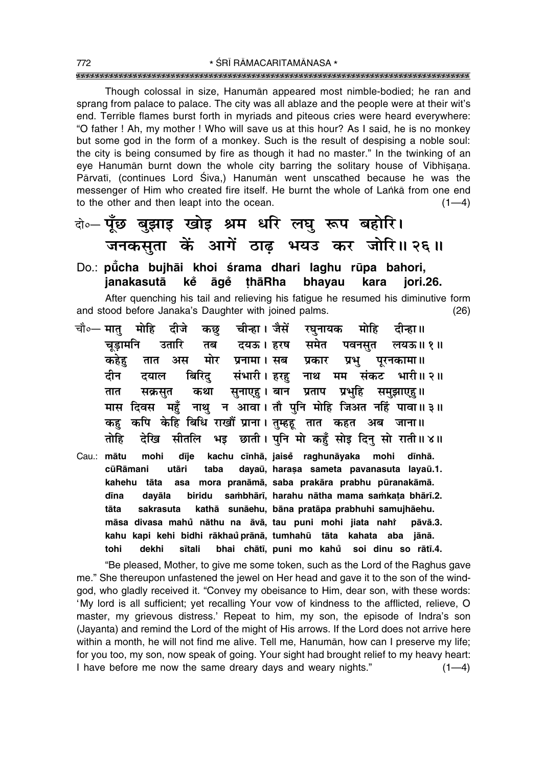Though colossal in size, Hanumān appeared most nimble-bodied; he ran and sprang from palace to palace. The city was all ablaze and the people were at their wit's end. Terrible flames burst forth in myriads and piteous cries were heard everywhere: "O father ! Ah, my mother ! Who will save us at this hour? As I said, he is no monkey but some god in the form of a monkey. Such is the result of despising a noble soul: the city is being consumed by fire as though it had no master." In the twinkling of an eye Hanumān burnt down the whole city barring the solitary house of Vibhīṣaṇa. Pārvatī, (continues Lord Śiva,) Hanumān went unscathed because he was the messenger of Him who created fire itself. He burnt the whole of Laṅkā from one end to the other and then leapt into the ocean. (1—4)

दो०— पूँछ बुझाइ खोइ श्रम धरि लघु रूप बहोरि।
जनकसुता कें आगें ठाढ़ भयउ कर जोरि॥ २६॥

Do.: **pūcha bujhāi khoi śrama dhari laghu rūpa bahori,**
**janakasutā kẽ āgẽ ṭhāRha bhayau kara jori.26.**

After quenching his tail and relieving his fatigue he resumed his diminutive form and stood before Janaka's Daughter with joined palms. (26)

चौ०— मातु मोहि दीजे कछु चीन्हा। जैसें रघुनायक मोहि दीन्हा॥
चूड़ामनि उतारि तब दयऊ। हरष समेत पवनसुत लयऊ॥ १॥
कहेहु तात अस मोर प्रनामा। सब प्रकार प्रभु पूरनकामा॥
दीन दयाल बिरिदु संभारी। हरहु नाथ मम संकट भारी॥ २॥
तात सक्रसुत कथा सुनाएहु। बान प्रताप प्रभुहि समुझाएहु॥
मास दिवस महुँ नाथु न आवा। तौ पुनि मोहि जिअत नहिं पावा॥ ३॥
कहु कपि केहि बिधि राखौं प्राना। तुम्हहू तात कहत अब जाना॥
तोहि देखि सीतलि भइ छाती। पुनि मो कहुँ सोइ दिनु सो राती॥ ४॥

Cau.: **mātu mohi dīje kachu cīnhā, jaisẽ raghunāyaka mohi dīnhā.**
**cūRāmani utāri taba dayaū, haraṣa sameta pavanasuta layaū.1.**
**kahehu tāta asa mora pranāmā, saba prakāra prabhu pūranakāmā.**
**dīna dayāla biridu saṁbhārī, harahu nātha mama saṁkaṭa bhārī.2.**
**tāta sakrasuta kathā sunāehu, bāna pratāpa prabhuhi samujhāehu.**
**māsa divasa mahũ nāthu na āvā, tau puni mohi jiata nahĩ pāvā.3.**
**kahu kapi kehi bidhi rākhaũ prānā, tumhahū tāta kahata aba jānā.**
**tohi dekhi sītali bhai chātī, puni mo kahũ soi dinu so rātī.4.**

"Be pleased, Mother, to give me some token, such as the Lord of the Raghus gave me." She thereupon unfastened the jewel on Her head and gave it to the son of the wind-god, who gladly received it. "Convey my obeisance to Him, dear son, with these words: 'My lord is all sufficient; yet recalling Your vow of kindness to the afflicted, relieve, O master, my grievous distress.' Repeat to him, my son, the episode of Indra's son (Jayanta) and remind the Lord of the might of His arrows. If the Lord does not arrive here within a month, he will not find me alive. Tell me, Hanumān, how can I preserve my life; for you too, my son, now speak of going. Your sight had brought relief to my heavy heart: I have before me now the same dreary days and weary nights." (1—4)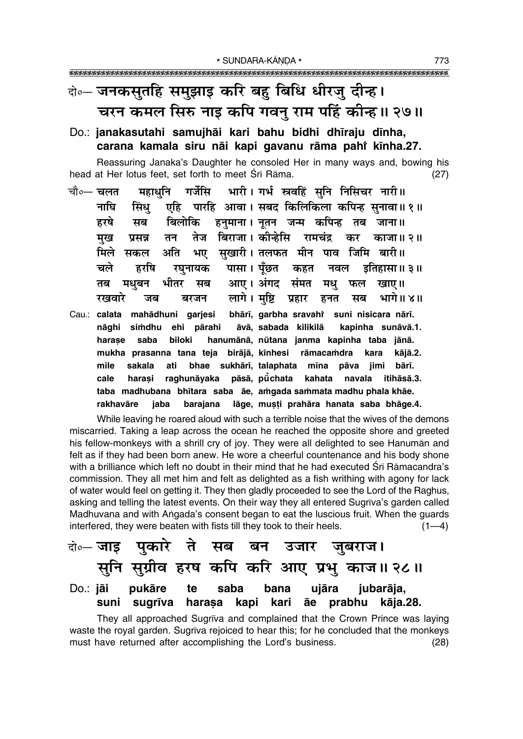दो०— जनकसुतहि समुझाइ करि बहु बिधि धीरजु दीन्ह।
चरन कमल सिरु नाइ कपि गवनु राम पहिं कीन्ह॥ २७॥

**Do.: janakasutahi samujhāi kari bahu bidhi dhīraju dīnha,
carana kamala siru nāi kapi gavanu rāma pahi̐ kīnha.27.**

Reassuring Janaka's Daughter he consoled Her in many ways and, bowing his head at Her lotus feet, set forth to meet Śrī Rāma. (27)

चौ०— चलत महाधुनि गर्जेसि भारी। गर्भ स्रवहिं सुनि निसिचर नारी॥
नाघि सिंधु एहि पारहि आवा। सबद किलिकिला कपिन्ह सुनावा॥ १॥
हरषे सब बिलोकि हनुमाना। नूतन जन्म कपिन्ह तब जाना॥
मुख प्रसन्न तन तेज बिराजा। कीन्हेसि रामचंद्र कर काजा॥ २॥
मिले सकल अति भए सुखारी। तलफत मीन पाव जिमि बारी॥
चले हरषि रघुनायक पासा। पूँछत कहत नवल इतिहासा॥ ३॥
तब मधुबन भीतर सब आए। अंगद संमत मधु फल खाए॥
रखवारे जब बरजन लागे। मुष्टि प्रहार हनत सब भागे॥ ४॥

**Cau.: calata mahādhuni garjesi bhārī, garbha sravahi̐ suni nisicara nārī.
nāghi siṁdhu ehi pārahi āvā, sabada kilikilā kapinha sunāvā.1.
haraṣe saba biloki hanumānā, nūtana janma kapinha taba jānā.
mukha prasanna tana teja birājā, kīnhesi rāmacaṁdra kara kājā.2.
mile sakala ati bhae sukhārī, talaphata mīna pāva jimi bārī.
cale haraṣi raghunāyaka pāsā, pū̐chata kahata navala itihāsā.3.
taba madhubana bhītara saba āe, aṁgada saṁmata madhu phala khāe.
rakhavāre jaba barajana lāge, muṣṭi prahāra hanata saba bhāge.4.**

While leaving he roared aloud with such a terrible noise that the wives of the demons miscarried. Taking a leap across the ocean he reached the opposite shore and greeted his fellow-monkeys with a shrill cry of joy. They were all delighted to see Hanumān and felt as if they had been born anew. He wore a cheerful countenance and his body shone with a brilliance which left no doubt in their mind that he had executed Śrī Rāmacandra's commission. They all met him and felt as delighted as a fish writhing with agony for lack of water would feel on getting it. They then gladly proceeded to see the Lord of the Raghus, asking and telling the latest events. On their way they all entered Sugrīva's garden called Madhuvana and with Aṅgada's consent began to eat the luscious fruit. When the guards interfered, they were beaten with fists till they took to their heels. (1—4)

दो०— जाइ पुकारे ते सब बन उजार जुबराज।
सुनि सुग्रीव हरष कपि करि आए प्रभु काज॥ २८॥

**Do.: jāi pukāre te saba bana ujāra jubarāja,
suni sugrīva haraṣa kapi kari āe prabhu kāja.28.**

They all approached Sugrīva and complained that the Crown Prince was laying waste the royal garden. Sugrīva rejoiced to hear this; for he concluded that the monkeys must have returned after accomplishing the Lord's business. (28)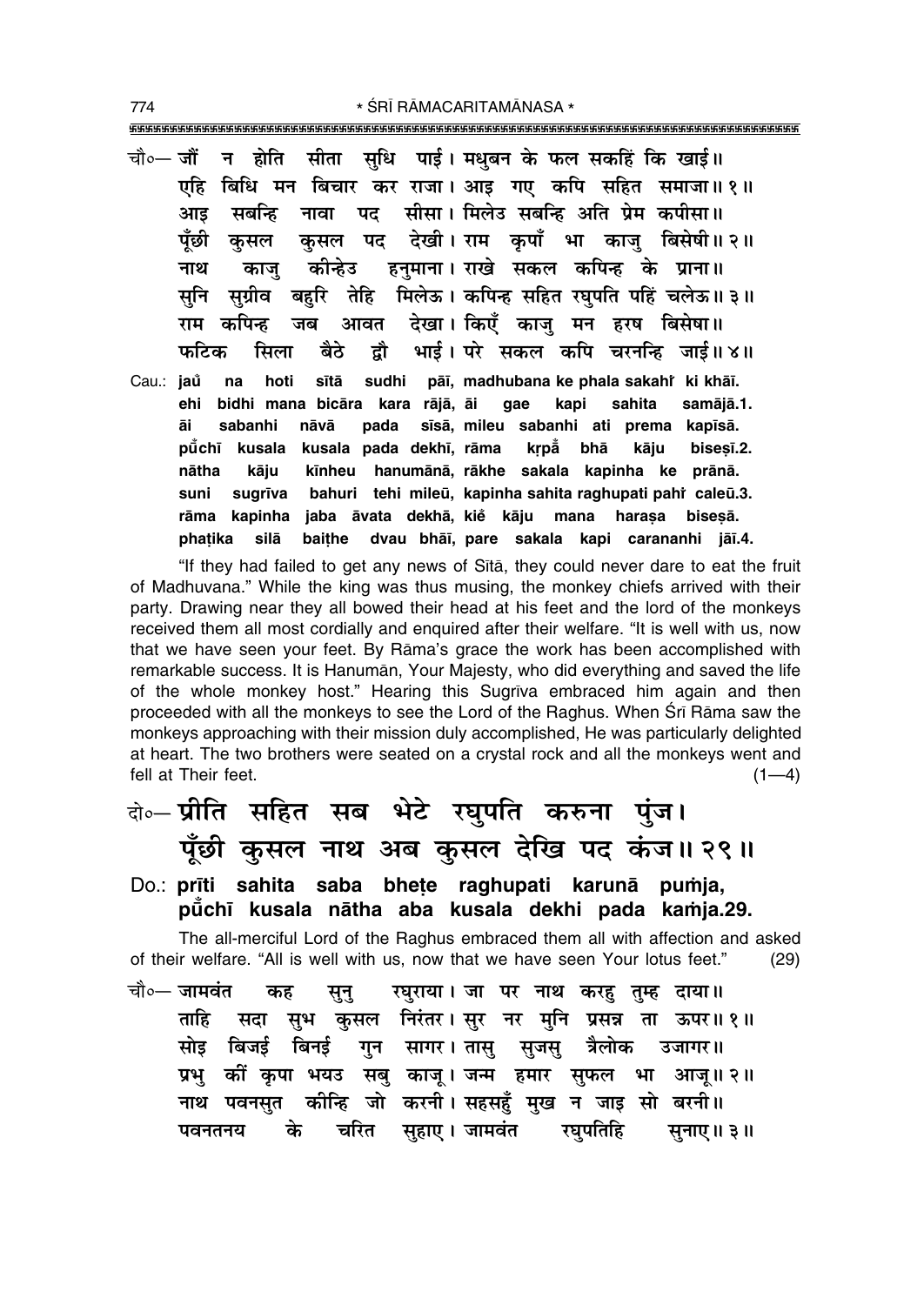चौ०— जौं न होति सीता सुधि पाई। मधुबन के फल सकहिं कि खाई॥
एहि बिधि मन बिचार कर राजा। आइ गए कपि सहित समाजा॥ १॥
आइ सबन्हि नावा पद सीसा। मिलेउ सबन्हि अति प्रेम कपीसा॥
पूँछी कुसल कुसल पद देखी। राम कृपाँ भा काजु बिसेषी॥ २॥
नाथ काजु कीन्हेउ हनुमाना। राखे सकल कपिन्ह के प्राना॥
सुनि सुग्रीव बहुरि तेहि मिलेऊ। कपिन्ह सहित रघुपति पहिं चलेऊ॥ ३॥
राम कपिन्ह जब आवत देखा। किएँ काजु मन हरष बिसेषा॥
फटिक सिला बैठे द्वौ भाई। परे सकल कपि चरनन्हि जाई॥ ४॥

Cau.: jaů na hoti sītā sudhi pāī, madhubana ke phala sakahi̐ ki khāī.
ehi bidhi mana bicāra kara rājā, āi gae kapi sahita samājā.1.
āi sabanhi nāvā pada sīsā, mileu sabanhi ati prema kapīsā.
pū̐chī kusala kusala pada dekhī, rāma kṛpā̐ bhā kāju biseṣī.2.
nātha kāju kīnheu hanumānā, rākhe sakala kapinha ke prānā.
suni sugrīva bahuri tehi mileū, kapinha sahita raghupati pahi̐ caleū.3.
rāma kapinha jaba āvata dekhā, kie̐ kāju mana haraṣa biseṣā.
phaṭika silā baiṭhe dvau bhāī, pare sakala kapi carananhi jāī.4.

"If they had failed to get any news of Sītā, they could never dare to eat the fruit of Madhuvana." While the king was thus musing, the monkey chiefs arrived with their party. Drawing near they all bowed their head at his feet and the lord of the monkeys received them all most cordially and enquired after their welfare. "It is well with us, now that we have seen your feet. By Rāma's grace the work has been accomplished with remarkable success. It is Hanumān, Your Majesty, who did everything and saved the life of the whole monkey host." Hearing this Sugrīva embraced him again and then proceeded with all the monkeys to see the Lord of the Raghus. When Śrī Rāma saw the monkeys approaching with their mission duly accomplished, He was particularly delighted at heart. The two brothers were seated on a crystal rock and all the monkeys went and fell at Their feet. (1—4)

## दो०— प्रीति सहित सब भेटे रघुपति करुना पुंज। पूँछी कुसल नाथ अब कुसल देखि पद कंज॥ २९॥

**Do.: prīti sahita saba bheṭe raghupati karunā puṁja, pū̐chī kusala nātha aba kusala dekhi pada kaṁja.29.**

The all-merciful Lord of the Raghus embraced them all with affection and asked of their welfare. "All is well with us, now that we have seen Your lotus feet." (29)

चौ०— जामवंत कह सुनु रघुराया। जा पर नाथ करहु तुम्ह दाया॥
ताहि सदा सुभ कुसल निरंतर। सुर नर मुनि प्रसन्न ता ऊपर॥ १॥
सोइ बिजई बिनई गुन सागर। तासु सुजसु त्रैलोक उजागर॥
प्रभु कीं कृपा भयउ सबु काजू। जन्म हमार सुफल भा आजू॥ २॥
नाथ पवनसुत कीन्हि जो करनी। सहसहुँ मुख न जाइ सो बरनी॥
पवनतनय के चरित सुहाए। जामवंत रघुपतिहि सुनाए॥ ३॥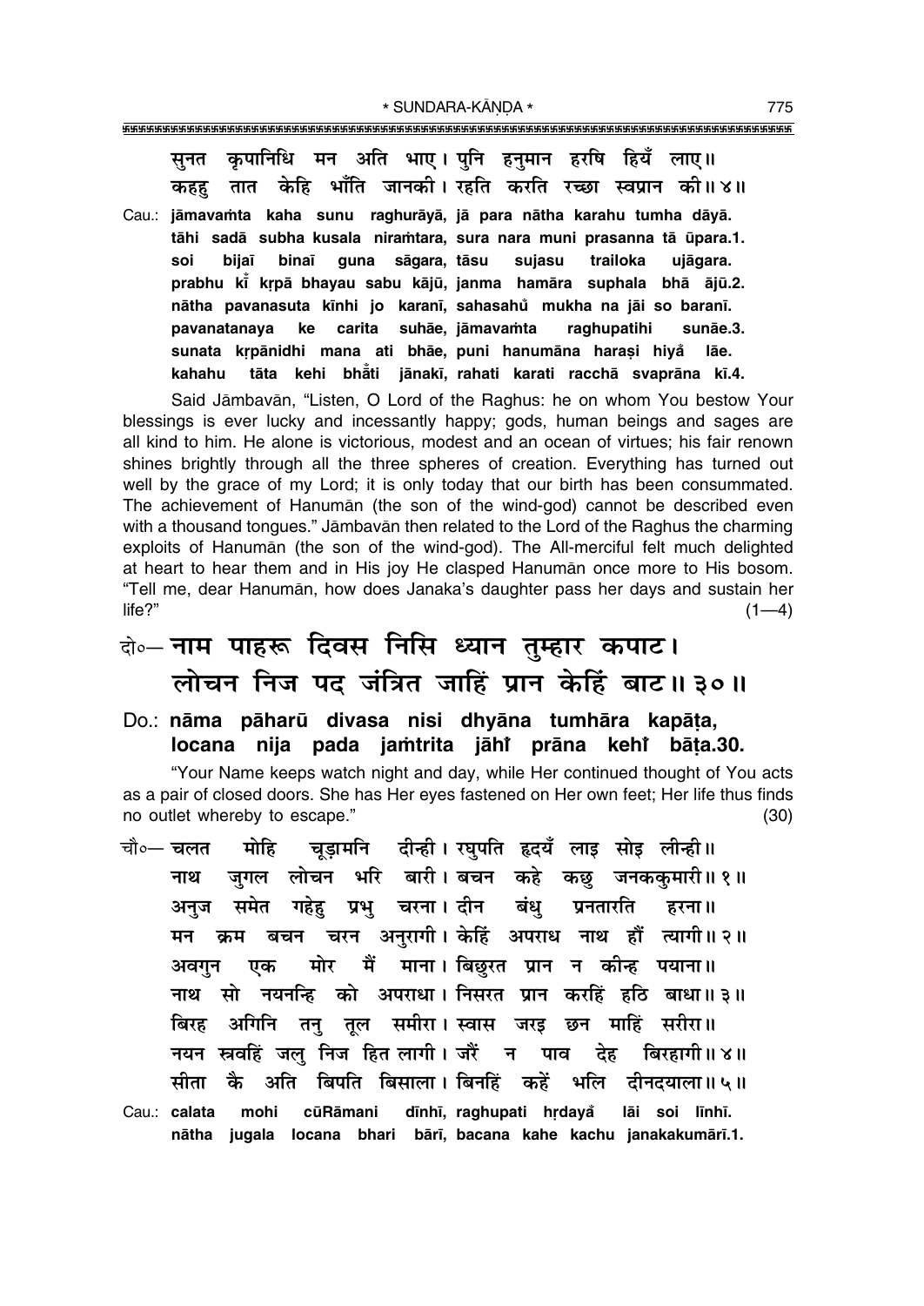सुनत कृपानिधि मन अति भाए। पुनि हनुमान हरषि हियँ लाए॥
कहहु तात केहि भाँति जानकी। रहति करति रच्छा स्वप्रान की॥४॥

Cau.: **jāmavaṁta kaha sunu raghurāyā, jā para nātha karahu tumha dāyā.**
**tāhi sadā subha kusala niraṁtara, sura nara muni prasanna tā ūpara.1.**
**soi bijaī binaī guna sāgara, tāsu sujasu trailoka ujāgara.**
**prabhu kī̐ kṛpā bhayau sabu kājū, janma hamāra suphala bhā ājū.2.**
**nātha pavanasuta kīnhi jo karanī, sahasahu̐ mukha na jāi so baranī.**
**pavanatanaya ke carita suhāe, jāmavaṁta raghupatihi sunāe.3.**
**sunata kṛpānidhi mana ati bhāe, puni hanumāna haraṣi hiya̐ lāe.**
**kahahu tāta kehi bhā̐ti jānakī, rahati karati racchā svaprāna kī.4.**

Said Jāmbavān, "Listen, O Lord of the Raghus: he on whom You bestow Your blessings is ever lucky and incessantly happy; gods, human beings and sages are all kind to him. He alone is victorious, modest and an ocean of virtues; his fair renown shines brightly through all the three spheres of creation. Everything has turned out well by the grace of my Lord; it is only today that our birth has been consummated. The achievement of Hanumān (the son of the wind-god) cannot be described even with a thousand tongues." Jāmbavān then related to the Lord of the Raghus the charming exploits of Hanumān (the son of the wind-god). The All-merciful felt much delighted at heart to hear them and in His joy He clasped Hanumān once more to His bosom. "Tell me, dear Hanumān, how does Janaka's daughter pass her days and sustain her life?" (1—4)

## दो०— नाम पाहरू दिवस निसि ध्यान तुम्हार कपाट। लोचन निज पद जंत्रित जाहिं प्रान केहिं बाट॥३०॥

**Do.: nāma pāharū divasa nisi dhyāna tumhāra kapāṭa, locana nija pada jaṁtrita jāhi̐ prāna kehi̐ bāṭa.30.**

"Your Name keeps watch night and day, while Her continued thought of You acts as a pair of closed doors. She has Her eyes fastened on Her own feet; Her life thus finds no outlet whereby to escape." (30)

चौ०— चलत मोहि चूड़ामनि दीन्ही। रघुपति हृदयँ लाइ सोइ लीन्ही॥
नाथ जुगल लोचन भरि बारी। बचन कहे कछु जनककुमारी॥१॥
अनुज समेत गहेहु प्रभु चरना। दीन बंधु प्रनतारति हरना॥
मन क्रम बचन चरन अनुरागी। केहिं अपराध नाथ हौं त्यागी॥२॥
अवगुन एक मोर मैं माना। बिछुरत प्रान न कीन्ह पयाना॥
नाथ सो नयनन्हि को अपराधा। निसरत प्रान करहिं हठि बाधा॥३॥
बिरह अगिनि तनु तूल समीरा। स्वास जरइ छन माहिं सरीरा॥
नयन स्त्रवहिं जलु निज हित लागी। जरैं न पाव देह बिरहागी॥४॥
सीता कै अति बिपति बिसाला। बिनहिं कहें भलि दीनदयाला॥५॥

Cau.: **calata mohi cūRāmani dīnhī, raghupati hṛdaya̐ lāi soi līnhī.**
**nātha jugala locana bhari bārī, bacana kahe kachu janakakumārī.1.**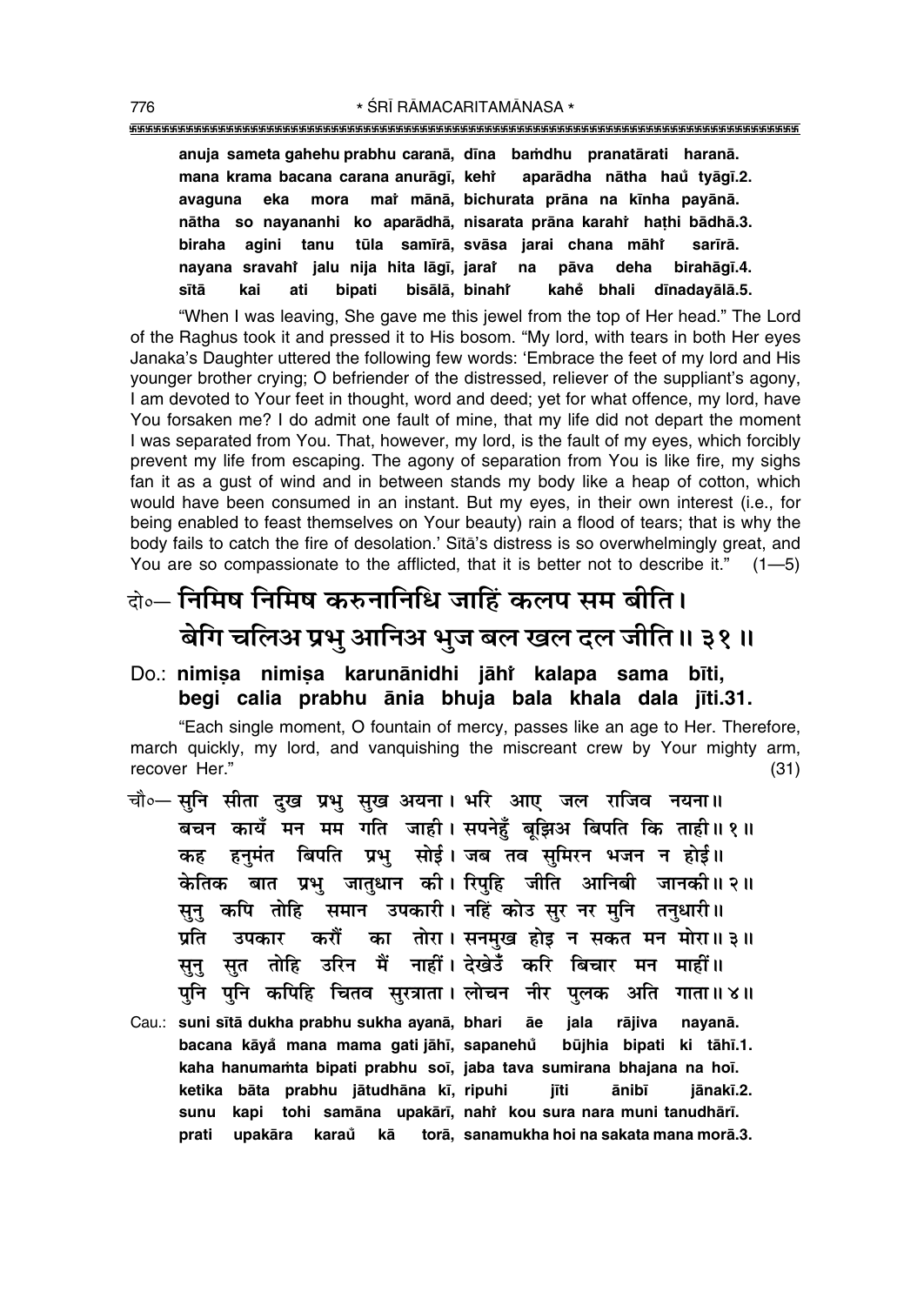**anuja sameta gahehu prabhu caranā, dīna baṁdhu pranatārati haranā.**
**mana krama bacana carana anurāgī, kehi̐ aparādha nātha hau̐ tyāgī.2.**
**avaguna eka mora mai̐ mānā, bichurata prāna na kīnha payānā.**
**nātha so nayananhi ko aparādhā, nisarata prāna karahi̐ haṭhi bādhā.3.**
**biraha agini tanu tūla samīrā, svāsa jarai chana māhi̐ sarīrā.**
**nayana sravahi̐ jalu nija hita lāgī, jarai̐ na pāva deha birahāgī.4.**
**sītā kai ati bipati bisālā, binahi̐ kahe̐ bhali dīnadayālā.5.**

"When I was leaving, She gave me this jewel from the top of Her head." The Lord of the Raghus took it and pressed it to His bosom. "My lord, with tears in both Her eyes Janaka's Daughter uttered the following few words: 'Embrace the feet of my lord and His younger brother crying; O befriender of the distressed, reliever of the suppliant's agony, I am devoted to Your feet in thought, word and deed; yet for what offence, my lord, have You forsaken me? I do admit one fault of mine, that my life did not depart the moment I was separated from You. That, however, my lord, is the fault of my eyes, which forcibly prevent my life from escaping. The agony of separation from You is like fire, my sighs fan it as a gust of wind and in between stands my body like a heap of cotton, which would have been consumed in an instant. But my eyes, in their own interest (i.e., for being enabled to feast themselves on Your beauty) rain a flood of tears; that is why the body fails to catch the fire of desolation.' Sītā's distress is so overwhelmingly great, and You are so compassionate to the afflicted, that it is better not to describe it." (1—5)

दो०— निमिष निमिष करुनानिधि जाहिं कलप सम बीति।
बेगि चलिअ प्रभु आनिअ भुज बल खल दल जीति॥ ३१॥

Do.: **nimiṣa nimiṣa karunānidhi jāhi̐ kalapa sama bīti,**
**begi calia prabhu ānia bhuja bala khala dala jīti.31.**

"Each single moment, O fountain of mercy, passes like an age to Her. Therefore, march quickly, my lord, and vanquishing the miscreant crew by Your mighty arm, recover Her." (31)

चौ०— सुनि सीता दुख प्रभु सुख अयना। भरि आए जल राजिव नयना॥
बचन कायँ मन मम गति जाही। सपनेहुँ बूझिअ बिपति कि ताही॥ १॥
कह हनुमंत बिपति प्रभु सोई। जब तव सुमिरन भजन न होई॥
केतिक बात प्रभु जातुधान की। रिपुहि जीति आनिबी जानकी॥ २॥
सुनु कपि तोहि समान उपकारी। नहिं कोउ सुर नर मुनि तनुधारी॥
प्रति उपकार करौं का तोरा। सनमुख होइ न सकत मन मोरा॥ ३॥
सुनु सुत तोहि उरिन मैं नाहीं। देखेउँ करि बिचार मन माहीं॥
पुनि पुनि कपिहि चितव सुरत्राता। लोचन नीर पुलक अति गाता॥ ४॥

Cau.: **suni sītā dukha prabhu sukha ayanā, bhari āe jala rājiva nayanā.**
**bacana kāya̐ mana mama gati jāhī, sapanehu̐ būjhia bipati ki tāhī.1.**
**kaha hanumaṁta bipati prabhu soī, jaba tava sumirana bhajana na hoī.**
**ketika bāta prabhu jātudhāna kī, ripuhi jīti ānibī jānakī.2.**
**sunu kapi tohi samāna upakārī, nahi̐ kou sura nara muni tanudhārī.**
**prati upakāra karau̐ kā torā, sanamukha hoi na sakata mana morā.3.**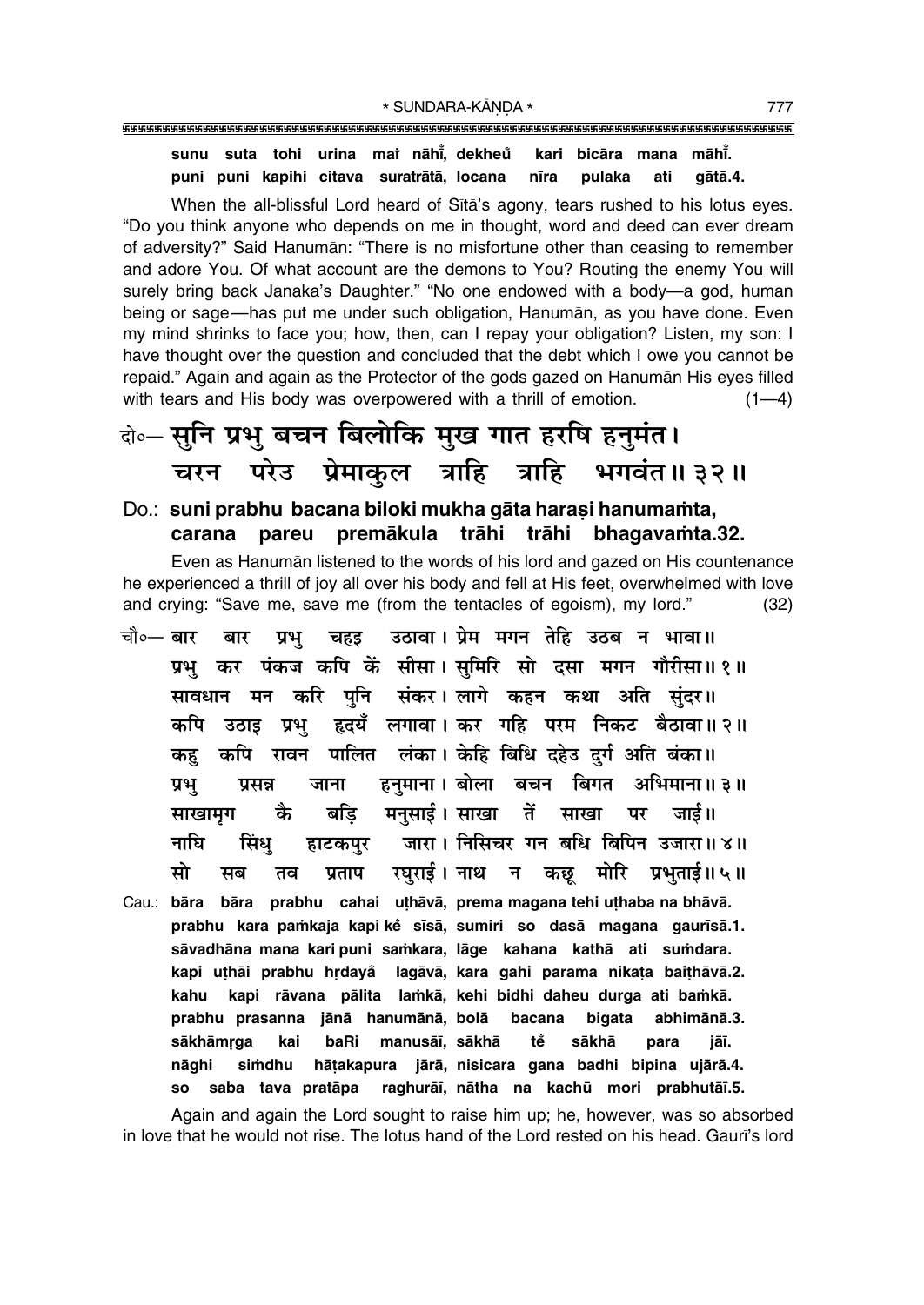**sunu suta tohi urina maiṁ nāhīṁ, dekheuṁ kari bicāra mana māhīṁ.**
**puni puni kapihi citava suratrātā, locana nīra pulaka ati gātā.4.**

When the all-blissful Lord heard of Sītā's agony, tears rushed to his lotus eyes. "Do you think anyone who depends on me in thought, word and deed can ever dream of adversity?" Said Hanumān: "There is no misfortune other than ceasing to remember and adore You. Of what account are the demons to You? Routing the enemy You will surely bring back Janaka's Daughter." "No one endowed with a body—a god, human being or sage—has put me under such obligation, Hanumān, as you have done. Even my mind shrinks to face you; how, then, can I repay your obligation? Listen, my son: I have thought over the question and concluded that the debt which I owe you cannot be repaid." Again and again as the Protector of the gods gazed on Hanumān His eyes filled with tears and His body was overpowered with a thrill of emotion. (1—4)

## दो०— सुनि प्रभु बचन बिलोकि मुख गात हरषि हनुमंत। चरन परेउ प्रेमाकुल त्राहि त्राहि भगवंत॥ ३२॥

**Do.: suni prabhu bacana biloki mukha gāta haraṣi hanumaṁta, carana pareu premākula trāhi trāhi bhagavaṁta.32.**

Even as Hanumān listened to the words of his lord and gazed on His countenance he experienced a thrill of joy all over his body and fell at His feet, overwhelmed with love and crying: "Save me, save me (from the tentacles of egoism), my lord." (32)

चौ०— बार बार प्रभु चहइ उठावा। प्रेम मगन तेहि उठब न भावा॥
प्रभु कर पंकज कपि कें सीसा। सुमिरि सो दसा मगन गौरीसा॥ १॥
सावधान मन करि पुनि संकर। लागे कहन कथा अति सुंदर॥
कपि उठाइ प्रभु हृदयँ लगावा। कर गहि परम निकट बैठावा॥ २॥
कहु कपि रावन पालित लंका। केहि बिधि दहेउ दुर्ग अति बंका॥
प्रभु प्रसन्न जाना हनुमाना। बोला बचन बिगत अभिमाना॥ ३॥
साखामृग कै बड़ि मनुसाई। साखा तें साखा पर जाई॥
नाघि सिंधु हाटकपुर जारा। निसिचर गन बधि बिपिन उजारा॥ ४॥
सो सब तव प्रताप रघुराई। नाथ न कछू मोरि प्रभुताई॥ ५॥

**Cau.: bāra bāra prabhu cahai uṭhāvā, prema magana tehi uṭhaba na bhāvā.**
**prabhu kara paṁkaja kapi keṁ sīsā, sumiri so dasā magana gaurīsā.1.**
**sāvadhāna mana kari puni saṁkara, lāge kahana kathā ati suṁdara.**
**kapi uṭhāi prabhu hṛdayaṁ lagāvā, kara gahi parama nikaṭa baiṭhāvā.2.**
**kahu kapi rāvana pālita laṁkā, kehi bidhi daheu durga ati baṁkā.**
**prabhu prasanna jānā hanumānā, bolā bacana bigata abhimānā.3.**
**sākhāmṛga kai baRi manusāī, sākhā teṁ sākhā para jāī.**
**nāghi siṁdhu hāṭakapura jārā, nisicara gana badhi bipina ujārā.4.**
**so saba tava pratāpa raghurāī, nātha na kachū mori prabhutāī.5.**

Again and again the Lord sought to raise him up; he, however, was so absorbed in love that he would not rise. The lotus hand of the Lord rested on his head. Gaurī's lord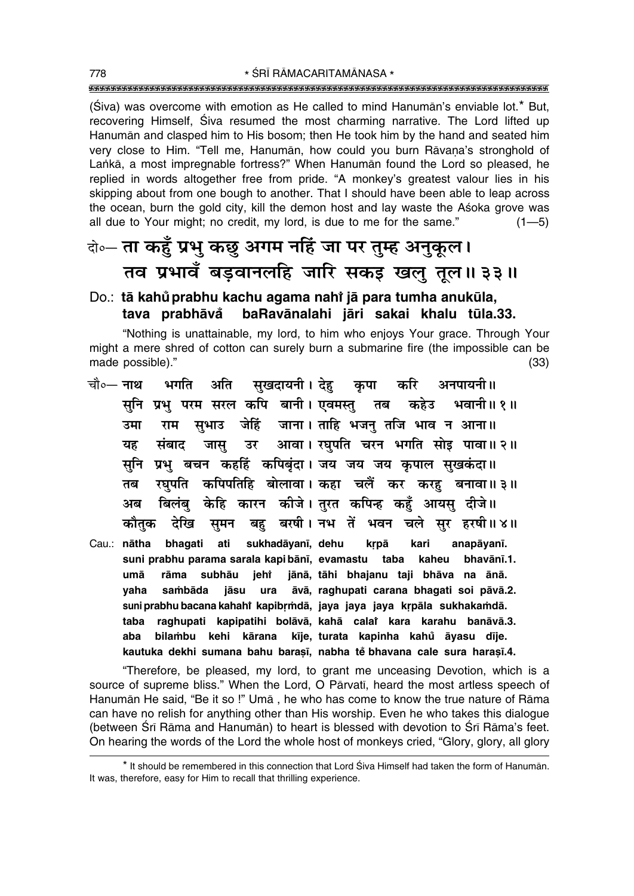(Śiva) was overcome with emotion as He called to mind Hanumān's enviable lot.* But, recovering Himself, Śiva resumed the most charming narrative. The Lord lifted up Hanumān and clasped him to His bosom; then He took him by the hand and seated him very close to Him. "Tell me, Hanumān, how could you burn Rāvaṇa's stronghold of Laṅkā, a most impregnable fortress?" When Hanumān found the Lord so pleased, he replied in words altogether free from pride. "A monkey's greatest valour lies in his skipping about from one bough to another. That I should have been able to leap across the ocean, burn the gold city, kill the demon host and lay waste the Aśoka grove was all due to Your might; no credit, my lord, is due to me for the same." (1—5)

दो०— ता कहुँ प्रभु कछु अगम नहिं जा पर तुम्ह अनुकूल।
तव प्रभावँ बड़वानलहि जारि सकइ खलु तूल॥ ३३॥

Do.: **tā kahů prabhu kachu agama nahi̐ jā para tumha anukūla,**
**tava prabhāvå baRavānalahi jāri sakai khalu tūla.33.**

"Nothing is unattainable, my lord, to him who enjoys Your grace. Through Your might a mere shred of cotton can surely burn a submarine fire (the impossible can be made possible)." (33)

चौ०— नाथ भगति अति सुखदायनी। देहु कृपा करि अनपायनी॥
सुनि प्रभु परम सरल कपि बानी। एवमस्तु तब कहेउ भवानी॥ १॥
उमा राम सुभाउ जेहिं जाना। ताहि भजनु तजि भाव न आना॥
यह संबाद जासु उर आवा। रघुपति चरन भगति सोइ पावा॥ २॥
सुनि प्रभु बचन कहहिं कपिबृंदा। जय जय जय कृपाल सुखकंदा॥
तब रघुपति कपिपतिहि बोलावा। कहा चलैं कर करहु बनावा॥ ३॥
अब बिलंबु केहि कारन कीजे। तुरत कपिन्ह कहुँ आयसु दीजे॥
कौतुक देखि सुमन बहु बरषी। नभ तें भवन चले सुर हरषी॥ ४॥

Cau.: **nātha bhagati ati sukhadāyanī, dehu kṛpā kari anapāyanī.**
**suni prabhu parama sarala kapi bānī, evamastu taba kaheu bhavānī.1.**
**umā rāma subhāu jehi̐ jānā, tāhi bhajanu taji bhāva na ānā.**
**yaha saṁbāda jāsu ura āvā, raghupati carana bhagati soi pāvā.2.**
**suni prabhu bacana kahahi̐ kapibṛṁdā, jaya jaya jaya kṛpāla sukhakaṁdā.**
**taba raghupati kapipatihi bolāvā, kahā calai̐ kara karahu banāvā.3.**
**aba bilaṁbu kehi kārana kīje, turata kapinha kahů āyasu dīje.**
**kautuka dekhi sumana bahu baraṣī, nabha tě bhavana cale sura haraṣī.4.**

"Therefore, be pleased, my lord, to grant me unceasing Devotion, which is a source of supreme bliss." When the Lord, O Pārvatī, heard the most artless speech of Hanumān He said, "Be it so !" Umā , he who has come to know the true nature of Rāma can have no relish for anything other than His worship. Even he who takes this dialogue (between Śrī Rāma and Hanumān) to heart is blessed with devotion to Śrī Rāma's feet. On hearing the words of the Lord the whole host of monkeys cried, "Glory, glory, all glory

---

* It should be remembered in this connection that Lord Śiva Himself had taken the form of Hanumān. It was, therefore, easy for Him to recall that thrilling experience.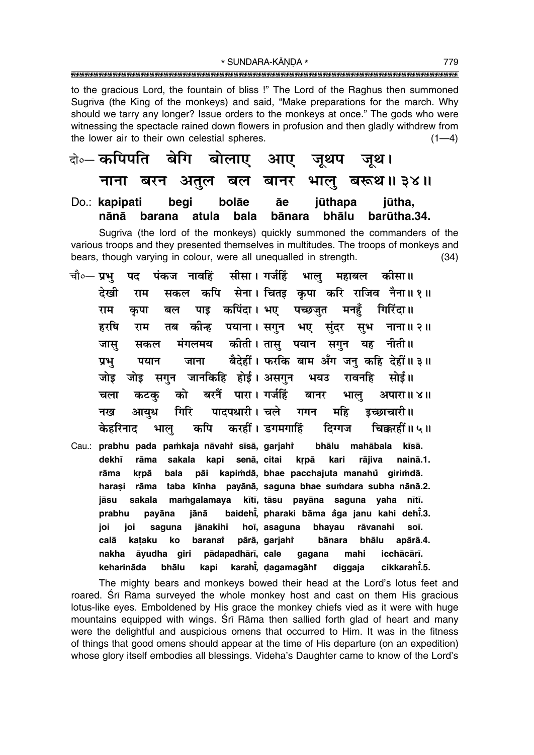to the gracious Lord, the fountain of bliss !" The Lord of the Raghus then summoned Sugrīva (the King of the monkeys) and said, "Make preparations for the march. Why should we tarry any longer? Issue orders to the monkeys at once." The gods who were witnessing the spectacle rained down flowers in profusion and then gladly withdrew from the lower air to their own celestial spheres. (1—4)

**दो०— कपिपति बेगि बोलाए आए जूथप जूथ।**
**नाना बरन अतुल बल बानर भालु बरूथ॥ ३४॥**

Do.: **kapipati begi bolāe āe jūthapa jūtha,**
**nānā barana atula bala bānara bhālu barūtha.34.**

Sugrīva (the lord of the monkeys) quickly summoned the commanders of the various troops and they presented themselves in multitudes. The troops of monkeys and bears, though varying in colour, were all unequalled in strength. (34)

चौ०— प्रभु पद पंकज नावहिं सीसा। गर्जहिं भालु महाबल कीसा॥
देखी राम सकल कपि सेना। चितइ कृपा करि राजिव नैना॥ १॥
राम कृपा बल पाइ कपिंदा। भए पच्छजुत मनहुँ गिरिंदा॥
हरषि राम तब कीन्ह पयाना। सगुन भए सुंदर सुभ नाना॥ २॥
जासु सकल मंगलमय कीती। तासु पयान सगुन यह नीती॥
प्रभु पयान जाना बैदेहीं। फरकि बाम अँग जनु कहि देहीं॥ ३॥
जोइ जोइ सगुन जानकिहि होई। असगुन भयउ रावनहि सोई॥
चला कटकु को बरनैं पारा। गर्जहिं बानर भालु अपारा॥ ४॥
नख आयुध गिरि पादपधारी। चले गगन महि इच्छाचारी॥
केहरिनाद भालु कपि करहीं। डगमगाहिं दिग्गज चिक्करहीं॥ ५॥

Cau.: **prabhu pada paṁkaja nāvahiṁ sīsā, garjahiṁ bhālu mahābala kīsā.**
**dekhī rāma sakala kapi senā, citai kṛpā kari rājiva nainā.1.**
**rāma kṛpā bala pāi kapiṁdā, bhae pacchajuta manahu~ giriṁdā.**
**haraṣi rāma taba kīnha payānā, saguna bhae suṁdara subha nānā.2.**
**jāsu sakala maṁgalamaya kītī, tāsu payāna saguna yaha nītī.**
**prabhu payāna jānā baidehī~, pharaki bāma a~ga janu kahi dehī~.3.**
**joi joi saguna jānakihi hoī, asaguna bhayau rāvanahi soī.**
**calā kaṭaku ko baranaiṁ pārā, garjahiṁ bānara bhālu apārā.4.**
**nakha āyudha giri pādapadhārī, cale gagana mahi icchācārī.**
**keharināda bhālu kapi karahī~, ḍagamagāhiṁ diggaja cikkarahī~.5.**

The mighty bears and monkeys bowed their head at the Lord's lotus feet and roared. Śrī Rāma surveyed the whole monkey host and cast on them His gracious lotus-like eyes. Emboldened by His grace the monkey chiefs vied as it were with huge mountains equipped with wings. Śrī Rāma then sallied forth glad of heart and many were the delightful and auspicious omens that occurred to Him. It was in the fitness of things that good omens should appear at the time of His departure (on an expedition) whose glory itself embodies all blessings. Videha's Daughter came to know of the Lord's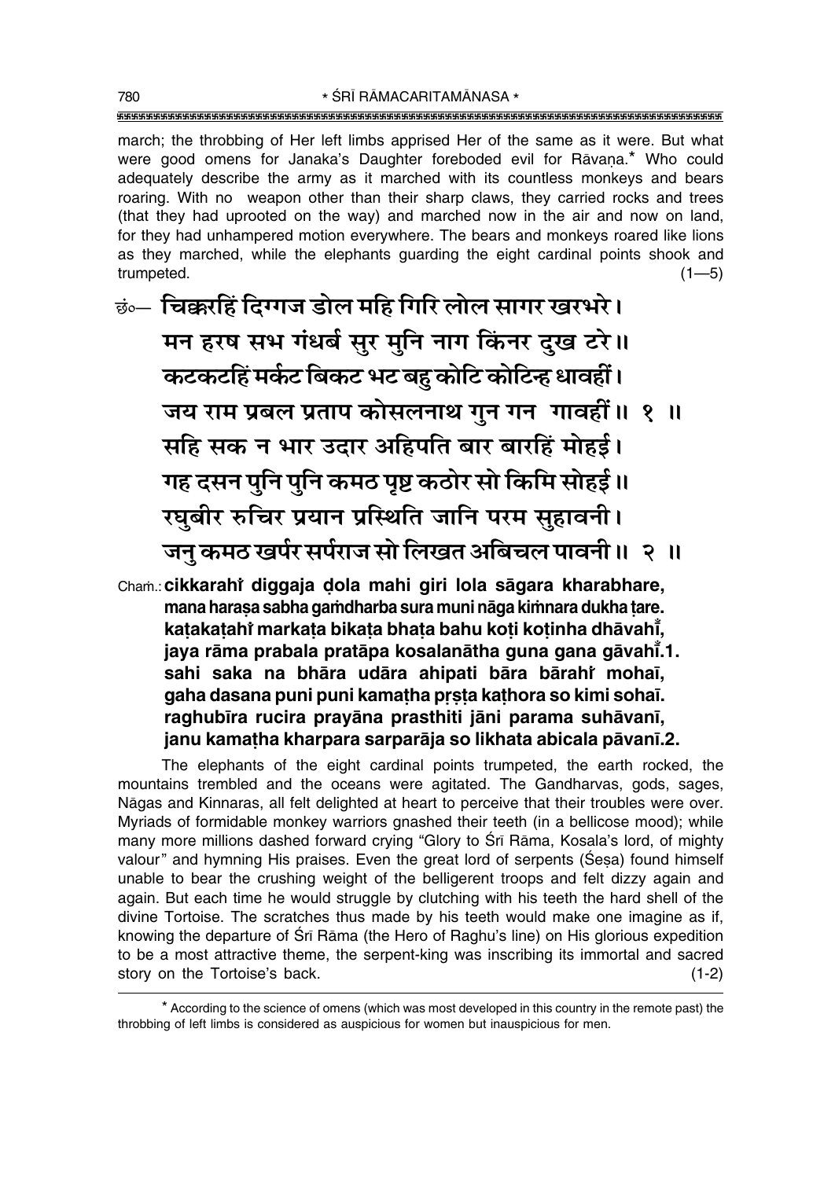march; the throbbing of Her left limbs apprised Her of the same as it were. But what were good omens for Janaka's Daughter foreboded evil for Rāvaṇa.* Who could adequately describe the army as it marched with its countless monkeys and bears roaring. With no weapon other than their sharp claws, they carried rocks and trees (that they had uprooted on the way) and marched now in the air and now on land, for they had unhampered motion everywhere. The bears and monkeys roared like lions as they marched, while the elephants guarding the eight cardinal points shook and trumpeted. (1—5)

छं०— चिक्करहिं दिग्गज डोल महि गिरि लोल सागर खरभरे।
मन हरष सभ गंधर्ब सुर मुनि नाग किंनर दुख टरे॥
कटकटहिं मर्कट बिकट भट बहु कोटि कोटिन्ह धावहीं।
जय राम प्रबल प्रताप कोसलनाथ गुन गन गावहीं॥ १ ॥
सहि सक न भार उदार अहिपति बार बारहिं मोहई।
गह दसन पुनि पुनि कमठ पृष्ट कठोर सो किमि सोहई॥
रघुबीर रुचिर प्रयान प्रस्थिति जानि परम सुहावनी।
जनु कमठ खर्पर सर्पराज सो लिखत अबिचल पावनी॥ २ ॥

Chaṁ.: **cikkarahi̐ diggaja ḍola mahi giri lola sāgara kharabhare, mana haraṣa sabha gaṁdharba sura muni nāga kiṁnara dukha ṭare. kaṭakaṭahi̐ markaṭa bikaṭa bhaṭa bahu koṭi koṭinha dhāvahī̐, jaya rāma prabala pratāpa kosalanātha guna gana gāvahī̐.1. sahi saka na bhāra udāra ahipati bāra bārahi̐ mohaī, gaha dasana puni puni kamaṭha pṛṣṭa kaṭhora so kimi sohaī. raghubīra rucira prayāna prasthiti jāni parama suhāvanī, janu kamaṭha kharpara sarparāja so likhata abicala pāvanī.2.**

The elephants of the eight cardinal points trumpeted, the earth rocked, the mountains trembled and the oceans were agitated. The Gandharvas, gods, sages, Nāgas and Kinnaras, all felt delighted at heart to perceive that their troubles were over. Myriads of formidable monkey warriors gnashed their teeth (in a bellicose mood); while many more millions dashed forward crying "Glory to Śrī Rāma, Kosala's lord, of mighty valour" and hymning His praises. Even the great lord of serpents (Śeṣa) found himself unable to bear the crushing weight of the belligerent troops and felt dizzy again and again. But each time he would struggle by clutching with his teeth the hard shell of the divine Tortoise. The scratches thus made by his teeth would make one imagine as if, knowing the departure of Śrī Rāma (the Hero of Raghu's line) on His glorious expedition to be a most attractive theme, the serpent-king was inscribing its immortal and sacred story on the Tortoise's back. (1-2)

* According to the science of omens (which was most developed in this country in the remote past) the throbbing of left limbs is considered as auspicious for women but inauspicious for men.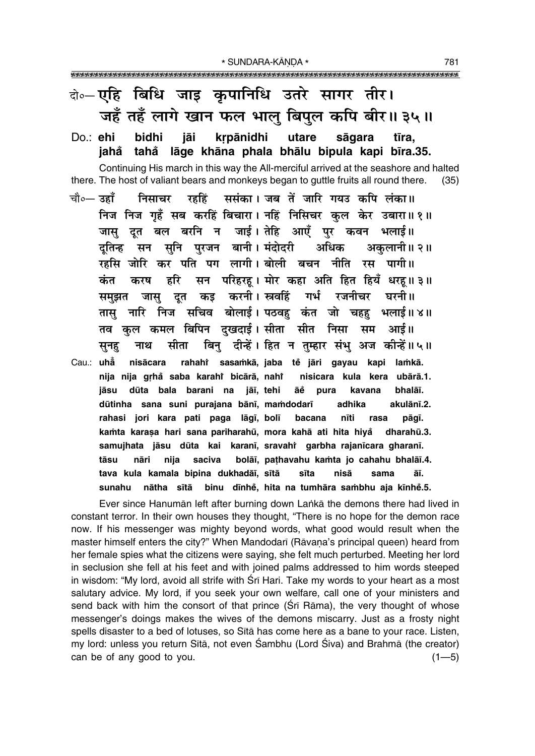दो०—एहि बिधि जाइ कृपानिधि उतरे सागर तीर।
जहँ तहँ लागे खान फल भालु बिपुल कपि बीर॥ ३५॥

Do.: **ehi bidhi jāi kṛpānidhi utare sāgara tīra,**
**jahå tahå lāge khāna phala bhālu bipula kapi bīra.35.**

Continuing His march in this way the All-merciful arrived at the seashore and halted there. The host of valiant bears and monkeys began to guttle fruits all round there. (35)

चौ०— उहाँ निसाचर रहहिं ससंका। जब तें जारि गयउ कपि लंका॥
निज निज गृहँ सब करहिं बिचारा। नहिं निसिचर कुल केर उबारा॥ १॥
जासु दूत बल बरनि न जाई। तेहि आएँ पुर कवन भलाई॥
दूतिन्ह सन सुनि पुरजन बानी। मंदोदरी अधिक अकुलानी॥ २॥
रहसि जोरि कर पति पग लागी। बोली बचन नीति रस पागी॥
कंत करष हरि सन परिहरहू। मोर कहा अति हित हियँ धरहू॥ ३॥
समुझत जासु दूत कइ करनी। स्त्रवहिं गर्भ रजनीचर घरनी॥
तासु नारि निज सचिव बोलाई। पठवहु कंत जो चहहु भलाई॥ ४॥
तव कुल कमल बिपिन दुखदाई। सीता सीत निसा सम आई॥
सुनहु नाथ सीता बिनु दीन्हें। हित न तुम्हार संभु अज कीन्हें॥ ५॥

Cau.: **uhå nisācara rahahi sasaṁkā, jaba tẽ jāri gayau kapi laṁkā.**
**nija nija gṛhå saba karahi bicārā, nahi nisicara kula kera ubārā.1.**
**jāsu dūta bala barani na jāī, tehi āẽ pura kavana bhalāī.**
**dūtinha sana suni purajana bānī, maṁdodarī adhika akulānī.2.**
**rahasi jori kara pati paga lāgī, bolī bacana nīti rasa pāgī.**
**kaṁta karaṣa hari sana pariharahū, mora kahā ati hita hiyå dharahū.3.**
**samujhata jāsu dūta kai karanī, sravahi garbha rajanīcara gharanī.**
**tāsu nāri nija saciva bolāī, paṭhavahu kaṁta jo cahahu bhalāī.4.**
**tava kula kamala bipina dukhadāī, sītā sīta nisā sama āī.**
**sunahu nātha sītā binu dīnhẽ, hita na tumhāra saṁbhu aja kīnhẽ.5.**

Ever since Hanumān left after burning down Laṅkā the demons there had lived in constant terror. In their own houses they thought, "There is no hope for the demon race now. If his messenger was mighty beyond words, what good would result when the master himself enters the city?" When Mandodarī (Rāvaṇa's principal queen) heard from her female spies what the citizens were saying, she felt much perturbed. Meeting her lord in seclusion she fell at his feet and with joined palms addressed to him words steeped in wisdom: "My lord, avoid all strife with Śrī Hari. Take my words to your heart as a most salutary advice. My lord, if you seek your own welfare, call one of your ministers and send back with him the consort of that prince (Śrī Rāma), the very thought of whose messenger's doings makes the wives of the demons miscarry. Just as a frosty night spells disaster to a bed of lotuses, so Sītā has come here as a bane to your race. Listen, my lord: unless you return Sītā, not even Śambhu (Lord Śiva) and Brahmā (the creator) can be of any good to you. (1—5)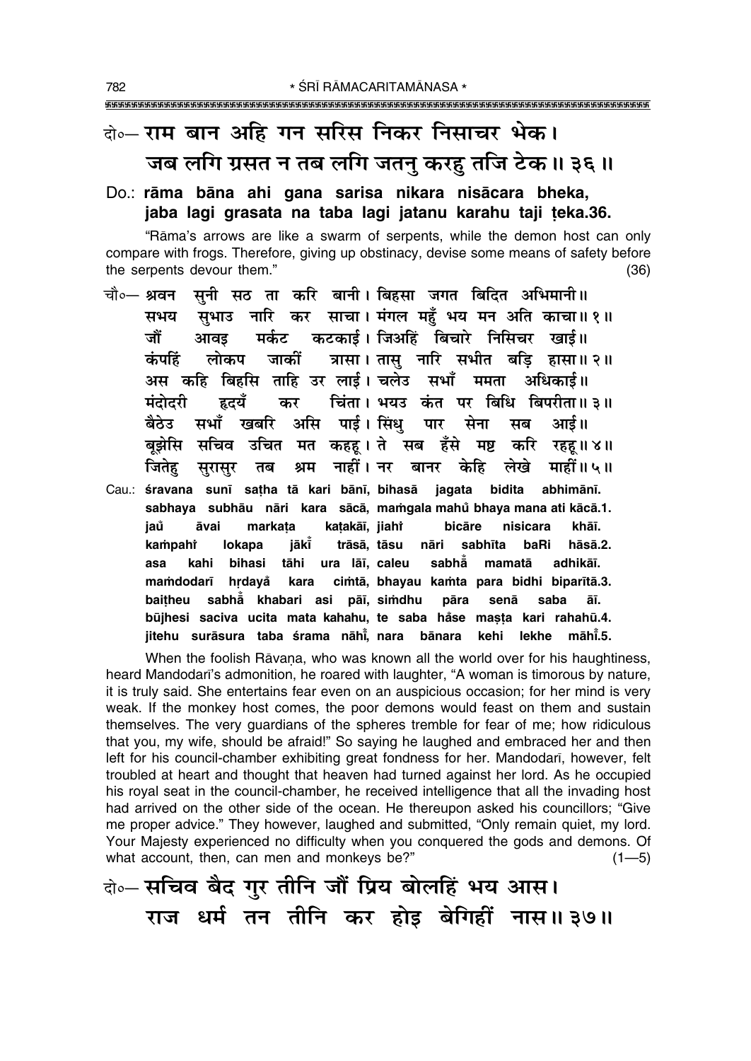दो०— राम बान अहि गन सरिस निकर निसाचर भेक।
जब लगि ग्रसत न तब लगि जतनु करहु तजि टेक॥ ३६॥

Do.: **rāma bāna ahi gana sarisa nikara nisācara bheka, jaba lagi grasata na taba lagi jatanu karahu taji ṭeka.36.**

"Rāma's arrows are like a swarm of serpents, while the demon host can only compare with frogs. Therefore, giving up obstinacy, devise some means of safety before the serpents devour them." (36)

चौ०— श्रवन सुनी सठ ता करि बानी। बिहसा जगत बिदित अभिमानी॥
सभय सुभाउ नारि कर साचा। मंगल महुँ भय मन अति काचा॥ १॥
जौं आवइ मर्कट कटकाई। जिअहिं बिचारे निसिचर खाई॥
कंपहिं लोकप जाकीं त्रासा। तासु नारि सभीत बड़ि हासा॥ २॥
अस कहि बिहसि ताहि उर लाई। चलेउ सभाँ ममता अधिकाई॥
मंदोदरी हृदयँ कर चिंता। भयउ कंत पर बिधि बिपरीता॥ ३॥
बैठेउ सभाँ खबरि असि पाई। सिंधु पार सेना सब आई॥
बूझेसि सचिव उचित मत कहहू। ते सब हँसे मष्ट करि रहहू॥ ४॥
जितेहु सुरासुर तब श्रम नाहीं। नर बानर केहि लेखे माहीं॥ ५॥

Cau.: **śravana sunī saṭha tā kari bānī, bihasā jagata bidita abhimānī. sabhaya subhāu nāri kara sācā, maṁgala mahů bhaya mana ati kācā.1. jaů āvai markaṭa kaṭakāī, jiahiṁ bicāre nisicara khāī. kaṁpahiṁ lokapa jākīṁ trāsā, tāsu nāri sabhīta baRi hāsā.2. asa kahi bihasi tāhi ura lāī, caleu sabhā̐ mamatā adhikāī. maṁdodarī hṛdayå kara ciṁtā, bhayau kaṁta para bidhi biparītā.3. baiṭheu sabhā̐ khabari asi pāī, siṁdhu pāra senā saba āī. būjhesi saciva ucita mata kahahu, te saba ha̐se maṣṭa kari rahahū.4. jitehu surāsura taba śrama nāhī̐, nara bānara kehi lekhe māhī̐.5.**

When the foolish Rāvaṇa, who was known all the world over for his haughtiness, heard Mandodarī's admonition, he roared with laughter, "A woman is timorous by nature, it is truly said. She entertains fear even on an auspicious occasion; for her mind is very weak. If the monkey host comes, the poor demons would feast on them and sustain themselves. The very guardians of the spheres tremble for fear of me; how ridiculous that you, my wife, should be afraid!" So saying he laughed and embraced her and then left for his council-chamber exhibiting great fondness for her. Mandodarī, however, felt troubled at heart and thought that heaven had turned against her lord. As he occupied his royal seat in the council-chamber, he received intelligence that all the invading host had arrived on the other side of the ocean. He thereupon asked his councillors; "Give me proper advice." They however, laughed and submitted, "Only remain quiet, my lord. Your Majesty experienced no difficulty when you conquered the gods and demons. Of what account, then, can men and monkeys be?" (1—5)

दो०— सचिव बैद गुर तीनि जौं प्रिय बोलहिं भय आस।
राज धर्म तन तीनि कर होइ बेगिहीं नास॥ ३७॥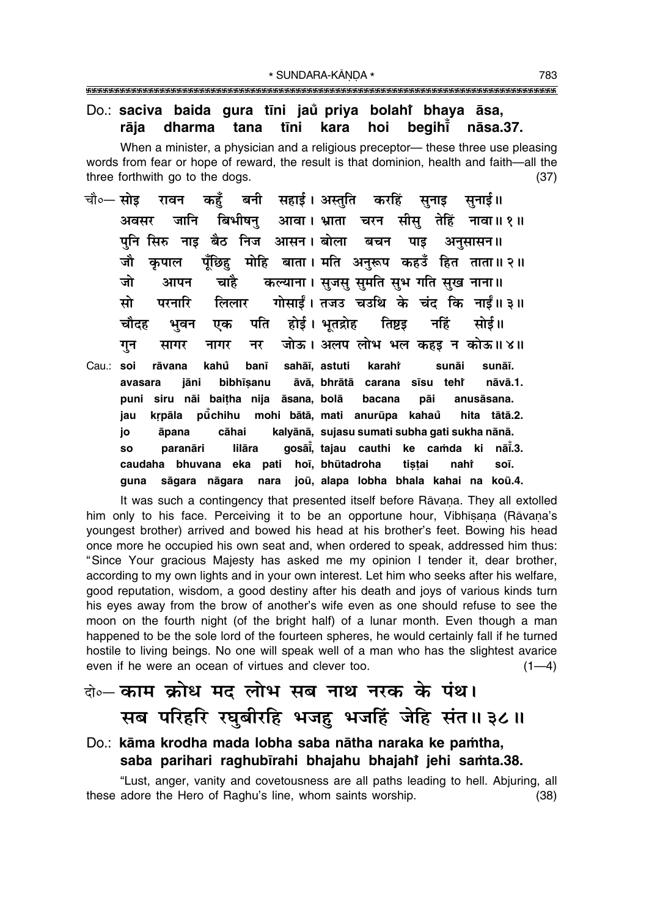Do.: **saciva baida gura tīni jaů priya bolahi bhaya āsa,**
**rāja dharma tana tīni kara hoi begihi̐ nāsa.37.**

When a minister, a physician and a religious preceptor— these three use pleasing words from fear or hope of reward, the result is that dominion, health and faith—all the three forthwith go to the dogs. (37)

चौ०— सोइ रावन कहुँ बनी सहाई। अस्तुति करहिं सुनाइ सुनाई॥
अवसर जानि बिभीषनु आवा। भ्राता चरन सीसु तेहिं नावा॥ १॥
पुनि सिरु नाइ बैठ निज आसन। बोला बचन पाइ अनुसासन॥
जौ कृपाल पूँछिहु मोहि बाता। मति अनुरूप कहउँ हित ताता॥ २॥
जो आपन चाहै कल्याना। सुजसु सुमति सुभ गति सुख नाना॥
सो परनारि लिलार गोसाईं। तजउ चउथि के चंद कि नाईं॥ ३॥
चौदह भुवन एक पति होई। भूतद्रोह तिष्टइ नहिं सोई॥
गुन सागर नागर नर जोऊ। अलप लोभ भल कहइ न कोऊ॥ ४॥

Cau.: **soi rāvana kahů banī sahāī, astuti karahi sunāi sunāī.**
**avasara jāni bibhīṣanu āvā, bhrātā carana sīsu tehi nāvā.1.**
**puni siru nāi baiṭha nija āsana, bolā bacana pāi anusāsana.**
**jau kṛpāla pū̐chihu mohi bātā, mati anurūpa kahaů hita tātā.2.**
**jo āpana cāhai kalyānā, sujasu sumati subha gati sukha nānā.**
**so paranāri lilāra gosāī̐, tajau cauthi ke caṁda ki nāī̐.3.**
**caudaha bhuvana eka pati hoī, bhūtadroha tiṣṭai nahi soī.**
**guna sāgara nāgara nara joū, alapa lobha bhala kahai na koū.4.**

It was such a contingency that presented itself before Rāvaṇa. They all extolled him only to his face. Perceiving it to be an opportune hour, Vibhīṣaṇa (Rāvaṇa's youngest brother) arrived and bowed his head at his brother's feet. Bowing his head once more he occupied his own seat and, when ordered to speak, addressed him thus: "Since Your gracious Majesty has asked me my opinion I tender it, dear brother, according to my own lights and in your own interest. Let him who seeks after his welfare, good reputation, wisdom, a good destiny after his death and joys of various kinds turn his eyes away from the brow of another's wife even as one should refuse to see the moon on the fourth night (of the bright half) of a lunar month. Even though a man happened to be the sole lord of the fourteen spheres, he would certainly fall if he turned hostile to living beings. No one will speak well of a man who has the slightest avarice even if he were an ocean of virtues and clever too. (1—4)

दो०— काम क्रोध मद लोभ सब नाथ नरक के पंथ।
सब परिहरि रघुबीरहि भजहु भजहिं जेहि संत॥ ३८॥

Do.: **kāma krodha mada lobha saba nātha naraka ke paṁtha,**
**saba parihari raghubīrahi bhajahu bhajahi jehi saṁta.38.**

"Lust, anger, vanity and covetousness are all paths leading to hell. Abjuring, all these adore the Hero of Raghu's line, whom saints worship. (38)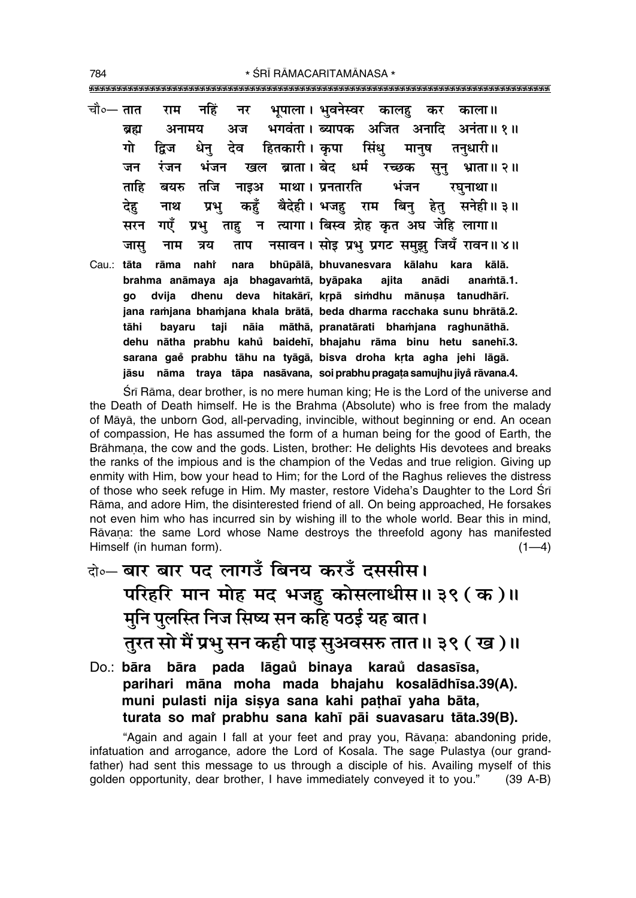चौ०— तात राम नहिं नर भूपाला। भुवनेस्वर कालहु कर काला॥
ब्रह्म अनामय अज भगवंता। ब्यापक अजित अनादि अनंता॥ १॥
गो द्विज धेनु देव हितकारी। कृपा सिंधु मानुष तनुधारी॥
जन रंजन भंजन खल ब्राता। बेद धर्म रच्छक सुनु भ्राता॥ २॥
ताहि बयरु तजि नाइअ माथा। प्रनतारति भंजन रघुनाथा॥
देहु नाथ प्रभु कहुँ बैदेही। भजहु राम बिनु हेतु सनेही॥ ३॥
सरन गएँ प्रभु ताहु न त्यागा। बिस्व द्रोह कृत अघ जेहि लागा॥
जासु नाम त्रय ताप नसावन। सोइ प्रभु प्रगट समुझु जियँ रावन॥ ४॥

Cau.: **tāta rāma nahi̇̃ nara bhūpālā, bhuvanesvara kālahu kara kālā.**
**brahma anāmaya aja bhagavaṁtā, byāpaka ajita anādi anaṁtā.1.**
**go dvija dhenu deva hitakārī, kṛpā siṁdhu mānuṣa tanudhārī.**
**jana raṁjana bhaṁjana khala brātā, beda dharma racchaka sunu bhrātā.2.**
**tāhi bayaru taji nāia māthā, pranatārati bhaṁjana raghunāthā.**
**dehu nātha prabhu kahů baidehī, bhajahu rāma binu hetu sanehī.3.**
**sarana gaě prabhu tāhu na tyāgā, bisva droha kṛta agha jehi lāgā.**
**jāsu nāma traya tāpa nasāvana, soi prabhu pragaṭa samujhu jiyå̃ rāvana.4.**

Śrī Rāma, dear brother, is no mere human king; He is the Lord of the universe and the Death of Death himself. He is the Brahma (Absolute) who is free from the malady of Māyā, the unborn God, all-pervading, invincible, without beginning or end. An ocean of compassion, He has assumed the form of a human being for the good of Earth, the Brāhmaṇa, the cow and the gods. Listen, brother: He delights His devotees and breaks the ranks of the impious and is the champion of the Vedas and true religion. Giving up enmity with Him, bow your head to Him; for the Lord of the Raghus relieves the distress of those who seek refuge in Him. My master, restore Videha's Daughter to the Lord Śrī Rāma, and adore Him, the disinterested friend of all. On being approached, He forsakes not even him who has incurred sin by wishing ill to the whole world. Bear this in mind, Rāvaṇa: the same Lord whose Name destroys the threefold agony has manifested Himself (in human form). (1—4)

दो०— बार बार पद लागउँ बिनय करउँ दससीस।
परिहरि मान मोह मद भजहु कोसलाधीस॥ ३९ (क)॥
मुनि पुलस्ति निज सिष्य सन कहि पठई यह बात।
तुरत सो मैं प्रभु सन कही पाइ सुअवसरु तात॥ ३९ (ख)॥

Do.: **bāra bāra pada lāgaů binaya karaů dasasīsa,**
**parihari māna moha mada bhajahu kosalādhīsa.39(A).**
**muni pulasti nija siṣya sana kahi paṭhaī yaha bāta,**
**turata so mai̇̃ prabhu sana kahī pāi suavasaru tāta.39(B).**

"Again and again I fall at your feet and pray you, Rāvaṇa: abandoning pride, infatuation and arrogance, adore the Lord of Kosala. The sage Pulastya (our grandfather) had sent this message to us through a disciple of his. Availing myself of this golden opportunity, dear brother, I have immediately conveyed it to you." (39 A-B)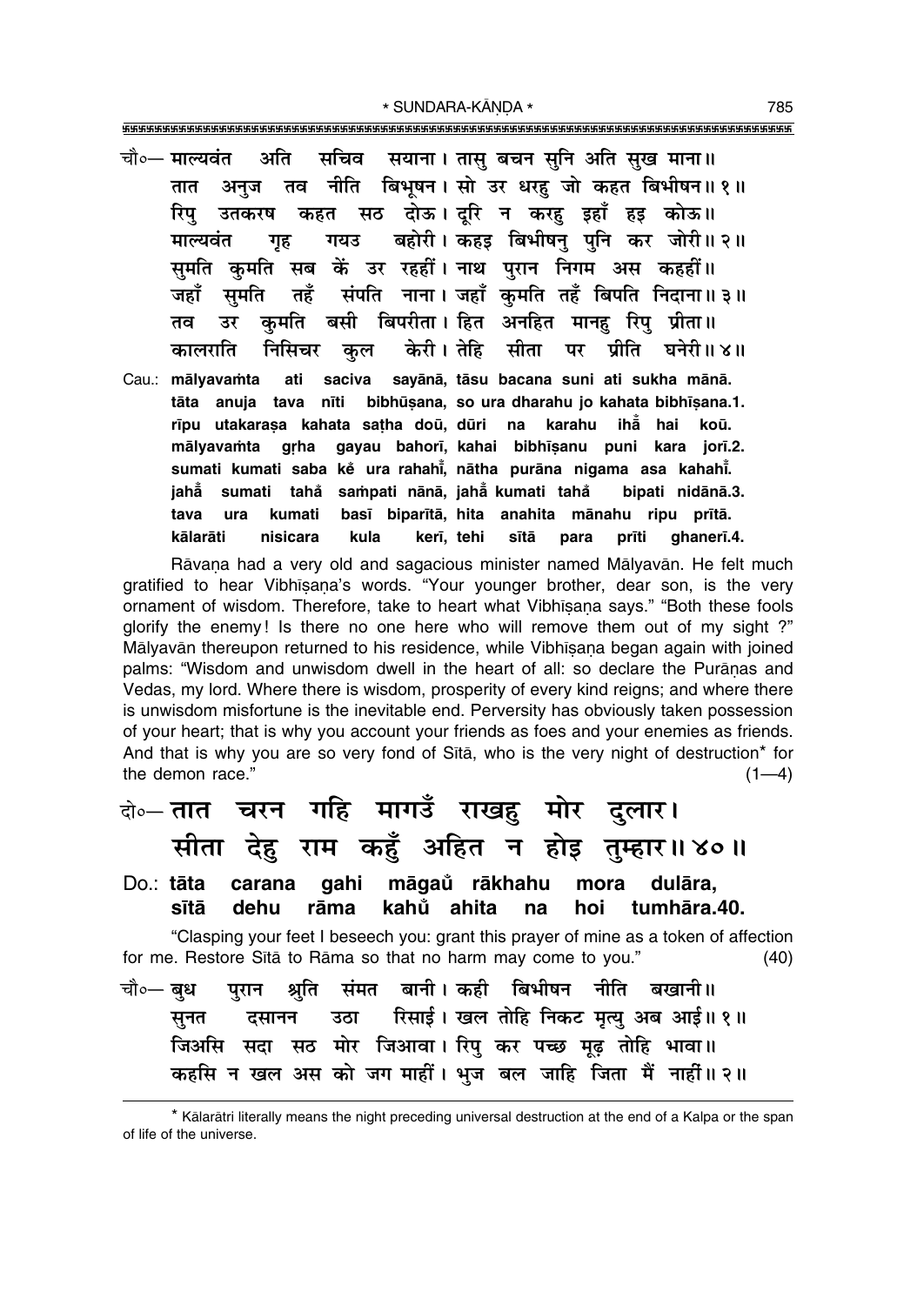चौ०— माल्यवंत अति सचिव सयाना। तासु बचन सुनि अति सुख माना॥
तात अनुज तव नीति बिभूषन। सो उर धरहु जो कहत बिभीषन॥ १॥
रिपु उतकरष कहत सठ दोऊ। दूरि न करहु इहाँ हइ कोऊ॥
माल्यवंत गृह गयउ बहोरी। कहइ बिभीषनु पुनि कर जोरी॥ २॥
सुमति कुमति सब कें उर रहहीं। नाथ पुरान निगम अस कहहीं॥
जहाँ सुमति तहँ संपति नाना। जहाँ कुमति तहँ बिपति निदाना॥ ३॥
तव उर कुमति बसी बिपरीता। हित अनहित मानहु रिपु प्रीता॥
कालराति निसिचर कुल केरी। तेहि सीता पर प्रीति घनेरी॥ ४॥

Cau.: mālyavaṁta ati saciva sayānā, tāsu bacana suni ati sukha mānā.
tāta anuja tava nīti bibhūṣana, so ura dharahu jo kahata bibhīṣana.1.
rīpu utakaraṣa kahata saṭha doū, dūri na karahu ihā̐ hai koū.
mālyavaṁta gṛha gayau bahorī, kahai bibhīṣanu puni kara jorī.2.
sumati kumati saba kė̐ ura rahahī̐, nātha purāna nigama asa kahahī̐.
jahā̐ sumati tahā̐ saṁpati nānā, jahā̐ kumati tahā̐ bipati nidānā.3.
tava ura kumati basī biparītā, hita anahita mānahu ripu prītā.
kālarāti nisicara kula kerī, tehi sītā para prīti ghanerī.4.

Rāvaṇa had a very old and sagacious minister named Mālyavān. He felt much gratified to hear Vibhīṣaṇa's words. "Your younger brother, dear son, is the very ornament of wisdom. Therefore, take to heart what Vibhīṣaṇa says." "Both these fools glorify the enemy! Is there no one here who will remove them out of my sight ?" Mālyavān thereupon returned to his residence, while Vibhīṣaṇa began again with joined palms: "Wisdom and unwisdom dwell in the heart of all: so declare the Purāṇas and Vedas, my lord. Where there is wisdom, prosperity of every kind reigns; and where there is unwisdom misfortune is the inevitable end. Perversity has obviously taken possession of your heart; that is why you account your friends as foes and your enemies as friends. And that is why you are so very fond of Sītā, who is the very night of destruction* for the demon race." (1—4)

दो०— तात चरन गहि मागउँ राखहु मोर दुलार।
सीता देहु राम कहुँ अहित न होइ तुम्हार॥ ४०॥

Do.: tāta carana gahi māgau̐ rākhahu mora dulāra,
sītā dehu rāma kahu̐ ahita na hoi tumhāra.40.

"Clasping your feet I beseech you: grant this prayer of mine as a token of affection for me. Restore Sītā to Rāma so that no harm may come to you." (40)

चौ०— बुध पुरान श्रुति संमत बानी। कही बिभीषन नीति बखानी॥
सुनत दसानन उठा रिसाई। खल तोहि निकट मृत्यु अब आई॥ १॥
जिअसि सदा सठ मोर जिआवा। रिपु कर पच्छ मूढ़ तोहि भावा॥
कहसि न खल अस को जग माहीं। भुज बल जाहि जिता मैं नाहीं॥ २॥

---

* Kālarātri literally means the night preceding universal destruction at the end of a Kalpa or the span of life of the universe.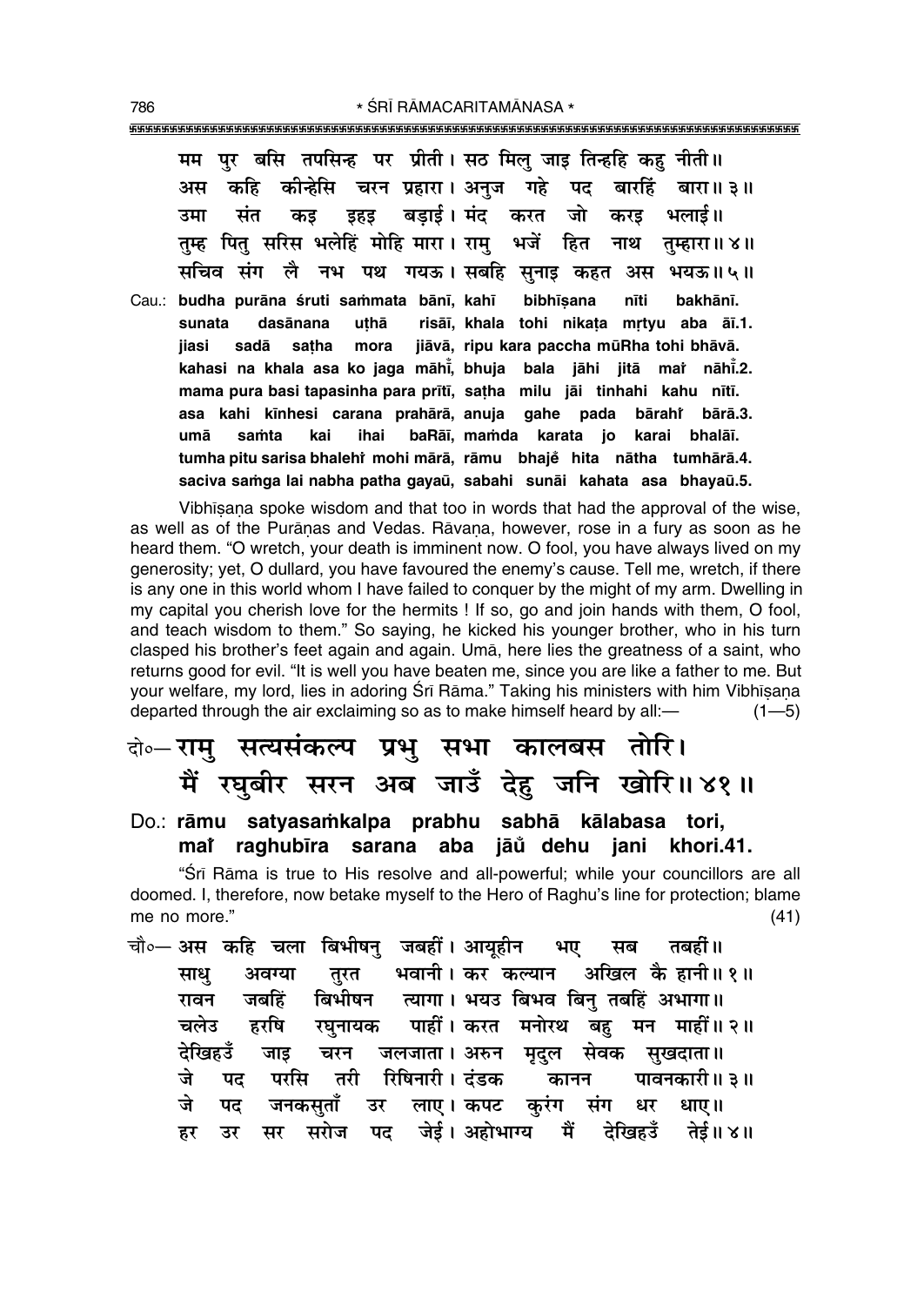मम पुर बसि तपसिन्ह पर प्रीती। सठ मिलु जाइ तिन्हहि कहु नीती॥
अस कहि कीन्हेसि चरन प्रहारा। अनुज गहे पद बारहिं बारा॥ ३॥
उमा संत कइ इहइ बड़ाई। मंद करत जो करइ भलाई॥
तुम्ह पितु सरिस भलेहिं मोहि मारा। रामु भजें हित नाथ तुम्हारा॥ ४॥
सचिव संग लै नभ पथ गयऊ। सबहि सुनाइ कहत अस भयऊ॥ ५॥

Cau.: **budha purāna śruti saṁmata bānī, kahī bibhīṣana nīti bakhānī.**
**sunata dasānana uṭhā risāī, khala tohi nikaṭa mṛtyu aba āī.1.**
**jiasi sadā saṭha mora jiāvā, ripu kara paccha mūRha tohi bhāvā.**
**kahasi na khala asa ko jaga māhī̐, bhuja bala jāhi jitā mai̐ nāhī̐.2.**
**mama pura basi tapasinha para prītī, saṭha milu jāi tinhahi kahu nītī.**
**asa kahi kīnhesi carana prahārā, anuja gahe pada bārahi̐ bārā.3.**
**umā saṁta kai ihai baRāī, maṁda karata jo karai bhalāī.**
**tumha pitu sarisa bhalehi̐ mohi mārā, rāmu bhaje̐ hita nātha tumhārā.4.**
**saciva saṁga lai nabha patha gayaū, sabahi sunāi kahata asa bhayaū.5.**

Vibhīṣaṇa spoke wisdom and that too in words that had the approval of the wise, as well as of the Purāṇas and Vedas. Rāvaṇa, however, rose in a fury as soon as he heard them. "O wretch, your death is imminent now. O fool, you have always lived on my generosity; yet, O dullard, you have favoured the enemy's cause. Tell me, wretch, if there is any one in this world whom I have failed to conquer by the might of my arm. Dwelling in my capital you cherish love for the hermits ! If so, go and join hands with them, O fool, and teach wisdom to them." So saying, he kicked his younger brother, who in his turn clasped his brother's feet again and again. Umā, here lies the greatness of a saint, who returns good for evil. "It is well you have beaten me, since you are like a father to me. But your welfare, my lord, lies in adoring Śrī Rāma." Taking his ministers with him Vibhīṣaṇa departed through the air exclaiming so as to make himself heard by all:— (1—5)

दो०— रामु सत्यसंकल्प प्रभु सभा कालबस तोरि।
मैं रघुबीर सरन अब जाउँ देहु जनि खोरि॥ ४१॥

Do.: **rāmu satyasaṁkalpa prabhu sabhā kālabasa tori,**
**mai̐ raghubīra sarana aba jāū̐ dehu jani khori.41.**

"Śrī Rāma is true to His resolve and all-powerful; while your councillors are all doomed. I, therefore, now betake myself to the Hero of Raghu's line for protection; blame me no more." (41)

चौ०— अस कहि चला बिभीषनु जबहीं। आयूहीन भए सब तबहीं॥
साधु अवग्या तुरत भवानी। कर कल्यान अखिल कै हानी॥ १॥
रावन जबहिं बिभीषन त्यागा। भयउ बिभव बिनु तबहिं अभागा॥
चलेउ हरषि रघुनायक पाहीं। करत मनोरथ बहु मन माहीं॥ २॥
देखिहउँ जाइ चरन जलजाता। अरुन मृदुल सेवक सुखदाता॥
जे पद परसि तरी रिषिनारी। दंडक कानन पावनकारी॥ ३॥
जे पद जनकसुताँ उर लाए। कपट कुरंग संग धर धाए॥
हर उर सर सरोज पद जेई। अहोभाग्य मैं देखिहउँ तेई॥ ४॥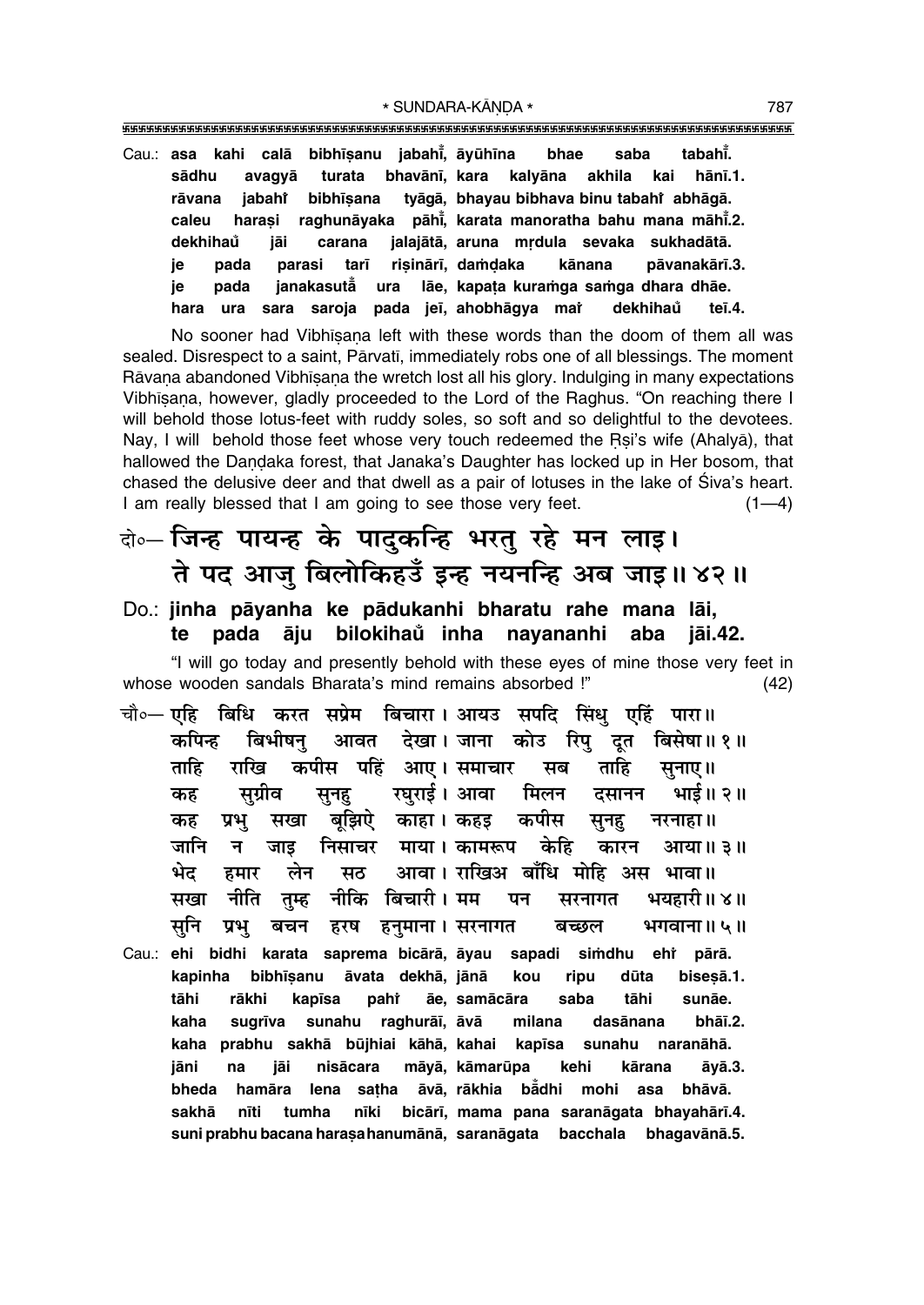Cau.: **asa kahi calā bibhīṣanu jabahi̐, āyūhīna bhae saba tabahi̐.**
**sādhu avagyā turata bhavānī, kara kalyāna akhila kai hānī.1.**
**rāvana jabahi̐ bibhīṣana tyāgā, bhayau bibhava binu tabahi̐ abhāgā.**
**caleu haraṣi raghunāyaka pāhi̐, karata manoratha bahu mana māhi̐.2.**
**dekhihau̐ jāi carana jalajātā, aruna mṛdula sevaka sukhadātā.**
**je pada parasi tarī riṣinārī, daṁḍaka kānana pāvanakārī.3.**
**je pada janakasutā̐ ura lāe, kapaṭa kuraṁga saṁga dhara dhāe.**
**hara ura sara saroja pada jeī, ahobhāgya mai̐ dekhihau̐ teī.4.**

No sooner had Vibhīṣaṇa left with these words than the doom of them all was sealed. Disrespect to a saint, Pārvatī, immediately robs one of all blessings. The moment Rāvaṇa abandoned Vibhīṣaṇa the wretch lost all his glory. Indulging in many expectations Vibhīṣaṇa, however, gladly proceeded to the Lord of the Raghus. "On reaching there I will behold those lotus-feet with ruddy soles, so soft and so delightful to the devotees. Nay, I will behold those feet whose very touch redeemed the Ṛṣi's wife (Ahalyā), that hallowed the Daṇḍaka forest, that Janaka's Daughter has locked up in Her bosom, that chased the delusive deer and that dwell as a pair of lotuses in the lake of Śiva's heart. I am really blessed that I am going to see those very feet. (1—4)

दो०— जिन्ह पायन्ह के पादुकन्हि भरतु रहे मन लाइ।
ते पद आजु बिलोकिहउँ इन्ह नयनन्हि अब जाइ॥ ४२॥

Do.: **jinha pāyanha ke pādukanhi bharatu rahe mana lāi,**
**te pada āju bilokihau̐ inha nayananhi aba jāi.42.**

"I will go today and presently behold with these eyes of mine those very feet in whose wooden sandals Bharata's mind remains absorbed !" (42)

चौ०— एहि बिधि करत सप्रेम बिचारा। आयउ सपदि सिंधु एहिं पारा॥
कपिन्ह बिभीषनु आवत देखा। जाना कोउ रिपु दूत बिसेषा॥ १॥
ताहि राखि कपीस पहिं आए। समाचार सब ताहि सुनाए॥
कह सुग्रीव सुनहु रघुराई। आवा मिलन दसानन भाई॥ २॥
कह प्रभु सखा बूझिऐ काहा। कहइ कपीस सुनहु नरनाहा॥
जानि न जाइ निसाचर माया। कामरूप केहि कारन आया॥ ३॥
भेद हमार लेन सठ आवा। राखिअ बाँधि मोहि अस भावा॥
सखा नीति तुम्ह नीकि बिचारी। मम पन सरनागत भयहारी॥ ४॥
सुनि प्रभु बचन हरष हनुमाना। सरनागत बच्छल भगवाना॥ ५॥

Cau.: **ehi bidhi karata saprema bicārā, āyau sapadi siṁdhu ehi̐ pārā.**
**kapinha bibhīṣanu āvata dekhā, jānā kou ripu dūta biseṣā.1.**
**tāhi rākhi kapīsa pahi̐ āe, samācāra saba tāhi sunāe.**
**kaha sugrīva sunahu raghurāī, āvā milana dasānana bhāī.2.**
**kaha prabhu sakhā būjhiai kāhā, kahai kapīsa sunahu naranāhā.**
**jāni na jāi nisācara māyā, kāmarūpa kehi kārana āyā.3.**
**bheda hamāra lena saṭha āvā, rākhia bā̐dhi mohi asa bhāvā.**
**sakhā nīti tumha nīki bicārī, mama pana saranāgata bhayahārī.4.**
**suni prabhu bacana haraṣa hanumānā, saranāgata bacchala bhagavānā.5.**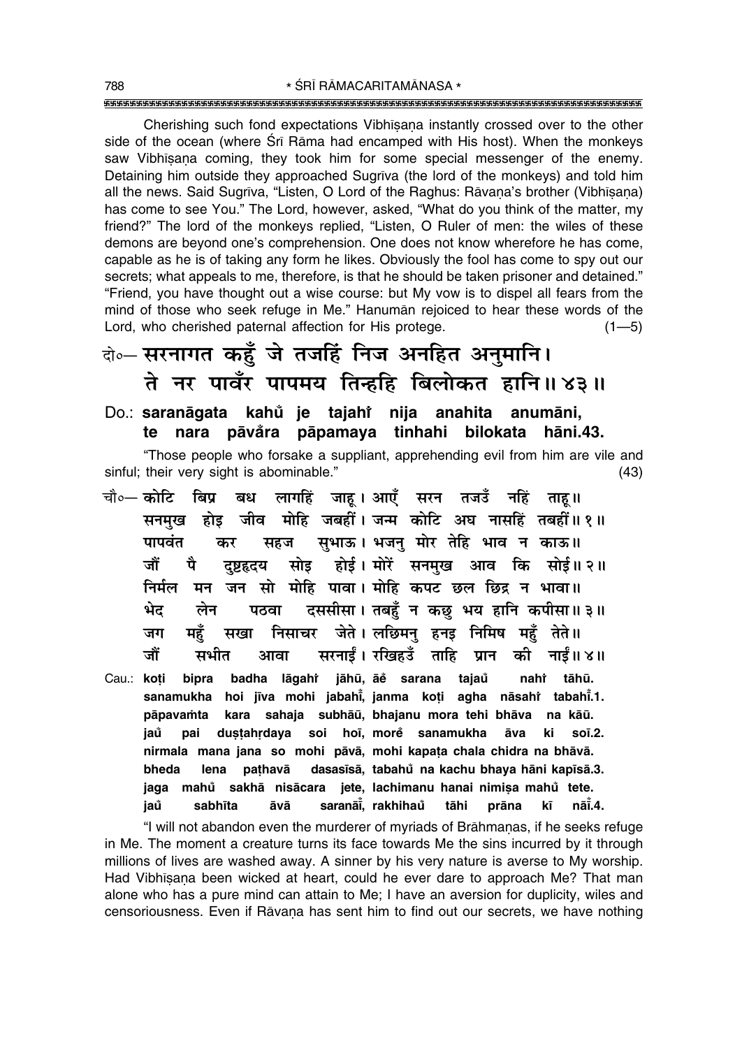Cherishing such fond expectations Vibhīṣaṇa instantly crossed over to the other side of the ocean (where Śrī Rāma had encamped with His host). When the monkeys saw Vibhīṣaṇa coming, they took him for some special messenger of the enemy. Detaining him outside they approached Sugrīva (the lord of the monkeys) and told him all the news. Said Sugrīva, "Listen, O Lord of the Raghus: Rāvaṇa's brother (Vibhīṣaṇa) has come to see You." The Lord, however, asked, "What do you think of the matter, my friend?" The lord of the monkeys replied, "Listen, O Ruler of men: the wiles of these demons are beyond one's comprehension. One does not know wherefore he has come, capable as he is of taking any form he likes. Obviously the fool has come to spy out our secrets; what appeals to me, therefore, is that he should be taken prisoner and detained." "Friend, you have thought out a wise course: but My vow is to dispel all fears from the mind of those who seek refuge in Me." Hanumān rejoiced to hear these words of the Lord, who cherished paternal affection for His protege. (1—5)

दो०— **सरनागत कहुँ जे तजहिं निज अनहित अनुमानि।**
**ते नर पावँर पापमय तिन्हहि बिलोकत हानि॥४३॥**

Do.: **saranāgata kahũ je tajahi̐ nija anahita anumāni,**
**te nara pāva̐ra pāpamaya tinhahi bilokata hāni.43.**

"Those people who forsake a suppliant, apprehending evil from him are vile and sinful; their very sight is abominable." (43)

चौ०— **कोटि बिप्र बध लागहिं जाहू। आएँ सरन तजउँ नहिं ताहू॥**
**सनमुख होइ जीव मोहि जबहीं। जन्म कोटि अघ नासहिं तबहीं॥१॥**
**पापवंत कर सहज सुभाऊ। भजनु मोर तेहि भाव न काऊ॥**
**जौं पै दुष्टहृदय सोइ होई। मोरें सनमुख आव कि सोई॥२॥**
**निर्मल मन जन सो मोहि पावा। मोहि कपट छल छिद्र न भावा॥**
**भेद लेन पठवा दससीसा। तबहुँ न कछु भय हानि कपीसा॥३॥**
**जग महुँ सखा निसाचर जेते। लछिमनु हनइ निमिष महुँ तेते॥**
**जौं सभीत आवा सरनाईं। रखिहउँ ताहि प्रान की नाईं॥४॥**

Cau.: **koṭi bipra badha lāgahi̐ jāhū, āe̐ sarana tajaũ nahi̐ tāhū.**
**sanamukha hoi jīva mohi jabahī̐, janma koṭi agha nāsahi̐ tabahī̐.1.**
**pāpavaṁta kara sahaja subhāū, bhajanu mora tehi bhāva na kāū.**
**jaũ pai duṣṭahṛdaya soi hoī, more̐ sanamukha āva ki soī.2.**
**nirmala mana jana so mohi pāvā, mohi kapaṭa chala chidra na bhāvā.**
**bheda lena paṭhavā dasasīsā, tabahũ na kachu bhaya hāni kapīsā.3.**
**jaga mahũ sakhā nisācara jete, lachimanu hanai nimiṣa mahũ tete.**
**jaũ sabhīta āvā saranāī̐, rakhihaũ tāhi prāna kī nāī̐.4.**

"I will not abandon even the murderer of myriads of Brāhmaṇas, if he seeks refuge in Me. The moment a creature turns its face towards Me the sins incurred by it through millions of lives are washed away. A sinner by his very nature is averse to My worship. Had Vibhīṣaṇa been wicked at heart, could he ever dare to approach Me? That man alone who has a pure mind can attain to Me; I have an aversion for duplicity, wiles and censoriousness. Even if Rāvaṇa has sent him to find out our secrets, we have nothing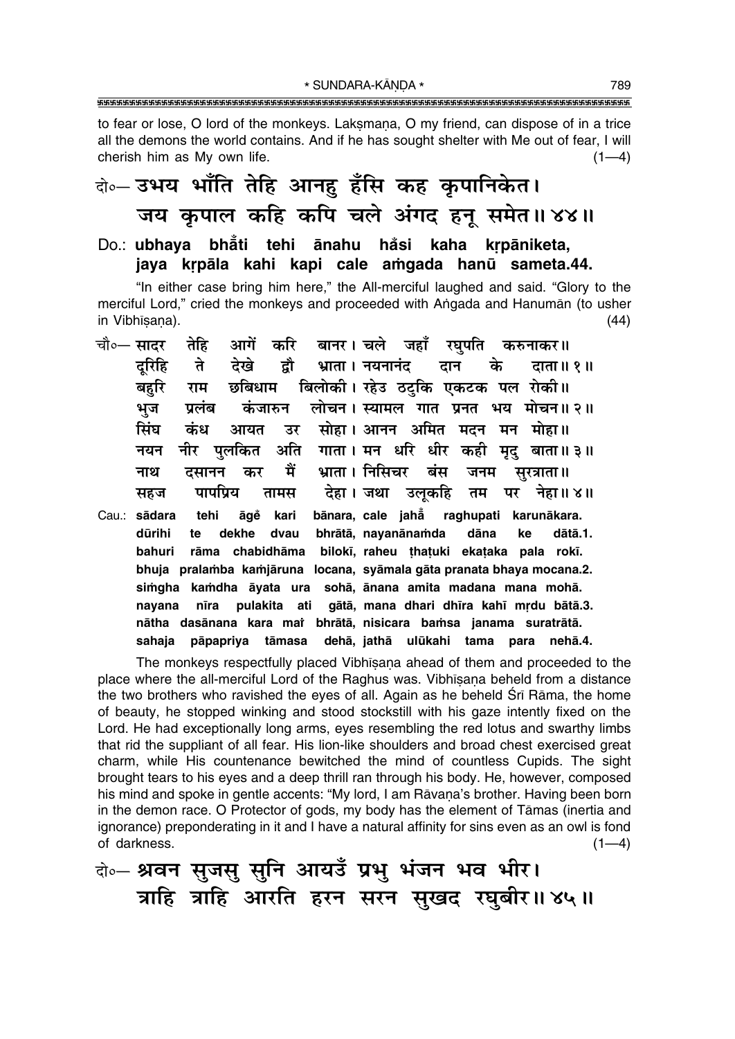to fear or lose, O lord of the monkeys. Lakṣmaṇa, O my friend, can dispose of in a trice all the demons the world contains. And if he has sought shelter with Me out of fear, I will cherish him as My own life. (1—4)

दो०— उभय भाँति तेहि आनहु हँसि कह कृपानिकेत।
जय कृपाल कहि कपि चले अंगद हनू समेत॥ ४४॥

Do.: **ubhaya bhā̐ti tehi ānahu ha̐si kaha kṛpāniketa, jaya kṛpāla kahi kapi cale aṁgada hanū sameta.44.**

"In either case bring him here," the All-merciful laughed and said. "Glory to the merciful Lord," cried the monkeys and proceeded with Aṅgada and Hanumān (to usher in Vibhīṣaṇa). (44)

चौ०— सादर तेहि आगें करि बानर। चले जहाँ रघुपति करुनाकर॥
दूरिहि ते देखे द्वौ भ्राता। नयनानंद दान के दाता॥ १॥
बहुरि राम छबिधाम बिलोकी। रहेउ ठटुकि एकटक पल रोकी॥
भुज प्रलंब कंजारुन लोचन। स्यामल गात प्रनत भय मोचन॥ २॥
सिंघ कंध आयत उर सोहा। आनन अमित मदन मन मोहा॥
नयन नीर पुलकित अति गाता। मन धरि धीर कही मृदु बाता॥ ३॥
नाथ दसानन कर मैं भ्राता। निसिचर बंस जनम सुरत्राता॥
सहज पापप्रिय तामस देहा। जथा उलूकहि तम पर नेहा॥ ४॥

Cau.: **sādara tehi āge̐ kari bānara, cale jahā̐ raghupati karunākara. dūrihi te dekhe dvau bhrātā, nayanānaṁda dāna ke dātā.1. bahuri rāma chabidhāma bilokī, raheu ṭhaṭuki ekaṭaka pala rokī. bhuja pralaṁba kaṁjāruna locana, syāmala gāta pranata bhaya mocana.2. siṁgha kaṁdha āyata ura sohā, ānana amita madana mana mohā. nayana nīra pulakita ati gātā, mana dhari dhīra kahī mṛdu bātā.3. nātha dasānana kara maiṁ bhrātā, nisicara baṁsa janama suratrātā. sahaja pāpapriya tāmasa dehā, jathā ulūkahi tama para nehā.4.**

The monkeys respectfully placed Vibhīṣaṇa ahead of them and proceeded to the place where the all-merciful Lord of the Raghus was. Vibhīṣaṇa beheld from a distance the two brothers who ravished the eyes of all. Again as he beheld Śrī Rāma, the home of beauty, he stopped winking and stood stockstill with his gaze intently fixed on the Lord. He had exceptionally long arms, eyes resembling the red lotus and swarthy limbs that rid the suppliant of all fear. His lion-like shoulders and broad chest exercised great charm, while His countenance bewitched the mind of countless Cupids. The sight brought tears to his eyes and a deep thrill ran through his body. He, however, composed his mind and spoke in gentle accents: "My lord, I am Rāvaṇa's brother. Having been born in the demon race. O Protector of gods, my body has the element of Tāmas (inertia and ignorance) preponderating in it and I have a natural affinity for sins even as an owl is fond of darkness. (1—4)

दो०— श्रवन सुजसु सुनि आयउँ प्रभु भंजन भव भीर।
त्राहि त्राहि आरति हरन सरन सुखद रघुबीर॥ ४५॥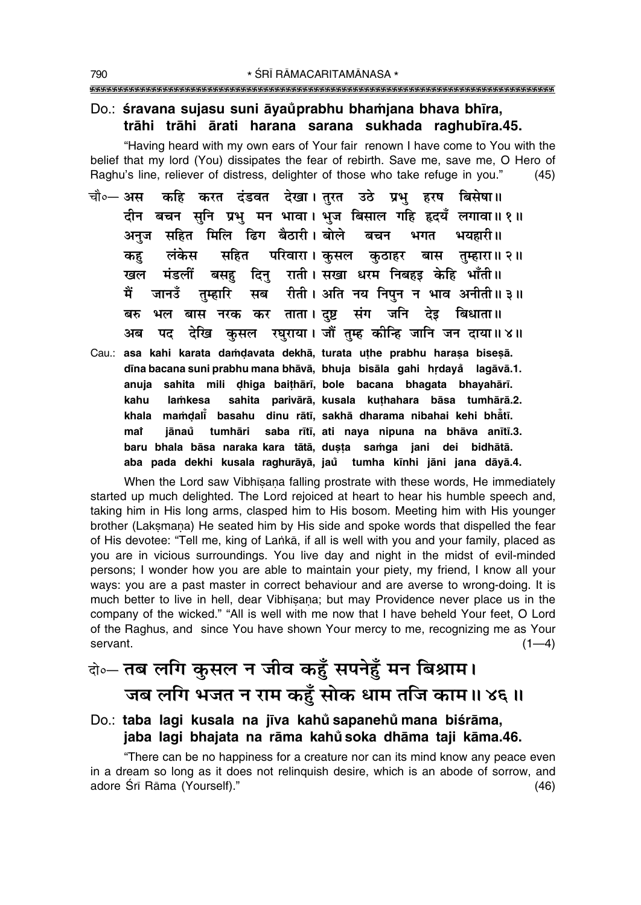Do.: **śravana sujasu suni āyau̐prabhu bhaṁjana bhava bhīra, trāhi trāhi ārati harana sarana sukhada raghubīra.45.**

"Having heard with my own ears of Your fair renown I have come to You with the belief that my lord (You) dissipates the fear of rebirth. Save me, save me, O Hero of Raghu's line, reliever of distress, delighter of those who take refuge in you." (45)

चौ०— अस कहि करत दंडवत देखा। तुरत उठे प्रभु हरष बिसेषा॥
दीन बचन सुनि प्रभु मन भावा। भुज बिसाल गहि हृदयँ लगावा॥ १॥
अनुज सहित मिलि ढिग बैठारी। बोले बचन भगत भयहारी॥
कहु लंकेस सहित परिवारा। कुसल कुठाहर बास तुम्हारा॥ २॥
खल मंडलीं बसहु दिनु राती। सखा धरम निबहइ केहि भाँती॥
मैं जानउँ तुम्हारि सब रीती। अति नय निपुन न भाव अनीती॥ ३॥
बरु भल बास नरक कर ताता। दुष्ट संग जनि देइ बिधाता॥
अब पद देखि कुसल रघुराया। जौं तुम्ह कीन्हि जानि जन दाया॥ ४॥

Cau.: **asa kahi karata daṁḍavata dekhā, turata uṭhe prabhu haraṣa biseṣā.
dīna bacana suni prabhu mana bhāvā, bhuja bisāla gahi hṛdayå̐ lagāvā.1.
anuja sahita mili ḍhiga baiṭhārī, bole bacana bhagata bhayahārī.
kahu laṁkesa sahita parivārā, kusala kuṭhahara bāsa tumhārā.2.
khala maṁḍalī̐ basahu dinu rātī, sakhā dharama nibahai kehi bhā̐tī.
maĩ jānau̐ tumhāri saba rītī, ati naya nipuna na bhāva anītī.3.
baru bhala bāsa naraka kara tātā, duṣṭa saṁga jani dei bidhātā.
aba pada dekhi kusala raghurāyā, jau̐ tumha kīnhi jāni jana dāyā.4.**

When the Lord saw Vibhīṣaṇa falling prostrate with these words, He immediately started up much delighted. The Lord rejoiced at heart to hear his humble speech and, taking him in His long arms, clasped him to His bosom. Meeting him with His younger brother (Lakṣmaṇa) He seated him by His side and spoke words that dispelled the fear of His devotee: "Tell me, king of Laṅkā, if all is well with you and your family, placed as you are in vicious surroundings. You live day and night in the midst of evil-minded persons; I wonder how you are able to maintain your piety, my friend, I know all your ways: you are a past master in correct behaviour and are averse to wrong-doing. It is much better to live in hell, dear Vibhīṣaṇa; but may Providence never place us in the company of the wicked." "All is well with me now that I have beheld Your feet, O Lord of the Raghus, and since You have shown Your mercy to me, recognizing me as Your servant. (1—4)

## दो०— तब लगि कुसल न जीव कहुँ सपनेहुँ मन बिश्राम। जब लगि भजत न राम कहुँ सोक धाम तजि काम॥ ४६॥

Do.: **taba lagi kusala na jīva kahu̐ sapanehu̐ mana biśrāma, jaba lagi bhajata na rāma kahu̐ soka dhāma taji kāma.46.**

"There can be no happiness for a creature nor can its mind know any peace even in a dream so long as it does not relinquish desire, which is an abode of sorrow, and adore Śrī Rāma (Yourself)." (46)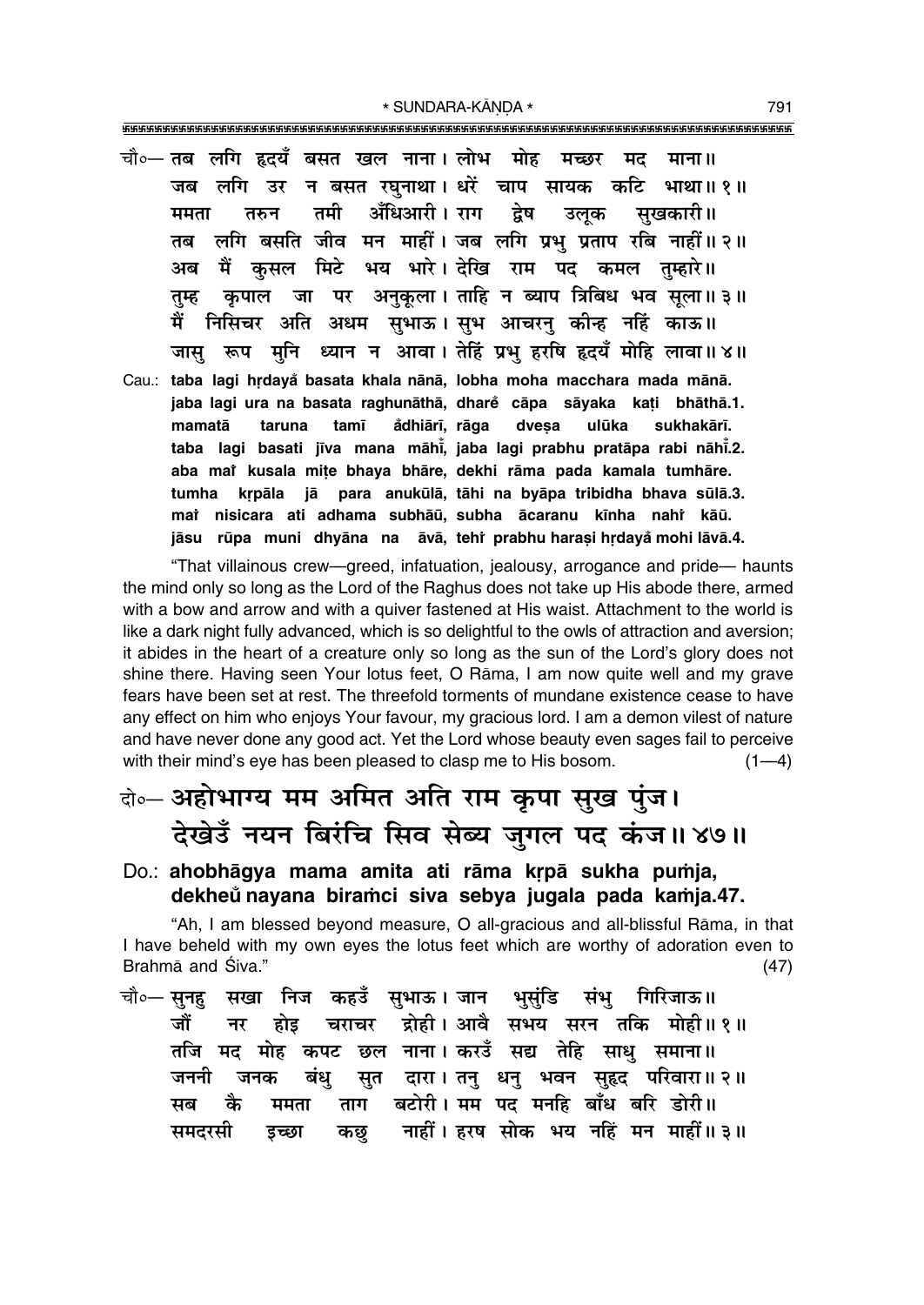चौ०— तब लगि हृदयँ बसत खल नाना। लोभ मोह मच्छर मद माना॥
जब लगि उर न बसत रघुनाथा। धरें चाप सायक कटि भाथा॥ १॥
ममता तरुन तमी अँधिआरी। राग द्वेष उलूक सुखकारी॥
तब लगि बसति जीव मन माहीं। जब लगि प्रभु प्रताप रबि नाहीं॥ २॥
अब मैं कुसल मिटे भय भारे। देखि राम पद कमल तुम्हारे॥
तुम्ह कृपाल जा पर अनुकूला। ताहि न ब्याप त्रिबिध भव सूला॥ ३॥
मैं निसिचर अति अधम सुभाऊ। सुभ आचरनु कीन्ह नहिं काऊ॥
जासु रूप मुनि ध्यान न आवा। तेहिं प्रभु हरषि हृदयँ मोहि लावा॥ ४॥

Cau.: **taba lagi hṛdayå basata khala nānā, lobha moha macchara mada mānā.**
**jaba lagi ura na basata raghunāthā, dhare̐ cāpa sāyaka kaṭi bhāthā.1.**
**mamatā taruna tamī å̐dhiārī, rāga dveṣa ulūka sukhakārī.**
**taba lagi basati jīva mana māhī̐, jaba lagi prabhu pratāpa rabi nāhī̐.2.**
**aba maiṁ kusala miṭe bhaya bhāre, dekhi rāma pada kamala tumhāre.**
**tumha kṛpāla jā para anukūlā, tāhi na byāpa tribidha bhava sūlā.3.**
**maiṁ nisicara ati adhama subhāū, subha ācaranu kīnha nahiṁ kāū.**
**jāsu rūpa muni dhyāna na āvā, tehiṁ prabhu haraṣi hṛdayå mohi lāvā.4.**

"That villainous crew—greed, infatuation, jealousy, arrogance and pride— haunts the mind only so long as the Lord of the Raghus does not take up His abode there, armed with a bow and arrow and with a quiver fastened at His waist. Attachment to the world is like a dark night fully advanced, which is so delightful to the owls of attraction and aversion; it abides in the heart of a creature only so long as the sun of the Lord's glory does not shine there. Having seen Your lotus feet, O Rāma, I am now quite well and my grave fears have been set at rest. The threefold torments of mundane existence cease to have any effect on him who enjoys Your favour, my gracious lord. I am a demon vilest of nature and have never done any good act. Yet the Lord whose beauty even sages fail to perceive with their mind's eye has been pleased to clasp me to His bosom. (1—4)

दो०— अहोभाग्य मम अमित अति राम कृपा सुख पुंज।
देखेउँ नयन बिरंचि सिव सेब्य जुगल पद कंज॥ ४७॥

Do.: **ahobhāgya mama amita ati rāma kṛpā sukha puṁja,**
**dekheů nayana biraṁci siva sebya jugala pada kaṁja.47.**

"Ah, I am blessed beyond measure, O all-gracious and all-blissful Rāma, in that I have beheld with my own eyes the lotus feet which are worthy of adoration even to Brahmā and Śiva." (47)

चौ०— सुनहु सखा निज कहउँ सुभाऊ। जान भुसुंडि संभु गिरिजाऊ॥
जौं नर होइ चराचर द्रोही। आवै सभय सरन तकि मोही॥ १॥
तजि मद मोह कपट छल नाना। करउँ सद्य तेहि साधु समाना॥
जननी जनक बंधु सुत दारा। तनु धनु भवन सुहृद परिवारा॥ २॥
सब कै ममता ताग बटोरी। मम पद मनहि बाँध बरि डोरी॥
समदरसी इच्छा कछु नाहीं। हरष सोक भय नहिं मन माहीं॥ ३॥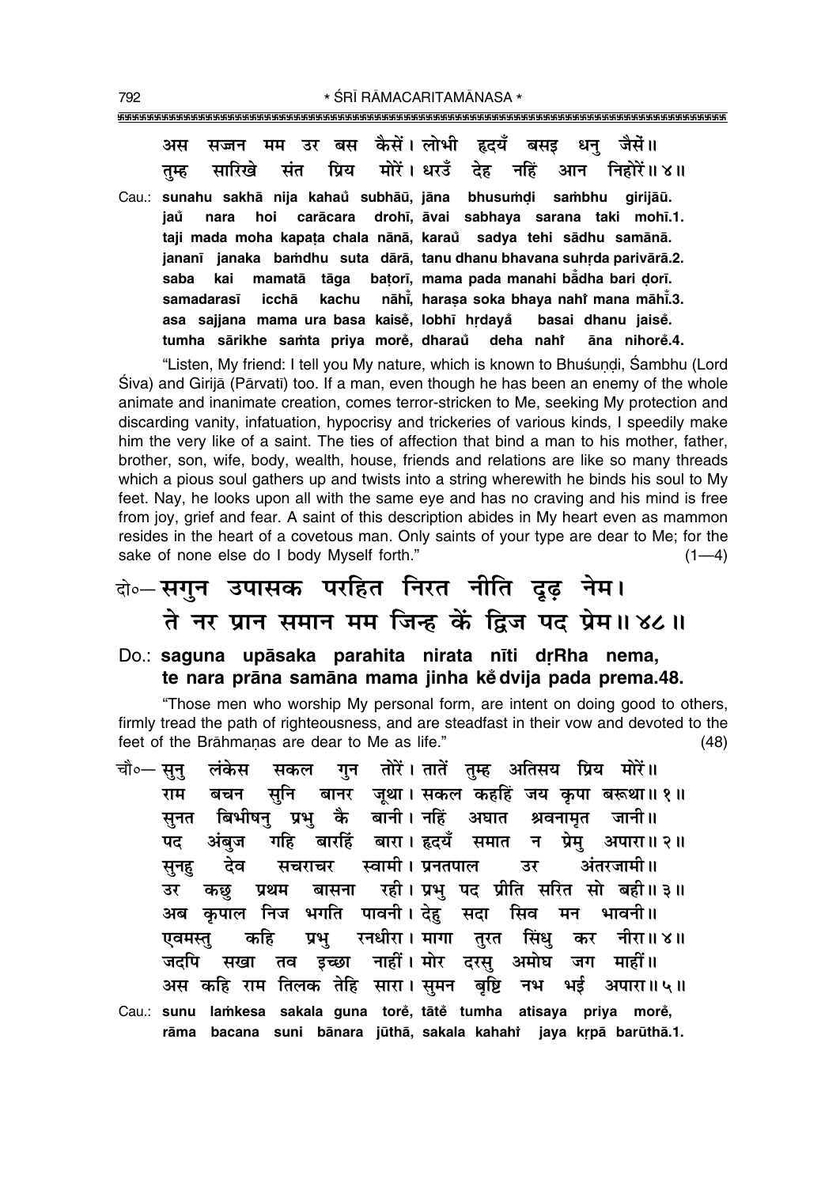अस सज्जन मम उर बस कैसें। लोभी हृदयँ बसइ धनु जैसें॥
तुम्ह सारिखे संत प्रिय मोरें। धरउँ देह नहिं आन निहोरें॥ ४॥

Cau.: **sunahu sakhā nija kahaů subhāū, jāna bhusumḍi sambhu girijāū.**
**jaů nara hoi carācara drohī, āvai sabhaya sarana taki mohī.1.**
**taji mada moha kapaṭa chala nānā, karaů sadya tehi sādhu samānā.**
**jananī janaka bamdhu suta dārā, tanu dhanu bhavana suhṛda parivārā.2.**
**saba kai mamatā tāga baṭorī, mama pada manahi bǎdha bari ḍorī.**
**samadarasī icchā kachu nāhī̆, haraṣa soka bhaya nahi̇ mana māhī̆.3.**
**asa sajjana mama ura basa kaisě̆, lobhī hṛdayǎ basai dhanu jaisě̆.**
**tumha sārikhe samta priya morě̆, dharaů deha nahi̇ āna nihorě̆.4.**

"Listen, My friend: I tell you My nature, which is known to Bhuśuṇḍi, Śambhu (Lord Śiva) and Girijā (Pārvatī) too. If a man, even though he has been an enemy of the whole animate and inanimate creation, comes terror-stricken to Me, seeking My protection and discarding vanity, infatuation, hypocrisy and trickeries of various kinds, I speedily make him the very like of a saint. The ties of affection that bind a man to his mother, father, brother, son, wife, body, wealth, house, friends and relations are like so many threads which a pious soul gathers up and twists into a string wherewith he binds his soul to My feet. Nay, he looks upon all with the same eye and has no craving and his mind is free from joy, grief and fear. A saint of this description abides in My heart even as mammon resides in the heart of a covetous man. Only saints of your type are dear to Me; for the sake of none else do I body Myself forth." (1—4)

दो०— सगुन उपासक परहित निरत नीति दृढ़ नेम।
ते नर प्रान समान मम जिन्ह कें द्विज पद प्रेम॥ ४८॥

Do.: **saguna upāsaka parahita nirata nīti dṛRha nema,**
**te nara prāna samāna mama jinha kě̆ dvija pada prema.48.**

"Those men who worship My personal form, are intent on doing good to others, firmly tread the path of righteousness, and are steadfast in their vow and devoted to the feet of the Brāhmaṇas are dear to Me as life." (48)

चौ०— सुनु लंकेस सकल गुन तोरें। तातें तुम्ह अतिसय प्रिय मोरें॥
राम बचन सुनि बानर जूथा। सकल कहहिं जय कृपा बरूथा॥ १॥
सुनत बिभीषनु प्रभु कै बानी। नहिं अघात श्रवनामृत जानी॥
पद अंबुज गहि बारहिं बारा। हृदयँ समात न प्रेमु अपारा॥ २॥
सुनहु देव सचराचर स्वामी। प्रनतपाल उर अंतरजामी॥
उर कछु प्रथम बासना रही। प्रभु पद प्रीति सरित सो बही॥ ३॥
अब कृपाल निज भगति पावनी। देहु सदा सिव मन भावनी॥
एवमस्तु कहि प्रभु रनधीरा। मागा तुरत सिंधु कर नीरा॥ ४॥
जदपि सखा तव इच्छा नाहीं। मोर दरसु अमोघ जग माहीं॥
अस कहि राम तिलक तेहि सारा। सुमन बृष्टि नभ भई अपारा॥ ५॥

Cau.: **sunu lamkesa sakala guna torě̆, tātě̆ tumha atisaya priya morě̆,**
**rāma bacana suni bānara jūthā, sakala kahahi̇ jaya kṛpā barūthā.1.**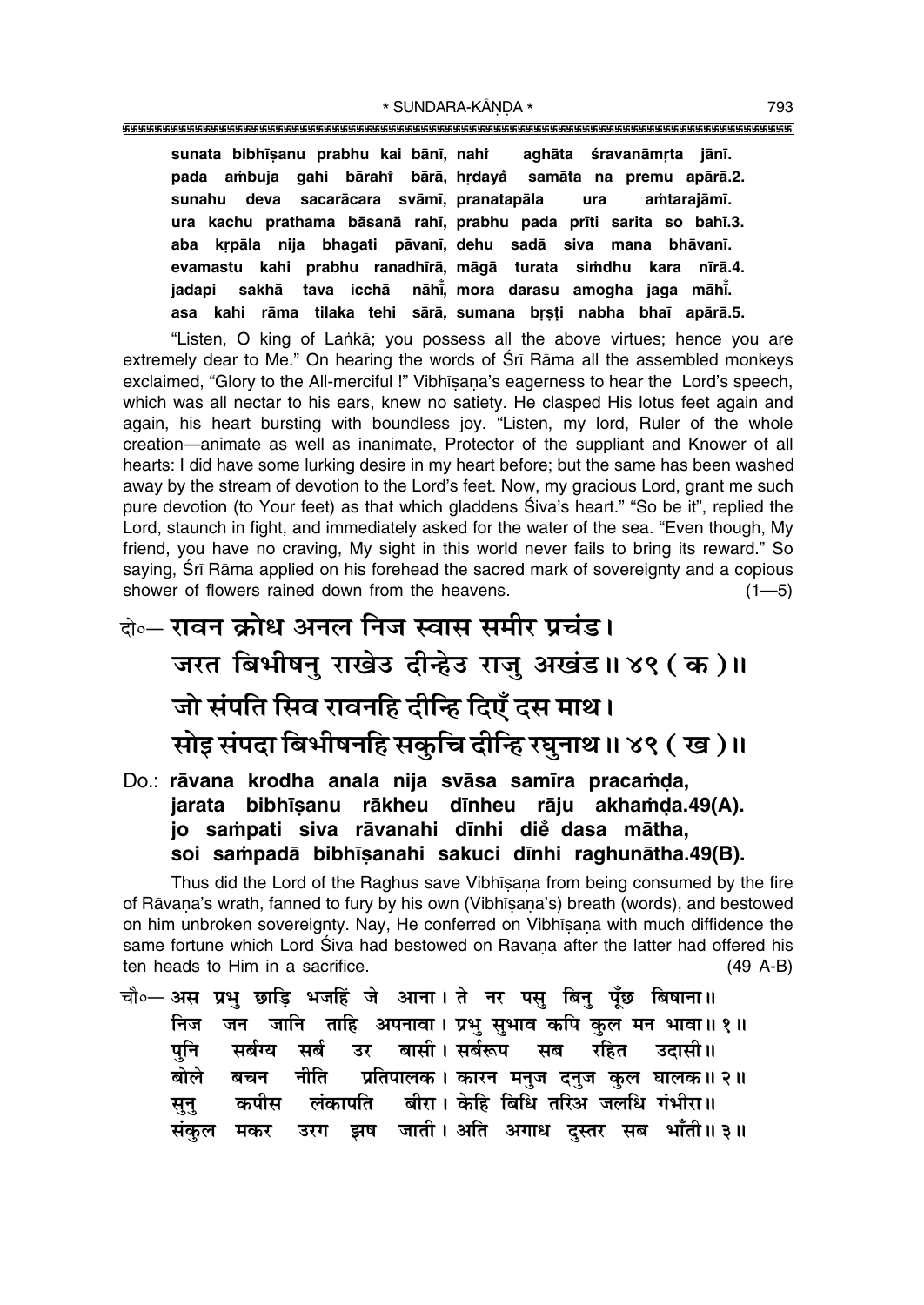sunata bibhīṣanu prabhu kai bānī, nahi̐ aghāta śravanāmṛta jānī.
pada aṁbuja gahi bārahi̐ bārā, hṛdayå̐ samāta na premu apārā.2.
sunahu deva sacarācara svāmī, pranatapāla ura aṁtarajāmī.
ura kachu prathama bāsanā rahī, prabhu pada prīti sarita so bahī.3.
aba kṛpāla nija bhagati pāvanī, dehu sadā siva mana bhāvanī.
evamastu kahi prabhu ranadhīrā, māgā turata siṁdhu kara nīrā.4.
jadapi sakhā tava icchā nāhī̐, mora darasu amogha jaga māhī̐.
asa kahi rāma tilaka tehi sārā, sumana bṛṣṭi nabha bhaī apārā.5.

"Listen, O king of Laṅkā; you possess all the above virtues; hence you are extremely dear to Me." On hearing the words of Śrī Rāma all the assembled monkeys exclaimed, "Glory to the All-merciful !" Vibhīṣaṇa's eagerness to hear the Lord's speech, which was all nectar to his ears, knew no satiety. He clasped His lotus feet again and again, his heart bursting with boundless joy. "Listen, my lord, Ruler of the whole creation—animate as well as inanimate, Protector of the suppliant and Knower of all hearts: I did have some lurking desire in my heart before; but the same has been washed away by the stream of devotion to the Lord's feet. Now, my gracious Lord, grant me such pure devotion (to Your feet) as that which gladdens Śiva's heart." "So be it", replied the Lord, staunch in fight, and immediately asked for the water of the sea. "Even though, My friend, you have no craving, My sight in this world never fails to bring its reward." So saying, Śrī Rāma applied on his forehead the sacred mark of sovereignty and a copious shower of flowers rained down from the heavens. (1—5)

दो०— रावन क्रोध अनल निज स्वास समीर प्रचंड।
जरत बिभीषनु राखेउ दीन्हेउ राजु अखंड॥ ४९ (क)॥
जो संपति सिव रावनहि दीन्हि दिएँ दस माथ।
सोइ संपदा बिभीषनहि सकुचि दीन्हि रघुनाथ॥ ४९ (ख)॥

Do.: rāvana krodha anala nija svāsa samīra pracaṁḍa,
jarata bibhīṣanu rākheu dīnheu rāju akhaṁḍa.49(A).
jo saṁpati siva rāvanahi dīnhi die̐ dasa mātha,
soi saṁpadā bibhīṣanahi sakuci dīnhi raghunātha.49(B).

Thus did the Lord of the Raghus save Vibhīṣaṇa from being consumed by the fire of Rāvaṇa's wrath, fanned to fury by his own (Vibhīṣaṇa's) breath (words), and bestowed on him unbroken sovereignty. Nay, He conferred on Vibhīṣaṇa with much diffidence the same fortune which Lord Śiva had bestowed on Rāvaṇa after the latter had offered his ten heads to Him in a sacrifice. (49 A-B)

चौ०— अस प्रभु छाड़ि भजहिं जे आना। ते नर पसु बिनु पूँछ बिषाना॥
निज जन जानि ताहि अपनावा। प्रभु सुभाव कपि कुल मन भावा॥ १॥
पुनि सर्बग्य सर्ब उर बासी। सर्बरूप सब रहित उदासी॥
बोले बचन नीति प्रतिपालक। कारन मनुज दनुज कुल घालक॥ २॥
सुनु कपीस लंकापति बीरा। केहि बिधि तरिअ जलधि गंभीरा॥
संकुल मकर उरग झष जाती। अति अगाध दुस्तर सब भाँती॥ ३॥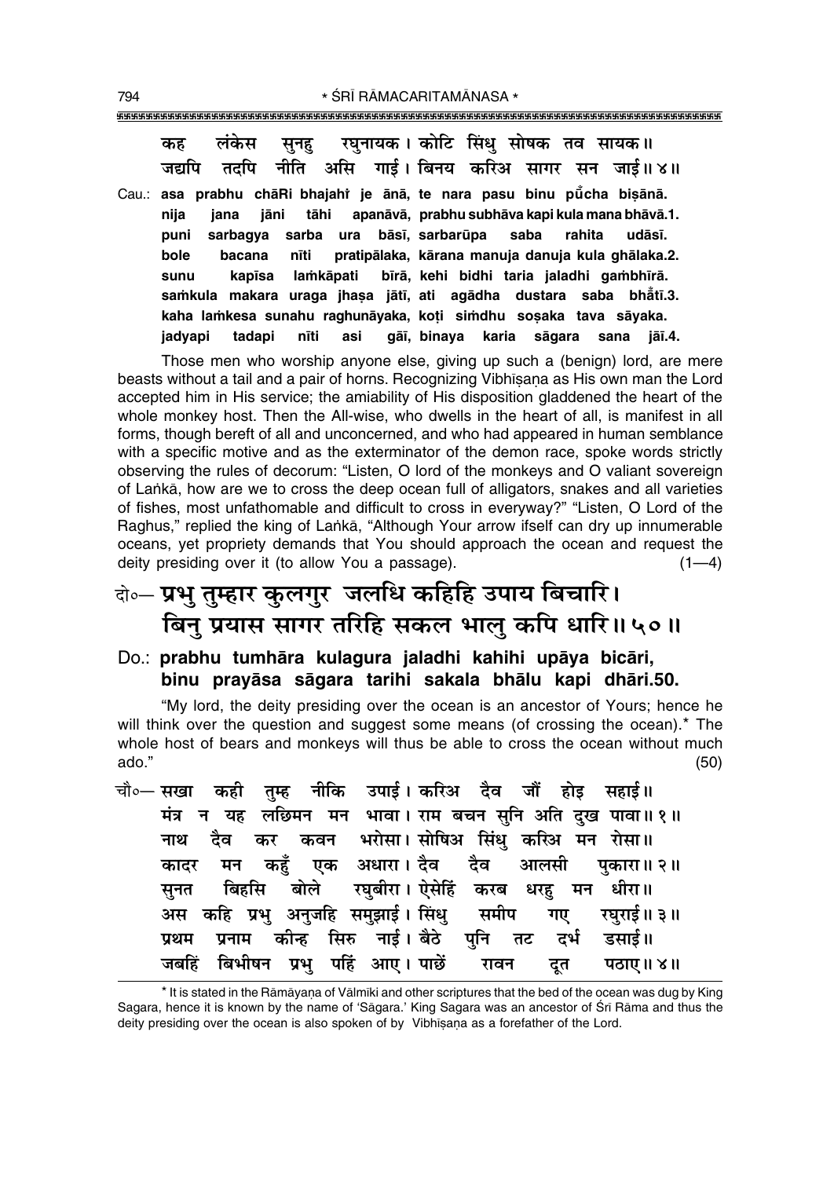कह लंकेस सुनहु रघुनायक। कोटि सिंधु सोषक तव सायक॥
जद्यपि तदपि नीति असि गाई। बिनय करिअ सागर सन जाई॥४॥

Cau.: **asa prabhu chāRi bhajahi je ānā, te nara pasu binu pũcha biṣānā.**
**nija jana jāni tāhi apanāvā, prabhu subhāva kapi kula mana bhāvā.1.**
**puni sarbagya sarba ura bāsī, sarbarūpa saba rahita udāsī.**
**bole bacana nīti pratipālaka, kārana manuja danuja kula ghālaka.2.**
**sunu kapīsa laṁkāpati bīrā, kehi bidhi taria jaladhi gaṁbhīrā.**
**saṁkula makara uraga jhaṣa jātī, ati agādha dustara saba bhā̐tī.3.**
**kaha laṁkesa sunahu raghunāyaka, koṭi siṁdhu soṣaka tava sāyaka.**
**jadyapi tadapi nīti asi gāī, binaya karia sāgara sana jāī.4.**

Those men who worship anyone else, giving up such a (benign) lord, are mere beasts without a tail and a pair of horns. Recognizing Vibhīṣaṇa as His own man the Lord accepted him in His service; the amiability of His disposition gladdened the heart of the whole monkey host. Then the All-wise, who dwells in the heart of all, is manifest in all forms, though bereft of all and unconcerned, and who had appeared in human semblance with a specific motive and as the exterminator of the demon race, spoke words strictly observing the rules of decorum: "Listen, O lord of the monkeys and O valiant sovereign of Laṅkā, how are we to cross the deep ocean full of alligators, snakes and all varieties of fishes, most unfathomable and difficult to cross in everyway?" "Listen, O Lord of the Raghus," replied the king of Laṅkā, "Although Your arrow itself can dry up innumerable oceans, yet propriety demands that You should approach the ocean and request the deity presiding over it (to allow You a passage). (1—4)

## दो०— प्रभु तुम्हार कुलगुर जलधि कहिहि उपाय बिचारि। बिनु प्रयास सागर तरिहि सकल भालु कपि धारि॥५०॥

**Do.: prabhu tumhāra kulagura jaladhi kahihi upāya bicāri, binu prayāsa sāgara tarihi sakala bhālu kapi dhāri.50.**

"My lord, the deity presiding over the ocean is an ancestor of Yours; hence he will think over the question and suggest some means (of crossing the ocean).* The whole host of bears and monkeys will thus be able to cross the ocean without much ado." (50)

चौ०— सखा कही तुम्ह नीकि उपाई। करिअ दैव जौं होइ सहाई॥
मंत्र न यह लछिमन मन भावा। राम बचन सुनि अति दुख पावा॥१॥
नाथ दैव कर कवन भरोसा। सोषिअ सिंधु करिअ मन रोसा॥
कादर मन कहुँ एक अधारा। दैव दैव आलसी पुकारा॥२॥
सुनत बिहसि बोले रघुबीरा। ऐसेहिं करब धरहु मन धीरा॥
अस कहि प्रभु अनुजहि समुझाई। सिंधु समीप गए रघुराई॥३॥
प्रथम प्रनाम कीन्ह सिरु नाई। बैठे पुनि तट दर्भ डसाई॥
जबहिं बिभीषन प्रभु पहिं आए। पाछें रावन दूत पठाए॥४॥

---

* It is stated in the Rāmāyaṇa of Vālmīki and other scriptures that the bed of the ocean was dug by King Sagara, hence it is known by the name of 'Sāgara.' King Sagara was an ancestor of Śrī Rāma and thus the deity presiding over the ocean is also spoken of by Vibhīṣaṇa as a forefather of the Lord.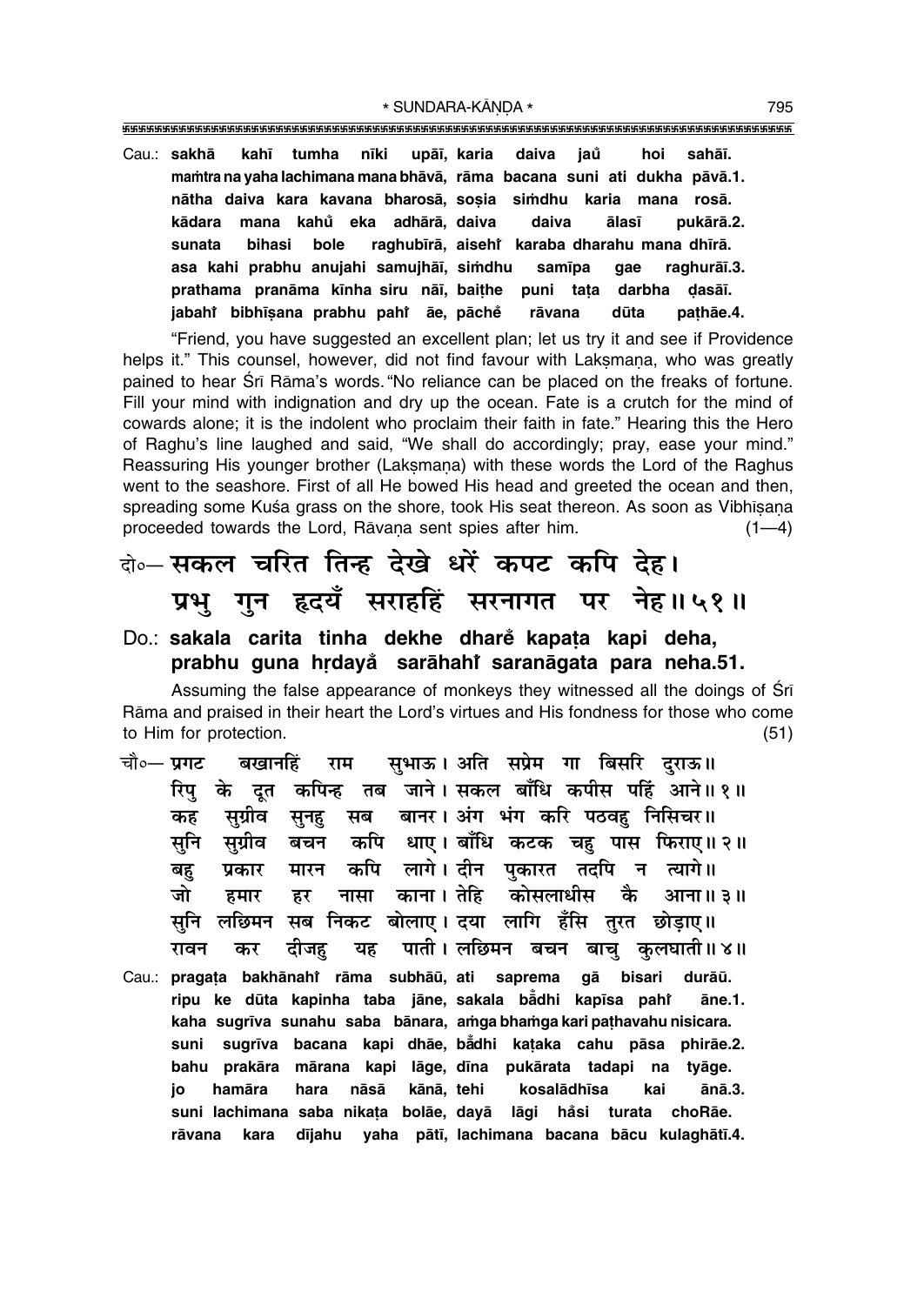Cau.: **sakhā kahī tumha nīki upāī, karia daiva jaů hoi sahāī.**
**maṁtra na yaha lachimana mana bhāvā, rāma bacana suni ati dukha pāvā.1.**
**nātha daiva kara kavana bharosā, soṣia siṁdhu karia mana rosā.**
**kādara mana kahů eka adhārā, daiva daiva ālasī pukārā.2.**
**sunata bihasi bole raghubīrā, aisehiँ karaba dharahu mana dhīrā.**
**asa kahi prabhu anujahi samujhāī, siṁdhu samīpa gae raghurāī.3.**
**prathama pranāma kīnha siru nāī, baiṭhe puni taṭa darbha ḍasāī.**
**jabahiँ bibhīṣana prabhu pahiँ āe, pāchě rāvana dūta paṭhāe.4.**

"Friend, you have suggested an excellent plan; let us try it and see if Providence helps it." This counsel, however, did not find favour with Lakṣmaṇa, who was greatly pained to hear Śrī Rāma's words. "No reliance can be placed on the freaks of fortune. Fill your mind with indignation and dry up the ocean. Fate is a crutch for the mind of cowards alone; it is the indolent who proclaim their faith in fate." Hearing this the Hero of Raghu's line laughed and said, "We shall do accordingly; pray, ease your mind." Reassuring His younger brother (Lakṣmaṇa) with these words the Lord of the Raghus went to the seashore. First of all He bowed His head and greeted the ocean and then, spreading some Kuśa grass on the shore, took His seat thereon. As soon as Vibhīṣaṇa proceeded towards the Lord, Rāvaṇa sent spies after him. (1—4)

दो०— सकल चरित तिन्ह देखे धरें कपट कपि देह।
प्रभु गुन हृदयँ सराहहिं सरनागत पर नेह॥५१॥

Do.: **sakala carita tinha dekhe dharě kapaṭa kapi deha,**
**prabhu guna hṛdayǎ sarāhahiँ saranāgata para neha.51.**

Assuming the false appearance of monkeys they witnessed all the doings of Śrī Rāma and praised in their heart the Lord's virtues and His fondness for those who come to Him for protection. (51)

चौ०— प्रगट बखानहिं राम सुभाऊ। अति सप्रेम गा बिसरि दुराऊ॥
रिपु के दूत कपिन्ह तब जाने। सकल बाँधि कपीस पहिं आने॥१॥
कह सुग्रीव सुनहु सब बानर। अंग भंग करि पठवहु निसिचर॥
सुनि सुग्रीव बचन कपि धाए। बाँधि कटक चहु पास फिराए॥२॥
बहु प्रकार मारन कपि लागे। दीन पुकारत तदपि न त्यागे॥
जो हमार हर नासा काना। तेहि कोसलाधीस कै आना॥३॥
सुनि लछिमन सब निकट बोलाए। दया लागि हँसि तुरत छोड़ाए॥
रावन कर दीजहु यह पाती। लछिमन बचन बाचु कुलघाती॥४॥

Cau.: **pragaṭa bakhānahiँ rāma subhāū, ati saprema gā bisari durāū.**
**ripu ke dūta kapinha taba jāne, sakala bǎdhi kapīsa pahiँ āne.1.**
**kaha sugrīva sunahu saba bānara, aṁga bhaṁga kari paṭhavahu nisicara.**
**suni sugrīva bacana kapi dhāe, bǎdhi kaṭaka cahu pāsa phirāe.2.**
**bahu prakāra mārana kapi lāge, dīna pukārata tadapi na tyāge.**
**jo hamāra hara nāsā kānā, tehi kosalādhīsa kai ānā.3.**
**suni lachimana saba nikaṭa bolāe, dayā lāgi hǎsi turata choRāe.**
**rāvana kara dījahu yaha pātī, lachimana bacana bācu kulaghātī.4.**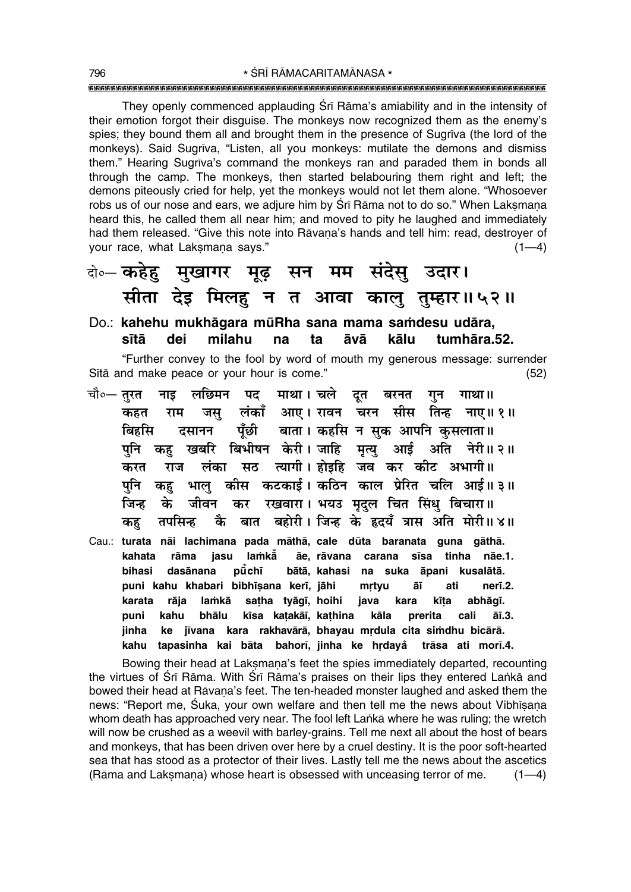They openly commenced applauding Śrī Rāma's amiability and in the intensity of their emotion forgot their disguise. The monkeys now recognized them as the enemy's spies; they bound them all and brought them in the presence of Sugrīva (the lord of the monkeys). Said Sugrīva, "Listen, all you monkeys: mutilate the demons and dismiss them." Hearing Sugrīva's command the monkeys ran and paraded them in bonds all through the camp. The monkeys, then started belabouring them right and left; the demons piteously cried for help, yet the monkeys would not let them alone. "Whosoever robs us of our nose and ears, we adjure him by Śrī Rāma not to do so." When Lakṣmaṇa heard this, he called them all near him; and moved to pity he laughed and immediately had them released. "Give this note into Rāvaṇa's hands and tell him: read, destroyer of your race, what Lakṣmaṇa says." (1—4)

**दो०— कहेहु मुखागर मूढ़ सन मम संदेसु उदार।**
**सीता देइ मिलहु न त आवा कालु तुम्हार॥५२॥**

**Do.: kahehu mukhāgara mūRha sana mama saṁdesu udāra,**
**sītā dei milahu na ta āvā kālu tumhāra.52.**

"Further convey to the fool by word of mouth my generous message: surrender Sītā and make peace or your hour is come." (52)

**चौ०— तुरत नाइ लछिमन पद माथा। चले दूत बरनत गुन गाथा॥**
**कहत राम जसु लंकाँ आए। रावन चरन सीस तिन्ह नाए॥१॥**
**बिहसि दसानन पूँछी बाता। कहसि न सुक आपनि कुसलाता॥**
**पुनि कहु खबरि बिभीषन केरी। जाहि मृत्यु आई अति नेरी॥२॥**
**करत राज लंका सठ त्यागी। होइहि जव कर कीट अभागी॥**
**पुनि कहु भालु कीस कटकाई। कठिन काल प्रेरित चलि आई॥३॥**
**जिन्ह के जीवन कर रखवारा। भयउ मृदुल चित सिंधु बिचारा॥**
**कहु तपसिन्ह कै बात बहोरी। जिन्ह के हृदयँ त्रास अति मोरी॥४॥**

**Cau.: turata nāi lachimana pada māthā, cale dūta baranata guna gāthā.**
**kahata rāma jasu laṁkā̐ āe, rāvana carana sīsa tinha nāe.1.**
**bihasi dasānana pū̐chī bātā, kahasi na suka āpani kusalātā.**
**puni kahu khabari bibhīṣana kerī, jāhi mṛtyu āī ati nerī.2.**
**karata rāja laṁkā saṭha tyāgī, hoihi java kara kīṭa abhāgī.**
**puni kahu bhālu kīsa kaṭakāī, kaṭhina kāla prerita cali āī.3.**
**jinha ke jīvana kara rakhavārā, bhayau mṛdula cita siṁdhu bicārā.**
**kahu tapasinha kai bāta bahorī, jinha ke hṛdayā̐ trāsa ati morī.4.**

Bowing their head at Lakṣmaṇa's feet the spies immediately departed, recounting the virtues of Śrī Rāma. With Śrī Rāma's praises on their lips they entered Laṅkā and bowed their head at Rāvaṇa's feet. The ten-headed monster laughed and asked them the news: "Report me, Śuka, your own welfare and then tell me the news about Vibhīṣaṇa whom death has approached very near. The fool left Laṅkā where he was ruling; the wretch will now be crushed as a weevil with barley-grains. Tell me next all about the host of bears and monkeys, that has been driven over here by a cruel destiny. It is the poor soft-hearted sea that has stood as a protector of their lives. Lastly tell me the news about the ascetics (Rāma and Lakṣmaṇa) whose heart is obsessed with unceasing terror of me. (1—4)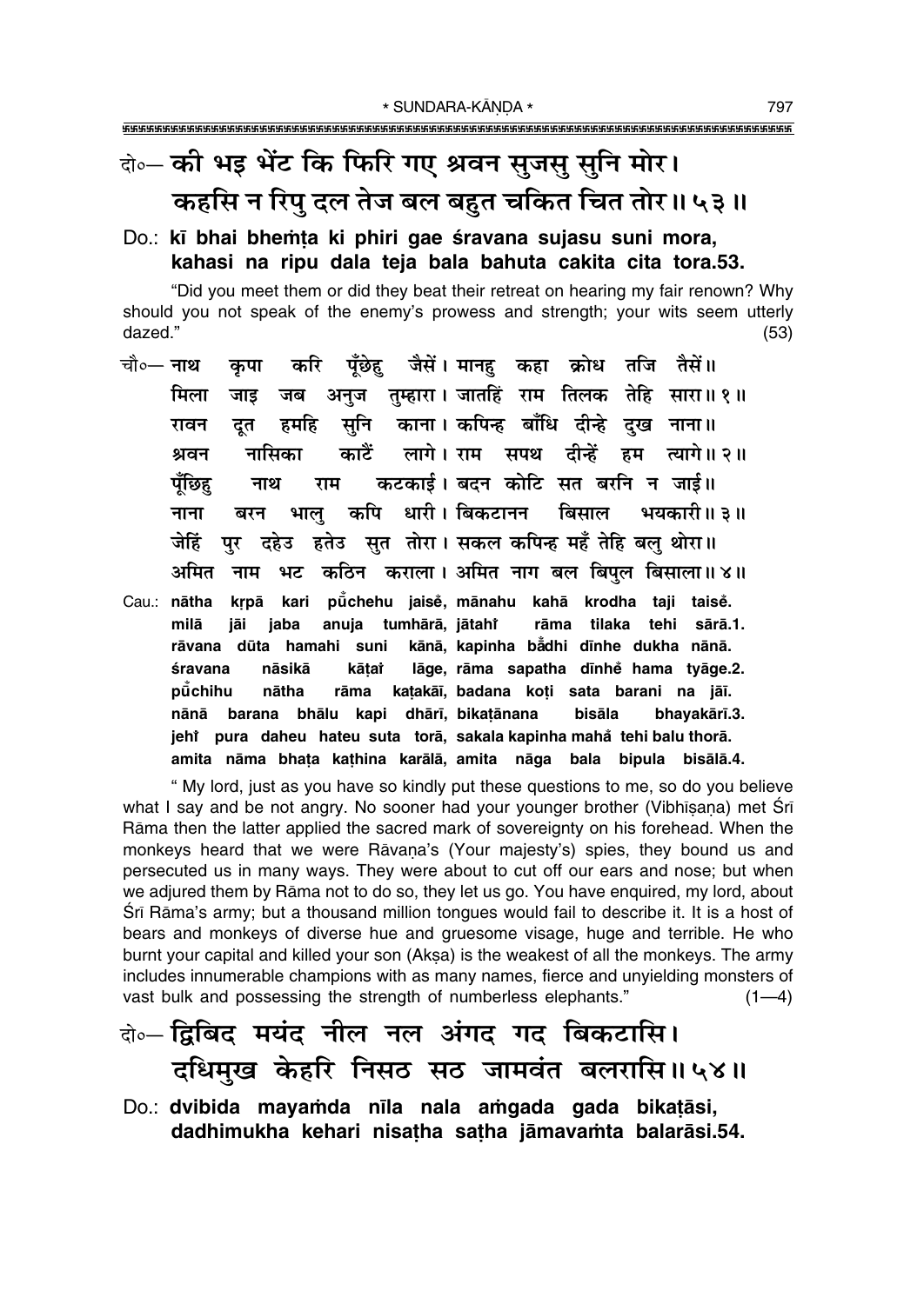दो०— **की भइ भेंट कि फिरि गए श्रवन सुजसु सुनि मोर।**
**कहसि न रिपु दल तेज बल बहुत चकित चित तोर॥ ५३॥**

Do.: **kī bhai bheṁṭa ki phiri gae śravana sujasu suni mora,**
**kahasi na ripu dala teja bala bahuta cakita cita tora.53.**

"Did you meet them or did they beat their retreat on hearing my fair renown? Why should you not speak of the enemy's prowess and strength; your wits seem utterly dazed." (53)

चौ०— नाथ कृपा करि पूँछेहु जैसें। मानहु कहा क्रोध तजि तैसें॥
मिला जाइ जब अनुज तुम्हारा। जातहिं राम तिलक तेहि सारा॥ १॥
रावन दूत हमहि सुनि काना। कपिन्ह बाँधि दीन्हे दुख नाना॥
श्रवन नासिका काटैं लागे। राम सपथ दीन्हें हम त्यागे॥ २॥
पूँछिहु नाथ राम कटकाई। बदन कोटि सत बरनि न जाई॥
नाना बरन भालु कपि धारी। बिकटानन बिसाल भयकारी॥ ३॥
जेहिं पुर दहेउ हतेउ सुत तोरा। सकल कपिन्ह महँ तेहि बलु थोरा॥
अमित नाम भट कठिन कराला। अमित नाग बल बिपुल बिसाला॥ ४॥

Cau.: **nātha kṛpā kari pū̐chehu jaiseṁ, mānahu kahā krodha taji taiseṁ.**
**milā jāi jaba anuja tumhārā, jātahiṁ rāma tilaka tehi sārā.1.**
**rāvana dūta hamahi suni kānā, kapinha bā̐dhi dīnhe dukha nānā.**
**śravana nāsikā kāṭaiṁ lāge, rāma sapatha dīnheṁ hama tyāge.2.**
**pū̐chihu nātha rāma kaṭakāī, badana koṭi sata barani na jāī.**
**nānā barana bhālu kapi dhārī, bikaṭānana bisāla bhayakārī.3.**
**jehiṁ pura daheu hateu suta torā, sakala kapinha mahã̐ tehi balu thorā.**
**amita nāma bhaṭa kaṭhina karālā, amita nāga bala bipula bisālā.4.**

" My lord, just as you have so kindly put these questions to me, so do you believe what I say and be not angry. No sooner had your younger brother (Vibhīṣaṇa) met Śrī Rāma then the latter applied the sacred mark of sovereignty on his forehead. When the monkeys heard that we were Rāvaṇa's (Your majesty's) spies, they bound us and persecuted us in many ways. They were about to cut off our ears and nose; but when we adjured them by Rāma not to do so, they let us go. You have enquired, my lord, about Śrī Rāma's army; but a thousand million tongues would fail to describe it. It is a host of bears and monkeys of diverse hue and gruesome visage, huge and terrible. He who burnt your capital and killed your son (Akṣa) is the weakest of all the monkeys. The army includes innumerable champions with as many names, fierce and unyielding monsters of vast bulk and possessing the strength of numberless elephants." (1—4)

दो०— **द्विबिद मयंद नील नल अंगद गद बिकटासि।**
**दधिमुख केहरि निसठ सठ जामवंत बलरासि॥ ५४॥**

Do.: **dvibida mayaṁda nīla nala aṁgada gada bikaṭāsi,**
**dadhimukha kehari nisaṭha saṭha jāmavaṁta balarāsi.54.**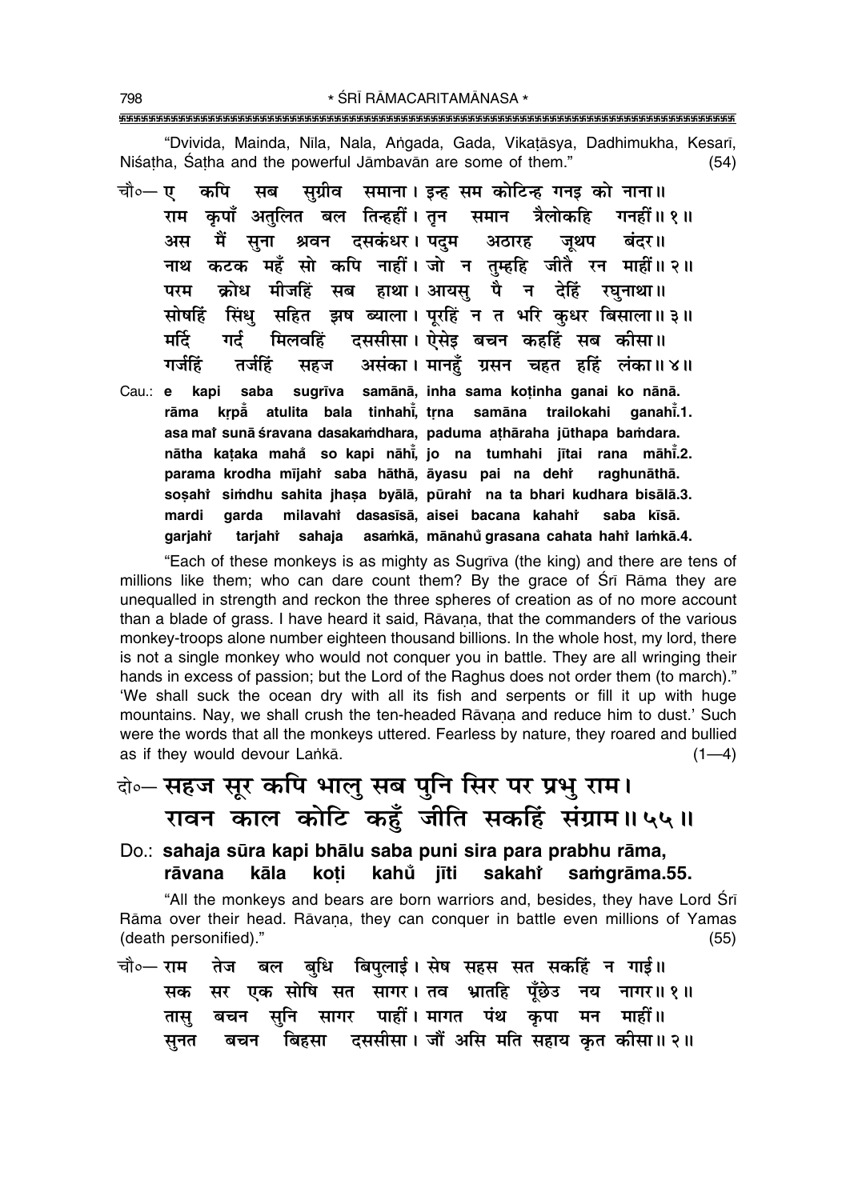"Dvivida, Mainda, Nīla, Nala, Aṅgada, Gada, Vikaṭāsya, Dadhimukha, Kesarī, Niśaṭha, Śaṭha and the powerful Jāmbavān are some of them." (54)

चौ०— ए कपि सब सुग्रीव समाना। इन्ह सम कोटिन्ह गनइ को नाना॥
राम कृपाँ अतुलित बल तिन्हहीं। तृन समान त्रैलोकहि गनहीं॥ १॥
अस मैं सुना श्रवन दसकंधर। पदुम अठारह जूथप बंदर॥
नाथ कटक महँ सो कपि नाहीं। जो न तुम्हहि जीतै रन माहीं॥ २॥
परम क्रोध मीजहिं सब हाथा। आयसु पै न देहिं रघुनाथा॥
सोषहिं सिंधु सहित झष ब्याला। पूरहिं न त भरि कुधर बिसाला॥ ३॥
मर्दि गर्द मिलवहिं दससीसा। ऐसेइ बचन कहहिं सब कीसा॥
गर्जहिं तर्जहिं सहज असंका। मानहुँ ग्रसन चहत हहिं लंका॥ ४॥

Cau.: e kapi saba sugrīva samānā, inha sama koṭinha ganai ko nānā.
rāma kṛpā̐ atulita bala tinhahī̐, tṛna samāna trailokahi ganahī̐.1.
asa mai̐ sunā śravana dasakaṁdhara, paduma aṭhāraha jūthapa baṁdara.
nātha kaṭaka maha̐ so kapi nāhī̐, jo na tumhahi jītai rana māhī̐.2.
parama krodha mījahi̐ saba hāthā, āyasu pai na dehi̐ raghunāthā.
soṣahi̐ siṁdhu sahita jhaṣa byālā, pūrahi̐ na ta bhari kudhara bisālā.3.
mardi garda milavahi̐ dasasīsā, aisei bacana kahahi̐ saba kīsā.
garjahi̐ tarjahi̐ sahaja asaṁkā, mānahu̐ grasana cahata hahi̐ laṁkā.4.

"Each of these monkeys is as mighty as Sugrīva (the king) and there are tens of millions like them; who can dare count them? By the grace of Śrī Rāma they are unequalled in strength and reckon the three spheres of creation as of no more account than a blade of grass. I have heard it said, Rāvaṇa, that the commanders of the various monkey-troops alone number eighteen thousand billions. In the whole host, my lord, there is not a single monkey who would not conquer you in battle. They are all wringing their hands in excess of passion; but the Lord of the Raghus does not order them (to march)." 'We shall suck the ocean dry with all its fish and serpents or fill it up with huge mountains. Nay, we shall crush the ten-headed Rāvaṇa and reduce him to dust.' Such were the words that all the monkeys uttered. Fearless by nature, they roared and bullied as if they would devour Laṅkā. (1—4)

दो०— **सहज सूर कपि भालु सब पुनि सिर पर प्रभु राम।**
**रावन काल कोटि कहुँ जीति सकहिं संग्राम॥ ५५॥**

Do.: **sahaja sūra kapi bhālu saba puni sira para prabhu rāma,**
**rāvana kāla koṭi kahu̐ jīti sakahi̐ saṁgrāma.55.**

"All the monkeys and bears are born warriors and, besides, they have Lord Śrī Rāma over their head. Rāvaṇa, they can conquer in battle even millions of Yamas (death personified)." (55)

चौ०— राम तेज बल बुधि बिपुलाई। सेष सहस सत सकहिं न गाई॥
सक सर एक सोषि सत सागर। तव भ्रातहि पूँछेउ नय नागर॥ १॥
तासु बचन सुनि सागर पाहीं। मागत पंथ कृपा मन माहीं॥
सुनत बचन बिहसा दससीसा। जौं असि मति सहाय कृत कीसा॥ २॥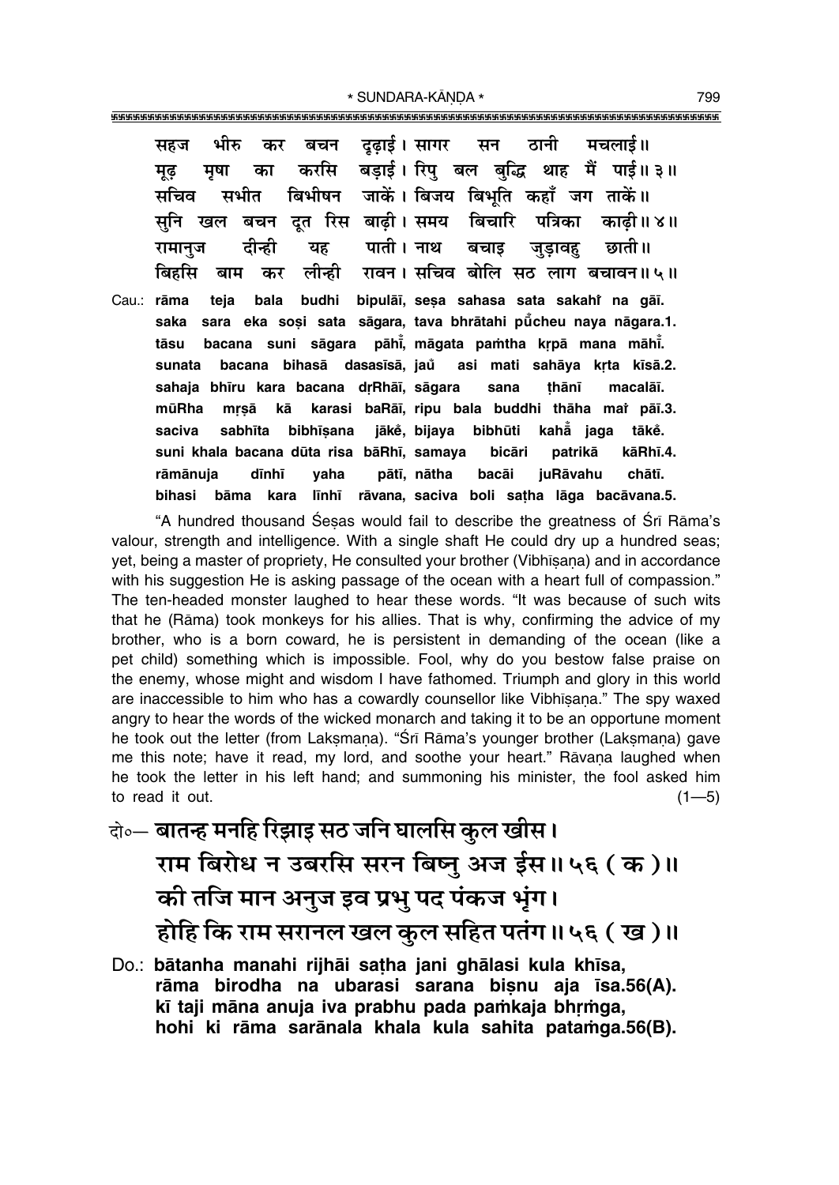सहज भीरु कर बचन दृढ़ाई। सागर सन ठानी मचलाई॥
मूढ़ मृषा का करसि बड़ाई। रिपु बल बुद्धि थाह मैं पाई॥ ३॥
सचिव सभीत बिभीषन जाकें। बिजय बिभूति कहाँ जग ताकें॥
सुनि खल बचन दूत रिस बाढ़ी। समय बिचारि पत्रिका काढ़ी॥ ४॥
रामानुज दीन्ही यह पाती। नाथ बचाइ जुड़ावहु छाती॥
बिहसि बाम कर लीन्ही रावन। सचिव बोलि सठ लाग बचावन॥ ५॥

Cau.: rāma teja bala budhi bipulāī, seṣa sahasa sata sakahiṁ na gāī.
saka sara eka soṣi sata sāgara, tava bhrātahi pūँcheu naya nāgara.1.
tāsu bacana suni sāgara pāhīं, māgata paṁtha kṛpā mana māhīं.
sunata bacana bihasā dasasīsā, jauं asi mati sahāya kṛta kīsā.2.
sahaja bhīru kara bacana dṛRhāī, sāgara sana ṭhānī macalāī.
mūRha mṛṣā kā karasi baRāī, ripu bala buddhi thāha maiṁ pāī.3.
saciva sabhīta bibhīṣana jākeṁ, bijaya bibhūti kahāँ jaga tākeṁ.
suni khala bacana dūta risa bāRhī, samaya bicāri patrikā kāRhī.4.
rāmānuja dīnhī yaha pātī, nātha bacāi juRāvahu chātī.
bihasi bāma kara līnhī rāvana, saciva boli saṭha lāga bacāvana.5.

"A hundred thousand Śeṣas would fail to describe the greatness of Śrī Rāma's valour, strength and intelligence. With a single shaft He could dry up a hundred seas; yet, being a master of propriety, He consulted your brother (Vibhīṣaṇa) and in accordance with his suggestion He is asking passage of the ocean with a heart full of compassion." The ten-headed monster laughed to hear these words. "It was because of such wits that he (Rāma) took monkeys for his allies. That is why, confirming the advice of my brother, who is a born coward, he is persistent in demanding of the ocean (like a pet child) something which is impossible. Fool, why do you bestow false praise on the enemy, whose might and wisdom I have fathomed. Triumph and glory in this world are inaccessible to him who has a cowardly counsellor like Vibhīṣaṇa." The spy waxed angry to hear the words of the wicked monarch and taking it to be an opportune moment he took out the letter (from Lakṣmaṇa). "Śrī Rāma's younger brother (Lakṣmaṇa) gave me this note; have it read, my lord, and soothe your heart." Rāvaṇa laughed when he took the letter in his left hand; and summoning his minister, the fool asked him to read it out. (1—5)

दो०— **बातन्ह मनहि रिझाइ सठ जनि घालसि कुल खीस।**
**राम बिरोध न उबरसि सरन बिष्नु अज ईस॥ ५६ ( क )॥**
**की तजि मान अनुज इव प्रभु पद पंकज भृंग।**
**होहि कि राम सरानल खल कुल सहित पतंग॥ ५६ ( ख )॥**

Do.: **bātanha manahi rijhāi saṭha jani ghālasi kula khīsa,**
**rāma birodha na ubarasi sarana biṣnu aja īsa.56(A).**
**kī taji māna anuja iva prabhu pada paṁkaja bhṛṁga,**
**hohi ki rāma sarānala khala kula sahita pataṁga.56(B).**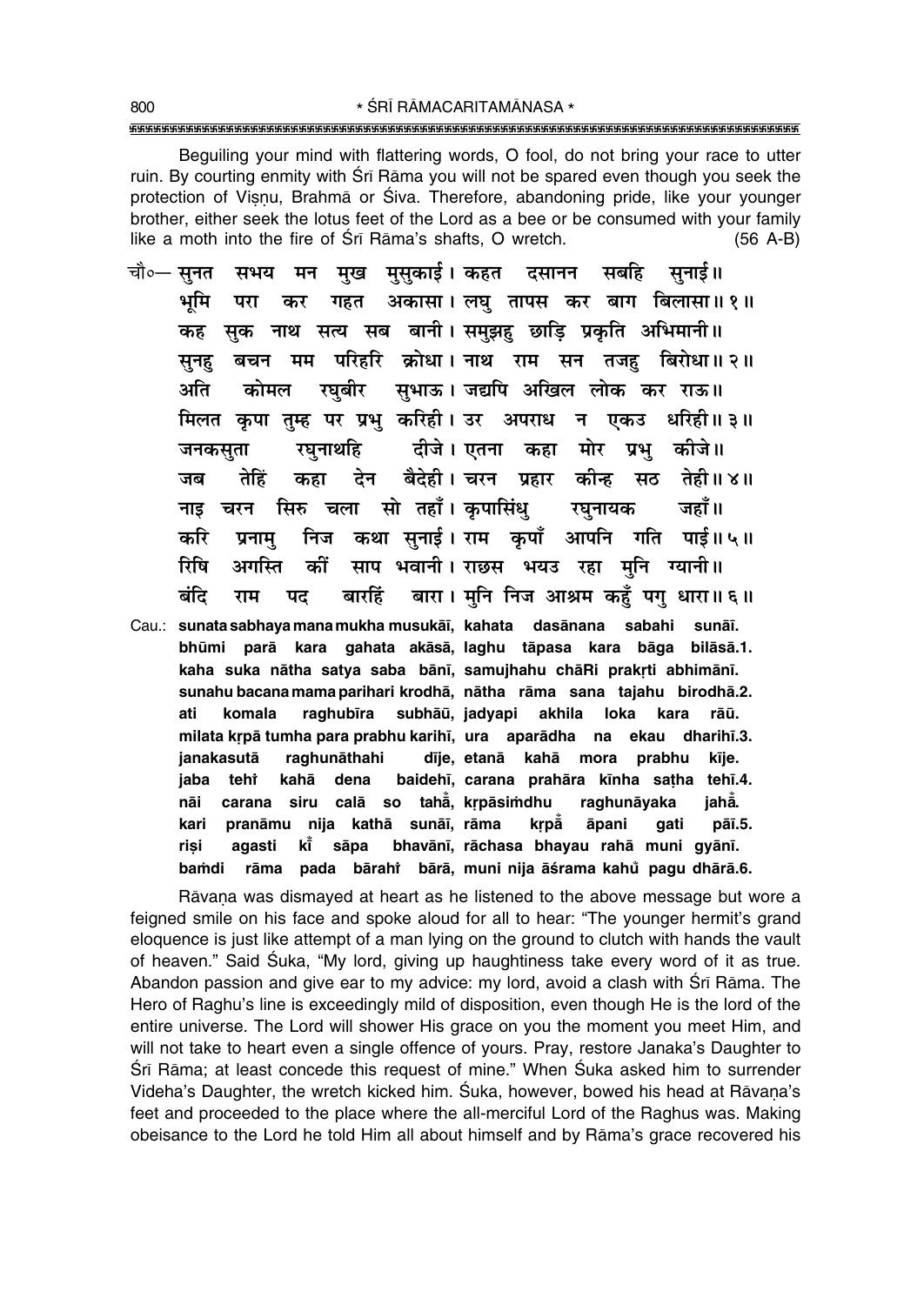Beguiling your mind with flattering words, O fool, do not bring your race to utter ruin. By courting enmity with Śrī Rāma you will not be spared even though you seek the protection of Viṣṇu, Brahmā or Śiva. Therefore, abandoning pride, like your younger brother, either seek the lotus feet of the Lord as a bee or be consumed with your family like a moth into the fire of Śrī Rāma's shafts, O wretch. (56 A-B)

चौ०— सुनत सभय मन मुख मुसुकाई। कहत दसानन सबहि सुनाई॥
भूमि परा कर गहत अकासा। लघु तापस कर बाग बिलासा॥ १॥
कह सुक नाथ सत्य सब बानी। समुझहु छाड़ि प्रकृति अभिमानी॥
सुनहु बचन मम परिहरि क्रोधा। नाथ राम सन तजहु बिरोधा॥ २॥
अति कोमल रघुबीर सुभाऊ। जद्यपि अखिल लोक कर राऊ॥
मिलत कृपा तुम्ह पर प्रभु करिही। उर अपराध न एकउ धरिही॥ ३॥
जनकसुता रघुनाथहि दीजे। एतना कहा मोर प्रभु कीजे॥
जब तेहिं कहा देन बैदेही। चरन प्रहार कीन्ह सठ तेही॥ ४॥
नाइ चरन सिरु चला सो तहाँ। कृपासिंधु रघुनायक जहाँ॥
करि प्रनामु निज कथा सुनाई। राम कृपाँ आपनि गति पाई॥ ५॥
रिषि अगस्ति कीं साप भवानी। राछस भयउ रहा मुनि ग्यानी॥
बंदि राम पद बारहिं बारा। मुनि निज आश्रम कहुँ पगु धारा॥ ६॥

Cau.: sunata sabhaya mana mukha musukāī, kahata dasānana sabahi sunāī.
bhūmi parā kara gahata akāsā, laghu tāpasa kara bāga bilāsā.1.
kaha suka nātha satya saba bānī, samujhahu chāRi prakṛti abhimānī.
sunahu bacana mama parihari krodhā, nātha rāma sana tajahu birodhā.2.
ati komala raghubīra subhāū, jadyapi akhila loka kara rāū.
milata kṛpā tumha para prabhu karihī, ura aparādha na ekau dharihī.3.
janakasutā raghunāthahi dīje, etanā kahā mora prabhu kīje.
jaba tehiṁ kahā dena baidehī, carana prahāra kīnha saṭha tehī.4.
nāi carana siru calā so tahā̃, kṛpāsiṁdhu raghunāyaka jahā̃.
kari pranāmu nija kathā sunāī, rāma kṛpā̃ āpani gati pāī.5.
riṣi agasti kī̃ sāpa bhavānī, rāchasa bhayau rahā muni gyānī.
baṁdi rāma pada bārahiṁ bārā, muni nija āśrama kahũ pagu dhārā.6.

Rāvaṇa was dismayed at heart as he listened to the above message but wore a feigned smile on his face and spoke aloud for all to hear: "The younger hermit's grand eloquence is just like attempt of a man lying on the ground to clutch with hands the vault of heaven." Said Śuka, "My lord, giving up haughtiness take every word of it as true. Abandon passion and give ear to my advice: my lord, avoid a clash with Śrī Rāma. The Hero of Raghu's line is exceedingly mild of disposition, even though He is the lord of the entire universe. The Lord will shower His grace on you the moment you meet Him, and will not take to heart even a single offence of yours. Pray, restore Janaka's Daughter to Śrī Rāma; at least concede this request of mine." When Śuka asked him to surrender Videha's Daughter, the wretch kicked him. Śuka, however, bowed his head at Rāvaṇa's feet and proceeded to the place where the all-merciful Lord of the Raghus was. Making obeisance to the Lord he told Him all about himself and by Rāma's grace recovered his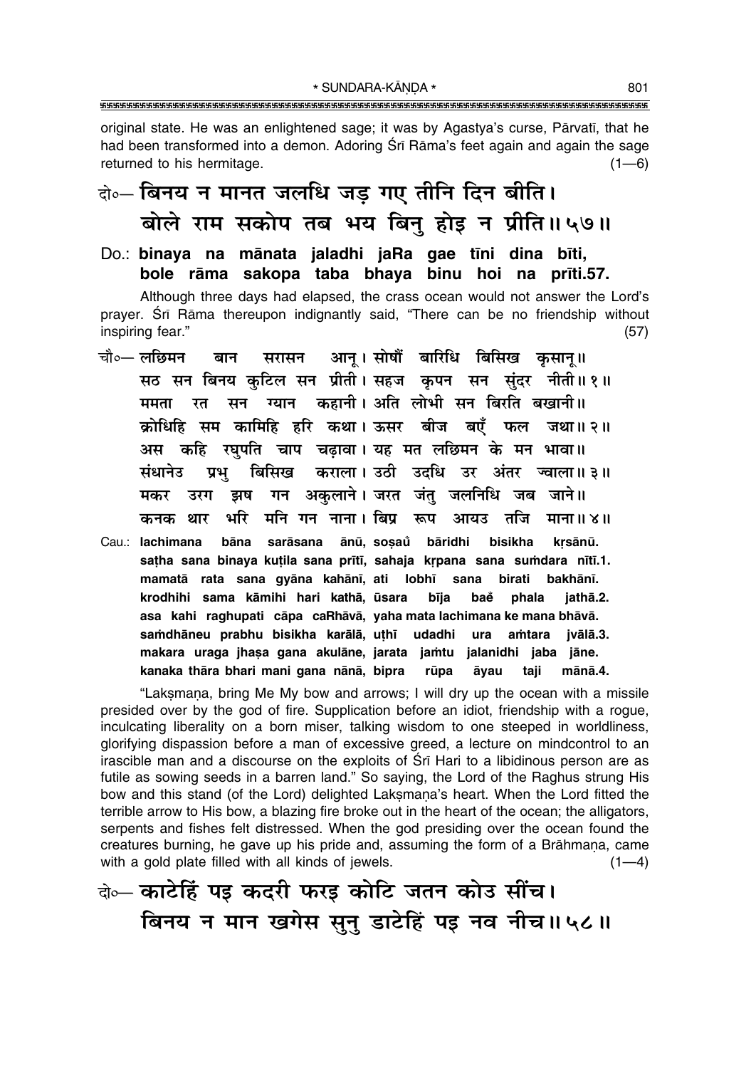original state. He was an enlightened sage; it was by Agastya's curse, Pārvatī, that he had been transformed into a demon. Adoring Śrī Rāma's feet again and again the sage returned to his hermitage. (1—6)

दो०— बिनय न मानत जलधि जड़ गए तीनि दिन बीति।
बोले राम सकोप तब भय बिनु होइ न प्रीति॥५७॥

Do.: **binaya na mānata jaladhi jaRa gae tīni dina bīti,**
**bole rāma sakopa taba bhaya binu hoi na prīti.57.**

Although three days had elapsed, the crass ocean would not answer the Lord's prayer. Śrī Rāma thereupon indignantly said, "There can be no friendship without inspiring fear." (57)

चौ०— लछिमन बान सरासन आनू। सोषौं बारिधि बिसिख कृसानू॥
सठ सन बिनय कुटिल सन प्रीती। सहज कृपन सन सुंदर नीती॥१॥
ममता रत सन ग्यान कहानी। अति लोभी सन बिरति बखानी॥
क्रोधिहि सम कामिहि हरि कथा। ऊसर बीज बएँ फल जथा॥२॥
अस कहि रघुपति चाप चढ़ावा। यह मत लछिमन के मन भावा॥
संधानेउ प्रभु बिसिख कराला। उठी उदधि उर अंतर ज्वाला॥३॥
मकर उरग झष गन अकुलाने। जरत जंतु जलनिधि जब जाने॥
कनक थार भरि मनि गन नाना। बिप्र रूप आयउ तजि माना॥४॥

Cau.: **lachimana bāna sarāsana ānū, soṣaů bāridhi bisikha kṛsānū.**
**saṭha sana binaya kuṭila sana prītī, sahaja kṛpana sana suṁdara nītī.1.**
**mamatā rata sana gyāna kahānī, ati lobhī sana birati bakhānī.**
**krodhihi sama kāmihi hari kathā, ūsara bīja baě phala jathā.2.**
**asa kahi raghupati cāpa caRhāvā, yaha mata lachimana ke mana bhāvā.**
**saṁdhāneu prabhu bisikha karālā, uṭhī udadhi ura aṁtara jvālā.3.**
**makara uraga jhaṣa gana akulāne, jarata jaṁtu jalanidhi jaba jāne.**
**kanaka thāra bhari mani gana nānā, bipra rūpa āyau taji mānā.4.**

"Lakṣmaṇa, bring Me My bow and arrows; I will dry up the ocean with a missile presided over by the god of fire. Supplication before an idiot, friendship with a rogue, inculcating liberality on a born miser, talking wisdom to one steeped in worldliness, glorifying dispassion before a man of excessive greed, a lecture on mindcontrol to an irascible man and a discourse on the exploits of Śrī Hari to a libidinous person are as futile as sowing seeds in a barren land." So saying, the Lord of the Raghus strung His bow and this stand (of the Lord) delighted Lakṣmaṇa's heart. When the Lord fitted the terrible arrow to His bow, a blazing fire broke out in the heart of the ocean; the alligators, serpents and fishes felt distressed. When the god presiding over the ocean found the creatures burning, he gave up his pride and, assuming the form of a Brāhmaṇa, came with a gold plate filled with all kinds of jewels. (1—4)

दो०— काटेहिं पइ कदरी फरइ कोटि जतन कोउ सींच।
बिनय न मान खगेस सुनु डाटेहिं पइ नव नीच॥५८॥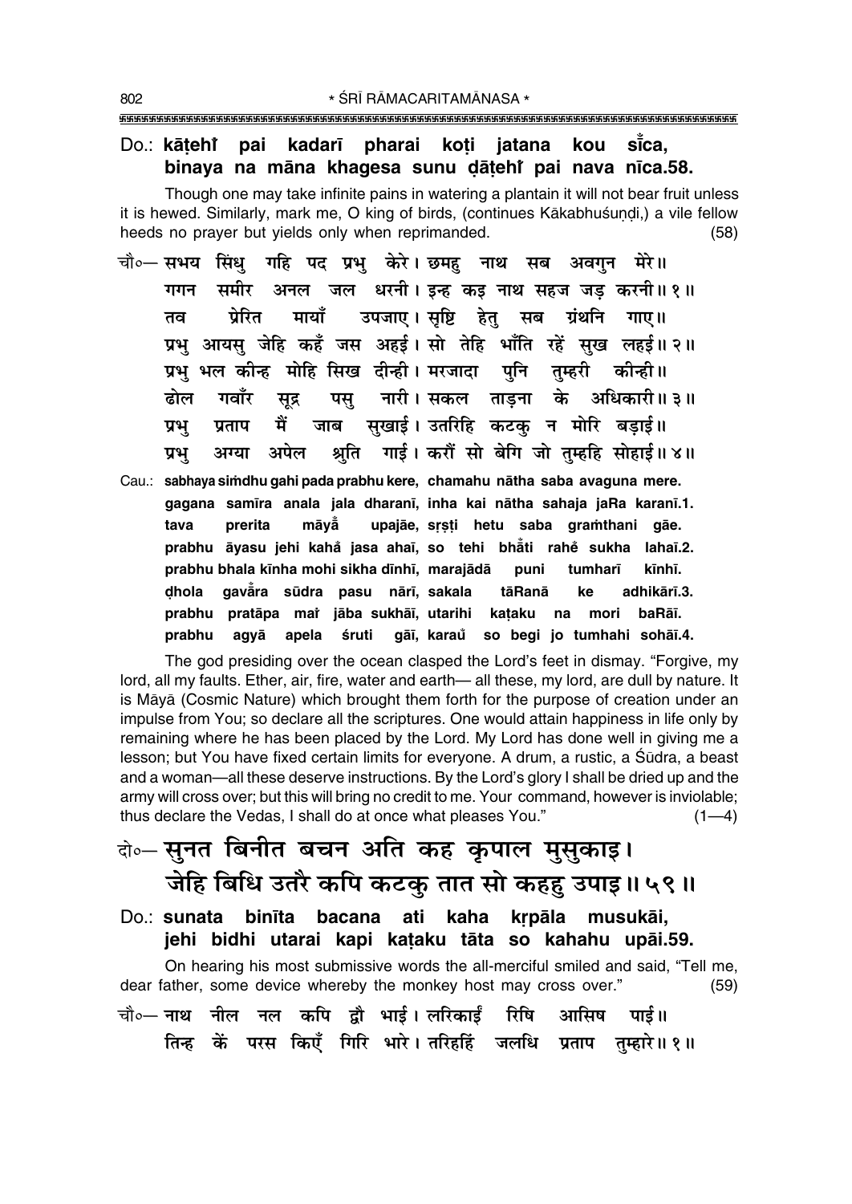Do.: **kāṭehi̐ pai kadarī pharai koṭi jatana kou sī̐ca,**
**binaya na māna khagesa sunu ḍāṭehi̐ pai nava nīca.58.**

Though one may take infinite pains in watering a plantain it will not bear fruit unless it is hewed. Similarly, mark me, O king of birds, (continues Kākabhuśuṇḍi,) a vile fellow heeds no prayer but yields only when reprimanded. (58)

चौ०— सभय सिंधु गहि पद प्रभु केरे। छमहु नाथ सब अवगुन मेरे॥
गगन समीर अनल जल धरनी। इन्ह कइ नाथ सहज जड़ करनी॥ १॥
तव प्रेरित मायाँ उपजाए। सृष्टि हेतु सब ग्रंथनि गाए॥
प्रभु आयसु जेहि कहँ जस अहई। सो तेहि भाँति रहें सुख लहई॥ २॥
प्रभु भल कीन्ह मोहि सिख दीन्ही। मरजादा पुनि तुम्हरी कीन्ही॥
ढोल गवाँर सूद्र पसु नारी। सकल ताड़ना के अधिकारी॥ ३॥
प्रभु प्रताप मैं जाब सुखाई। उतरिहि कटकु न मोरि बड़ाई॥
प्रभु अग्या अपेल श्रुति गाई। करौं सो बेगि जो तुम्हहि सोहाई॥ ४॥

Cau.: **sabhaya siṁdhu gahi pada prabhu kere, chamahu nātha saba avaguna mere.**
**gagana samīra anala jala dharanī, inha kai nātha sahaja jaRa karanī.1.**
**tava prerita māyā̐ upajāe, sṛṣṭi hetu saba graṁthani gāe.**
**prabhu āyasu jehi kahā̐ jasa ahaī, so tehi bhā̐ti rahe̐ sukha lahaī.2.**
**prabhu bhala kīnha mohi sikha dīnhī, marajādā puni tumharī kīnhī.**
**ḍhola gavā̐ra sūdra pasu nārī, sakala tāRanā ke adhikārī.3.**
**prabhu pratāpa mai̐ jāba sukhāī, utarihi kaṭaku na mori baRāī.**
**prabhu agyā apela śruti gāī, karau̐ so begi jo tumhahi sohāī.4.**

The god presiding over the ocean clasped the Lord's feet in dismay. "Forgive, my lord, all my faults. Ether, air, fire, water and earth— all these, my lord, are dull by nature. It is Māyā (Cosmic Nature) which brought them forth for the purpose of creation under an impulse from You; so declare all the scriptures. One would attain happiness in life only by remaining where he has been placed by the Lord. My Lord has done well in giving me a lesson; but You have fixed certain limits for everyone. A drum, a rustic, a Śūdra, a beast and a woman—all these deserve instructions. By the Lord's glory I shall be dried up and the army will cross over; but this will bring no credit to me. Your command, however is inviolable; thus declare the Vedas, I shall do at once what pleases You." (1—4)

दो०— सुनत बिनीत बचन अति कह कृपाल मुसुकाइ।
जेहि बिधि उतरै कपि कटकु तात सो कहहु उपाइ॥ ५९॥

Do.: **sunata binīta bacana ati kaha kṛpāla musukāi,**
**jehi bidhi utarai kapi kaṭaku tāta so kahahu upāi.59.**

On hearing his most submissive words the all-merciful smiled and said, "Tell me, dear father, some device whereby the monkey host may cross over." (59)

चौ०— नाथ नील नल कपि द्वौ भाई। लरिकाईं रिषि आसिष पाई॥
तिन्ह कें परस किएँ गिरि भारे। तरिहहिं जलधि प्रताप तुम्हारे॥ १॥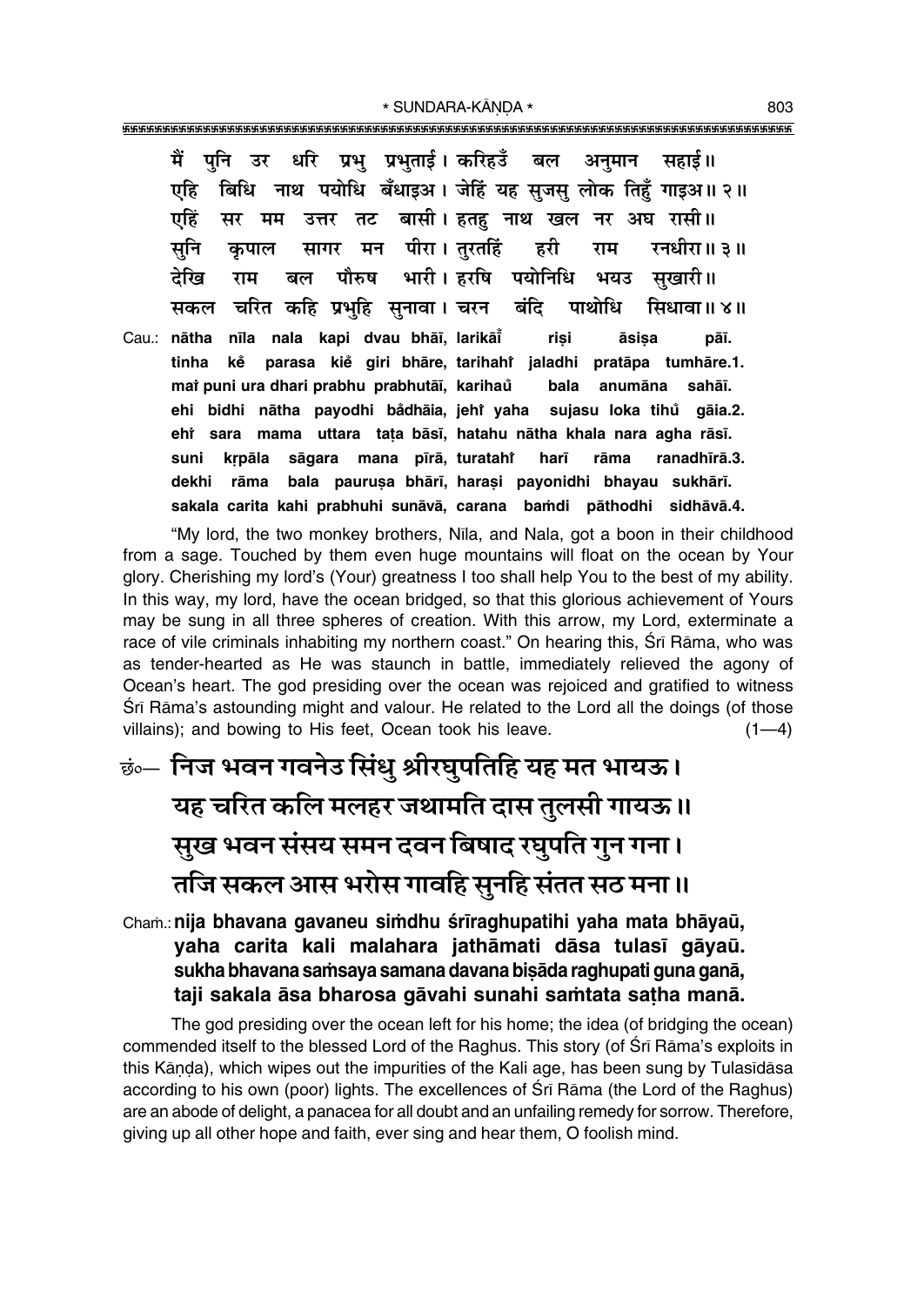मैं पुनि उर धरि प्रभु प्रभुताई। करिहउँ बल अनुमान सहाई॥
एहि बिधि नाथ पयोधि बँधाइअ। जेहिं यह सुजसु लोक तिहुँ गाइअ॥ २॥
एहिं सर मम उत्तर तट बासी। हतहु नाथ खल नर अघ रासी॥
सुनि कृपाल सागर मन पीरा। तुरतहिं हरी राम रनधीरा॥ ३॥
देखि राम बल पौरुष भारी। हरषि पयोनिधि भयउ सुखारी॥
सकल चरित कहि प्रभुहि सुनावा। चरन बंदि पाथोधि सिधावा॥ ४॥

Cau.: **nātha nīla nala kapi dvau bhāī, larikāī̐ riṣi āsiṣa pāī.**
**tinha kē̐ parasa kie̐ giri bhāre, tarihahiṁ jaladhi pratāpa tumhāre.1.**
**maiṁ puni ura dhari prabhu prabhutāī, karihau̐ bala anumāna sahāī.**
**ehi bidhi nātha payodhi ba̐dhāia, jehiṁ yaha sujasu loka tihu̐ gāia.2.**
**ehiṁ sara mama uttara taṭa bāsī, hatahu nātha khala nara agha rāsī.**
**suni kṛpāla sāgara mana pīrā, turatahiṁ harī rāma ranadhīrā.3.**
**dekhi rāma bala pauruṣa bhārī, haraṣi payonidhi bhayau sukhārī.**
**sakala carita kahi prabhuhi sunāvā, carana baṁdi pāthodhi sidhāvā.4.**

"My lord, the two monkey brothers, Nīla, and Nala, got a boon in their childhood from a sage. Touched by them even huge mountains will float on the ocean by Your glory. Cherishing my lord's (Your) greatness I too shall help You to the best of my ability. In this way, my lord, have the ocean bridged, so that this glorious achievement of Yours may be sung in all three spheres of creation. With this arrow, my Lord, exterminate a race of vile criminals inhabiting my northern coast." On hearing this, Śrī Rāma, who was as tender-hearted as He was staunch in battle, immediately relieved the agony of Ocean's heart. The god presiding over the ocean was rejoiced and gratified to witness Śrī Rāma's astounding might and valour. He related to the Lord all the doings (of those villains); and bowing to His feet, Ocean took his leave. (1—4)

छं०— **निज भवन गवनेउ सिंधु श्रीरघुपतिहि यह मत भायऊ।**
**यह चरित कलि मलहर जथामति दास तुलसी गायऊ॥**
**सुख भवन संसय समन दवन बिषाद रघुपति गुन गना।**
**तजि सकल आस भरोस गावहि सुनहि संतत सठ मना॥**

Chaṁ.: **nija bhavana gavaneu siṁdhu śrīraghupatihi yaha mata bhāyaū,**
**yaha carita kali malahara jathāmati dāsa tulasī gāyaū.**
**sukha bhavana saṁsaya samana davana biṣāda raghupati guna ganā,**
**taji sakala āsa bharosa gāvahi sunahi saṁtata saṭha manā.**

The god presiding over the ocean left for his home; the idea (of bridging the ocean) commended itself to the blessed Lord of the Raghus. This story (of Śrī Rāma's exploits in this Kāṇḍa), which wipes out the impurities of the Kali age, has been sung by Tulasīdāsa according to his own (poor) lights. The excellences of Śrī Rāma (the Lord of the Raghus) are an abode of delight, a panacea for all doubt and an unfailing remedy for sorrow. Therefore, giving up all other hope and faith, ever sing and hear them, O foolish mind.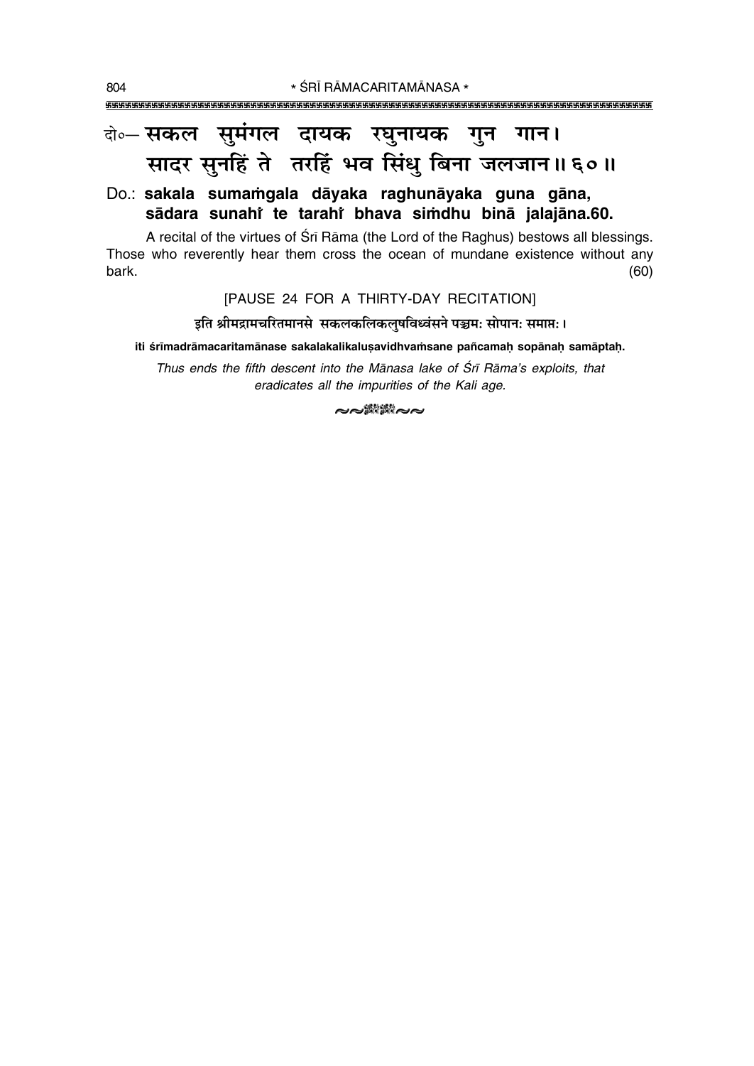दो०— **सकल सुमंगल दायक रघुनायक गुन गान।**
**सादर सुनहिं ते तरहिं भव सिंधु बिना जलजान॥ ६०॥**

Do.: **sakala suma·mgala dāyaka raghunāyaka guna gāna,**
**sādara sunahiṁ te tarahiṁ bhava siṁdhu binā jalajāna.60.**

A recital of the virtues of Śrī Rāma (the Lord of the Raghus) bestows all blessings. Those who reverently hear them cross the ocean of mundane existence without any bark. (60)

[PAUSE 24 FOR A THIRTY-DAY RECITATION]

इति श्रीमद्रामचरितमानसे सकलकलिकलुषविध्वंसने पञ्चमः सोपानः समाप्तः।

**iti śrīmadrāmacaritamānase sakalakalikaluṣavidhvaṁsane pañcamaḥ sopānaḥ samāptaḥ.**

*Thus ends the fifth descent into the Mānasa lake of Śrī Rāma's exploits, that eradicates all the impurities of the Kali age.*